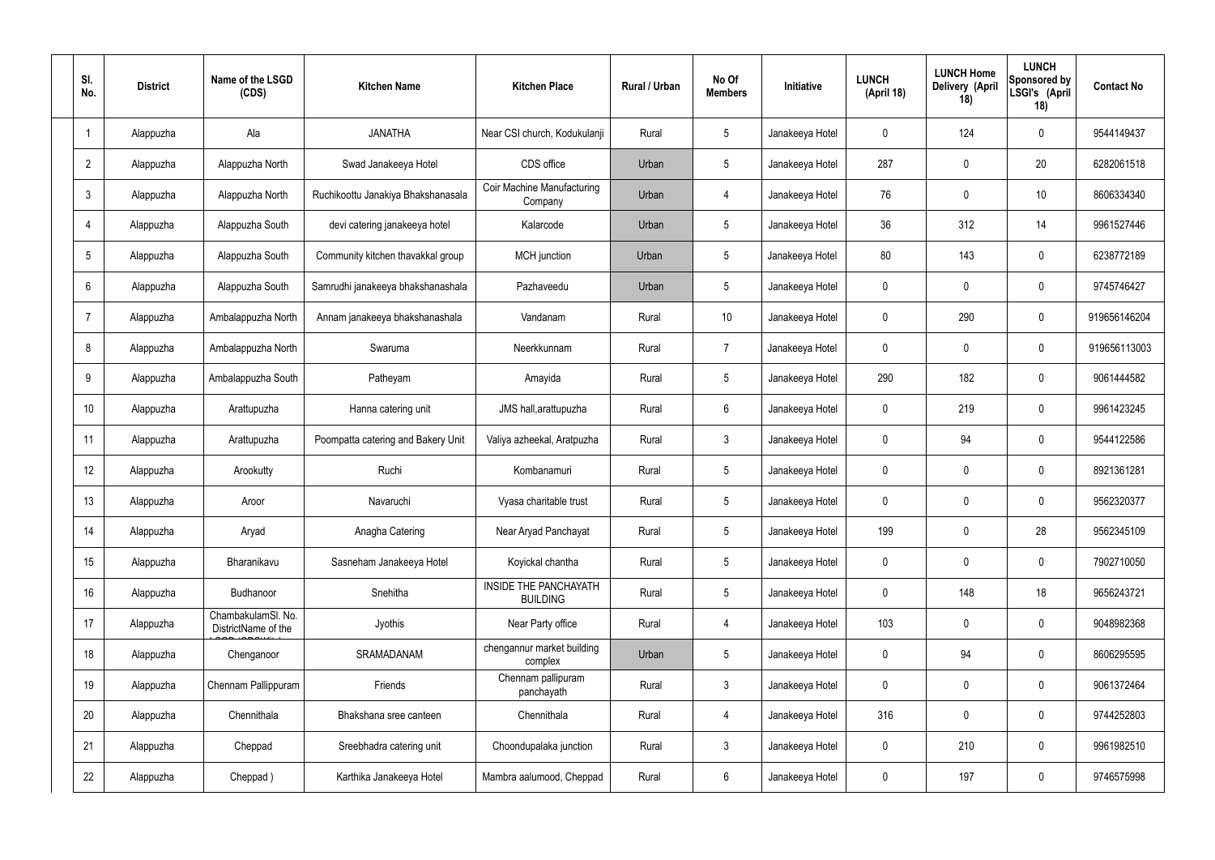| Sl. No. | District | Name of the LSGD (CDS) | Kitchen Name | Kitchen Place | Rural / Urban | No Of Members | Initiative | LUNCH (April 18) | LUNCH Home Delivery (April 18) | LUNCH Sponsored by LSGI's (April 18) | Contact No |
|---|---|---|---|---|---|---|---|---|---|---|---|
| 1 | Alappuzha | Ala | JANATHA | Near CSI church, Kodukulanji | Rural | 5 | Janakeeya Hotel | 0 | 124 | 0 | 9544149437 |
| 2 | Alappuzha | Alappuzha North | Swad Janakeeya Hotel | CDS office | Urban | 5 | Janakeeya Hotel | 287 | 0 | 20 | 6282061518 |
| 3 | Alappuzha | Alappuzha North | Ruchikoottu Janakiya Bhakshanasala | Coir Machine Manufacturing Company | Urban | 4 | Janakeeya Hotel | 76 | 0 | 10 | 8606334340 |
| 4 | Alappuzha | Alappuzha South | devi catering janakeeya hotel | Kalarcode | Urban | 5 | Janakeeya Hotel | 36 | 312 | 14 | 9961527446 |
| 5 | Alappuzha | Alappuzha South | Community kitchen thavakkal group | MCH junction | Urban | 5 | Janakeeya Hotel | 80 | 143 | 0 | 6238772189 |
| 6 | Alappuzha | Alappuzha South | Samrudhi janakeeya bhakshanashala | Pazhaveedu | Urban | 5 | Janakeeya Hotel | 0 | 0 | 0 | 9745746427 |
| 7 | Alappuzha | Ambalappuzha North | Annam janakeeya bhakshanashala | Vandanam | Rural | 10 | Janakeeya Hotel | 0 | 290 | 0 | 919656146204 |
| 8 | Alappuzha | Ambalappuzha North | Swaruma | Neerkkunnam | Rural | 7 | Janakeeya Hotel | 0 | 0 | 0 | 919656113003 |
| 9 | Alappuzha | Ambalappuzha South | Patheyam | Amayida | Rural | 5 | Janakeeya Hotel | 290 | 182 | 0 | 9061444582 |
| 10 | Alappuzha | Arattupuzha | Hanna catering unit | JMS hall,arattupuzha | Rural | 6 | Janakeeya Hotel | 0 | 219 | 0 | 9961423245 |
| 11 | Alappuzha | Arattupuzha | Poompatta catering and Bakery Unit | Valiya azheekal, Aratpuzha | Rural | 3 | Janakeeya Hotel | 0 | 94 | 0 | 9544122586 |
| 12 | Alappuzha | Arookutty | Ruchi | Kombanamuri | Rural | 5 | Janakeeya Hotel | 0 | 0 | 0 | 8921361281 |
| 13 | Alappuzha | Aroor | Navaruchi | Vyasa charitable trust | Rural | 5 | Janakeeya Hotel | 0 | 0 | 0 | 9562320377 |
| 14 | Alappuzha | Aryad | Anagha Catering | Near Aryad Panchayat | Rural | 5 | Janakeeya Hotel | 199 | 0 | 28 | 9562345109 |
| 15 | Alappuzha | Bharanikavu | Sasneham Janakeeya Hotel | Koyickal chantha | Rural | 5 | Janakeeya Hotel | 0 | 0 | 0 | 7902710050 |
| 16 | Alappuzha | Budhanoor | Snehitha | INSIDE THE PANCHAYATH BUILDING | Rural | 5 | Janakeeya Hotel | 0 | 148 | 18 | 9656243721 |
| 17 | Alappuzha | ChambakulamSl. No. DistrictName of the | Jyothis | Near Party office | Rural | 4 | Janakeeya Hotel | 103 | 0 | 0 | 9048982368 |
| 18 | Alappuzha | Chenganoor | SRAMADANAM | chengannur market building complex | Urban | 5 | Janakeeya Hotel | 0 | 94 | 0 | 8606295595 |
| 19 | Alappuzha | Chennam Pallippuram | Friends | Chennam pallipuram panchayath | Rural | 3 | Janakeeya Hotel | 0 | 0 | 0 | 9061372464 |
| 20 | Alappuzha | Chennithala | Bhakshana sree canteen | Chennithala | Rural | 4 | Janakeeya Hotel | 316 | 0 | 0 | 9744252803 |
| 21 | Alappuzha | Cheppad | Sreebhadra catering unit | Choondupalaka junction | Rural | 3 | Janakeeya Hotel | 0 | 210 | 0 | 9961982510 |
| 22 | Alappuzha | Cheppad ) | Karthika Janakeeya Hotel | Mambra aalumood, Cheppad | Rural | 6 | Janakeeya Hotel | 0 | 197 | 0 | 9746575998 |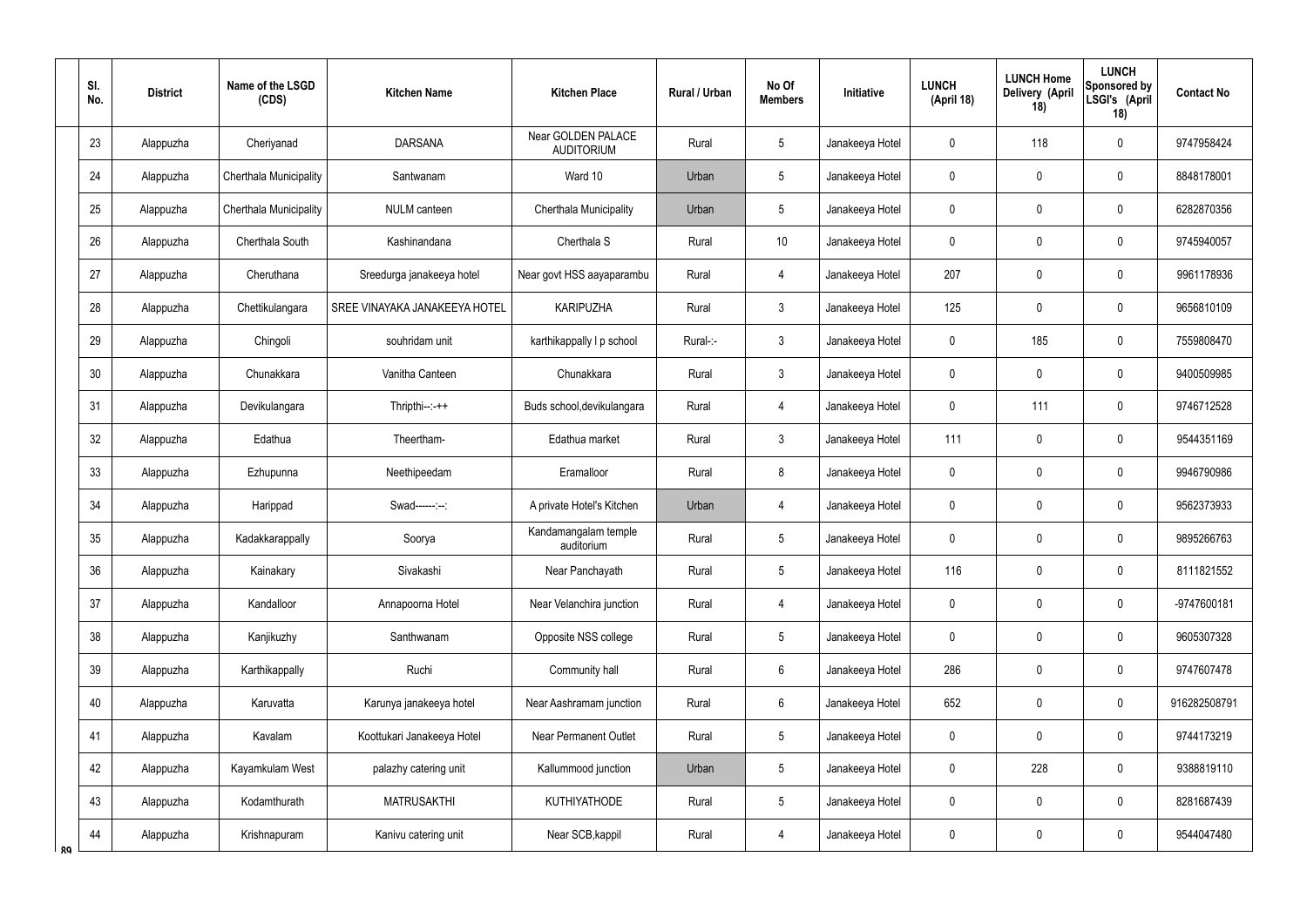| Sl. No. | District | Name of the LSGD (CDS) | Kitchen Name | Kitchen Place | Rural / Urban | No Of Members | Initiative | LUNCH (April 18) | LUNCH Home Delivery (April 18) | LUNCH Sponsored by LSGI's (April 18) | Contact No |
|---|---|---|---|---|---|---|---|---|---|---|---|
| 23 | Alappuzha | Cheriyanad | DARSANA | Near GOLDEN PALACE AUDITORIUM | Rural | 5 | Janakeeya Hotel | 0 | 118 | 0 | 9747958424 |
| 24 | Alappuzha | Cherthala Municipality | Santwanam | Ward 10 | Urban | 5 | Janakeeya Hotel | 0 | 0 | 0 | 8848178001 |
| 25 | Alappuzha | Cherthala Municipality | NULM canteen | Cherthala Municipality | Urban | 5 | Janakeeya Hotel | 0 | 0 | 0 | 6282870356 |
| 26 | Alappuzha | Cherthala South | Kashinandana | Cherthala S | Rural | 10 | Janakeeya Hotel | 0 | 0 | 0 | 9745940057 |
| 27 | Alappuzha | Cheruthana | Sreedurga janakeeya hotel | Near govt HSS aayaparambu | Rural | 4 | Janakeeya Hotel | 207 | 0 | 0 | 9961178936 |
| 28 | Alappuzha | Chettikulangara | SREE VINAYAKA JANAKEEYA HOTEL | KARIPUZHA | Rural | 3 | Janakeeya Hotel | 125 | 0 | 0 | 9656810109 |
| 29 | Alappuzha | Chingoli | souhridam unit | karthikappally l p school | Rural-:- | 3 | Janakeeya Hotel | 0 | 185 | 0 | 7559808470 |
| 30 | Alappuzha | Chunakkara | Vanitha Canteen | Chunakkara | Rural | 3 | Janakeeya Hotel | 0 | 0 | 0 | 9400509985 |
| 31 | Alappuzha | Devikulangara | Thripthi--:-++ | Buds school,devikulangara | Rural | 4 | Janakeeya Hotel | 0 | 111 | 0 | 9746712528 |
| 32 | Alappuzha | Edathua | Theertham- | Edathua market | Rural | 3 | Janakeeya Hotel | 111 | 0 | 0 | 9544351169 |
| 33 | Alappuzha | Ezhupunna | Neethipeedam | Eramalloor | Rural | 8 | Janakeeya Hotel | 0 | 0 | 0 | 9946790986 |
| 34 | Alappuzha | Harippad | Swad------:--: | A private Hotel's Kitchen | Urban | 4 | Janakeeya Hotel | 0 | 0 | 0 | 9562373933 |
| 35 | Alappuzha | Kadakkarappally | Soorya | Kandamangalam temple auditorium | Rural | 5 | Janakeeya Hotel | 0 | 0 | 0 | 9895266763 |
| 36 | Alappuzha | Kainakary | Sivakashi | Near Panchayath | Rural | 5 | Janakeeya Hotel | 116 | 0 | 0 | 8111821552 |
| 37 | Alappuzha | Kandalloor | Annapoorna Hotel | Near Velanchira junction | Rural | 4 | Janakeeya Hotel | 0 | 0 | 0 | -9747600181 |
| 38 | Alappuzha | Kanjikuzhy | Santhwanam | Opposite NSS college | Rural | 5 | Janakeeya Hotel | 0 | 0 | 0 | 9605307328 |
| 39 | Alappuzha | Karthikappally | Ruchi | Community hall | Rural | 6 | Janakeeya Hotel | 286 | 0 | 0 | 9747607478 |
| 40 | Alappuzha | Karuvatta | Karunya janakeeya hotel | Near Aashramam junction | Rural | 6 | Janakeeya Hotel | 652 | 0 | 0 | 916282508791 |
| 41 | Alappuzha | Kavalam | Koottukari Janakeeya Hotel | Near Permanent Outlet | Rural | 5 | Janakeeya Hotel | 0 | 0 | 0 | 9744173219 |
| 42 | Alappuzha | Kayamkulam West | palazhy catering unit | Kallummood junction | Urban | 5 | Janakeeya Hotel | 0 | 228 | 0 | 9388819110 |
| 43 | Alappuzha | Kodamthurath | MATRUSAKTHI | KUTHIYATHODE | Rural | 5 | Janakeeya Hotel | 0 | 0 | 0 | 8281687439 |
| 44 | Alappuzha | Krishnapuram | Kanivu catering unit | Near SCB,kappil | Rural | 4 | Janakeeya Hotel | 0 | 0 | 0 | 9544047480 |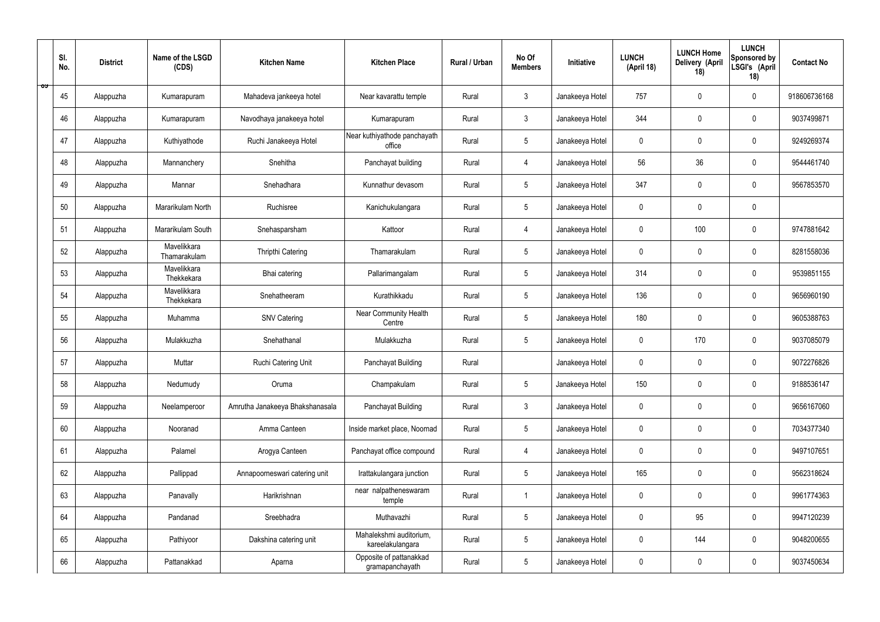| Sl. No. | District | Name of the LSGD (CDS) | Kitchen Name | Kitchen Place | Rural / Urban | No Of Members | Initiative | LUNCH (April 18) | LUNCH Home Delivery (April 18) | LUNCH Sponsored by LSGI's (April 18) | Contact No |
|---|---|---|---|---|---|---|---|---|---|---|---|
| 45 | Alappuzha | Kumarapuram | Mahadeva jankeeya hotel | Near kavarattu temple | Rural | 3 | Janakeeya Hotel | 757 | 0 | 0 | 918606736168 |
| 46 | Alappuzha | Kumarapuram | Navodhaya janakeeya hotel | Kumarapuram | Rural | 3 | Janakeeya Hotel | 344 | 0 | 0 | 9037499871 |
| 47 | Alappuzha | Kuthiyathode | Ruchi Janakeeya Hotel | Near kuthiyathode panchayath office | Rural | 5 | Janakeeya Hotel | 0 | 0 | 0 | 9249269374 |
| 48 | Alappuzha | Mannanchery | Snehitha | Panchayat building | Rural | 4 | Janakeeya Hotel | 56 | 36 | 0 | 9544461740 |
| 49 | Alappuzha | Mannar | Snehadhara | Kunnathur devasom | Rural | 5 | Janakeeya Hotel | 347 | 0 | 0 | 9567853570 |
| 50 | Alappuzha | Mararikulam North | Ruchisree | Kanichukulangara | Rural | 5 | Janakeeya Hotel | 0 | 0 | 0 | |
| 51 | Alappuzha | Mararikulam South | Snehasparsham | Kattoor | Rural | 4 | Janakeeya Hotel | 0 | 100 | 0 | 9747881642 |
| 52 | Alappuzha | Mavelikkara Thamarakulam | Thripthi Catering | Thamarakulam | Rural | 5 | Janakeeya Hotel | 0 | 0 | 0 | 8281558036 |
| 53 | Alappuzha | Mavelikkara Thekkekara | Bhai catering | Pallarimangalam | Rural | 5 | Janakeeya Hotel | 314 | 0 | 0 | 9539851155 |
| 54 | Alappuzha | Mavelikkara Thekkekara | Snehatheeram | Kurathikkadu | Rural | 5 | Janakeeya Hotel | 136 | 0 | 0 | 9656960190 |
| 55 | Alappuzha | Muhamma | SNV Catering | Near Community Health Centre | Rural | 5 | Janakeeya Hotel | 180 | 0 | 0 | 9605388763 |
| 56 | Alappuzha | Mulakkuzha | Snehathanal | Mulakkuzha | Rural | 5 | Janakeeya Hotel | 0 | 170 | 0 | 9037085079 |
| 57 | Alappuzha | Muttar | Ruchi Catering Unit | Panchayat Building | Rural | | Janakeeya Hotel | 0 | 0 | 0 | 9072276826 |
| 58 | Alappuzha | Nedumudy | Oruma | Champakulam | Rural | 5 | Janakeeya Hotel | 150 | 0 | 0 | 9188536147 |
| 59 | Alappuzha | Neelamperoor | Amrutha Janakeeya Bhakshanasala | Panchayat Building | Rural | 3 | Janakeeya Hotel | 0 | 0 | 0 | 9656167060 |
| 60 | Alappuzha | Nooranad | Amma Canteen | Inside market place, Noornad | Rural | 5 | Janakeeya Hotel | 0 | 0 | 0 | 7034377340 |
| 61 | Alappuzha | Palamel | Arogya Canteen | Panchayat office compound | Rural | 4 | Janakeeya Hotel | 0 | 0 | 0 | 9497107651 |
| 62 | Alappuzha | Pallippad | Annapoorneswari catering unit | Irattakulangara junction | Rural | 5 | Janakeeya Hotel | 165 | 0 | 0 | 9562318624 |
| 63 | Alappuzha | Panavally | Harikrishnan | near nalpatheneswaram temple | Rural | 1 | Janakeeya Hotel | 0 | 0 | 0 | 9961774363 |
| 64 | Alappuzha | Pandanad | Sreebhadra | Muthavazhi | Rural | 5 | Janakeeya Hotel | 0 | 95 | 0 | 9947120239 |
| 65 | Alappuzha | Pathiyoor | Dakshina catering unit | Mahalekshmi auditorium, kareelakulangara | Rural | 5 | Janakeeya Hotel | 0 | 144 | 0 | 9048200655 |
| 66 | Alappuzha | Pattanakkad | Aparna | Opposite of pattanakkad gramapanchayath | Rural | 5 | Janakeeya Hotel | 0 | 0 | 0 | 9037450634 |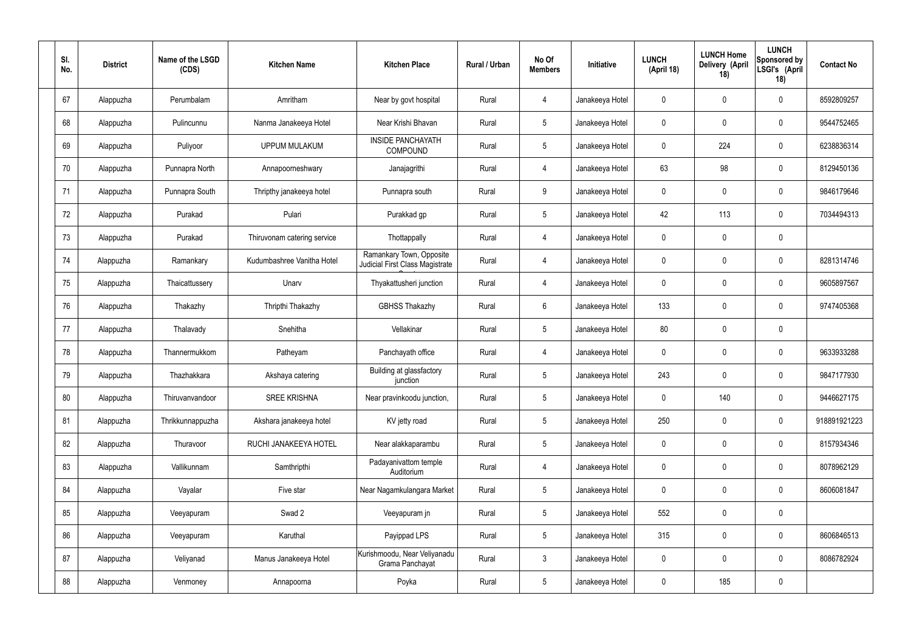| Sl. No. | District | Name of the LSGD (CDS) | Kitchen Name | Kitchen Place | Rural / Urban | No Of Members | Initiative | LUNCH (April 18) | LUNCH Home Delivery (April 18) | LUNCH Sponsored by LSGI's (April 18) | Contact No |
|---|---|---|---|---|---|---|---|---|---|---|---|
| 67 | Alappuzha | Perumbalam | Amritham | Near by govt hospital | Rural | 4 | Janakeeya Hotel | 0 | 0 | 0 | 8592809257 |
| 68 | Alappuzha | Pulincunnu | Nanma Janakeeya Hotel | Near Krishi Bhavan | Rural | 5 | Janakeeya Hotel | 0 | 0 | 0 | 9544752465 |
| 69 | Alappuzha | Puliyoor | UPPUM MULAKUM | INSIDE PANCHAYATH COMPOUND | Rural | 5 | Janakeeya Hotel | 0 | 224 | 0 | 6238836314 |
| 70 | Alappuzha | Punnapra North | Annapoorneshwary | Janajagrithi | Rural | 4 | Janakeeya Hotel | 63 | 98 | 0 | 8129450136 |
| 71 | Alappuzha | Punnapra South | Thripthy janakeeya hotel | Punnapra south | Rural | 9 | Janakeeya Hotel | 0 | 0 | 0 | 9846179646 |
| 72 | Alappuzha | Purakad | Pulari | Purakkad gp | Rural | 5 | Janakeeya Hotel | 42 | 113 | 0 | 7034494313 |
| 73 | Alappuzha | Purakad | Thiruvonam catering service | Thottappally | Rural | 4 | Janakeeya Hotel | 0 | 0 | 0 | |
| 74 | Alappuzha | Ramankary | Kudumbashree Vanitha Hotel | Ramankary Town, Opposite Judicial First Class Magistrate C | Rural | 4 | Janakeeya Hotel | 0 | 0 | 0 | 8281314746 |
| 75 | Alappuzha | Thaicattussery | Unarv | Thyakattusheri junction | Rural | 4 | Janakeeya Hotel | 0 | 0 | 0 | 9605897567 |
| 76 | Alappuzha | Thakazhy | Thripthi Thakazhy | GBHSS Thakazhy | Rural | 6 | Janakeeya Hotel | 133 | 0 | 0 | 9747405368 |
| 77 | Alappuzha | Thalavady | Snehitha | Vellakinar | Rural | 5 | Janakeeya Hotel | 80 | 0 | 0 | |
| 78 | Alappuzha | Thannermukkom | Patheyam | Panchayath office | Rural | 4 | Janakeeya Hotel | 0 | 0 | 0 | 9633933288 |
| 79 | Alappuzha | Thazhakkara | Akshaya catering | Building at glassfactory junction | Rural | 5 | Janakeeya Hotel | 243 | 0 | 0 | 9847177930 |
| 80 | Alappuzha | Thiruvanvandoor | SREE KRISHNA | Near pravinkoodu junction, | Rural | 5 | Janakeeya Hotel | 0 | 140 | 0 | 9446627175 |
| 81 | Alappuzha | Thrikkunnappuzha | Akshara janakeeya hotel | KV jetty road | Rural | 5 | Janakeeya Hotel | 250 | 0 | 0 | 918891921223 |
| 82 | Alappuzha | Thuravoor | RUCHI JANAKEEYA HOTEL | Near alakkaparambu | Rural | 5 | Janakeeya Hotel | 0 | 0 | 0 | 8157934346 |
| 83 | Alappuzha | Vallikunnam | Samthripthi | Padayanivattom temple Auditorium | Rural | 4 | Janakeeya Hotel | 0 | 0 | 0 | 8078962129 |
| 84 | Alappuzha | Vayalar | Five star | Near Nagamkulangara Market | Rural | 5 | Janakeeya Hotel | 0 | 0 | 0 | 8606081847 |
| 85 | Alappuzha | Veeyapuram | Swad 2 | Veeyapuram jn | Rural | 5 | Janakeeya Hotel | 552 | 0 | 0 | |
| 86 | Alappuzha | Veeyapuram | Karuthal | Payippad LPS | Rural | 5 | Janakeeya Hotel | 315 | 0 | 0 | 8606846513 |
| 87 | Alappuzha | Veliyanad | Manus Janakeeya Hotel | Kurishmoodu, Near Veliyanadu Grama Panchayat | Rural | 3 | Janakeeya Hotel | 0 | 0 | 0 | 8086782924 |
| 88 | Alappuzha | Venmoney | Annapoorna | Poyka | Rural | 5 | Janakeeya Hotel | 0 | 185 | 0 | |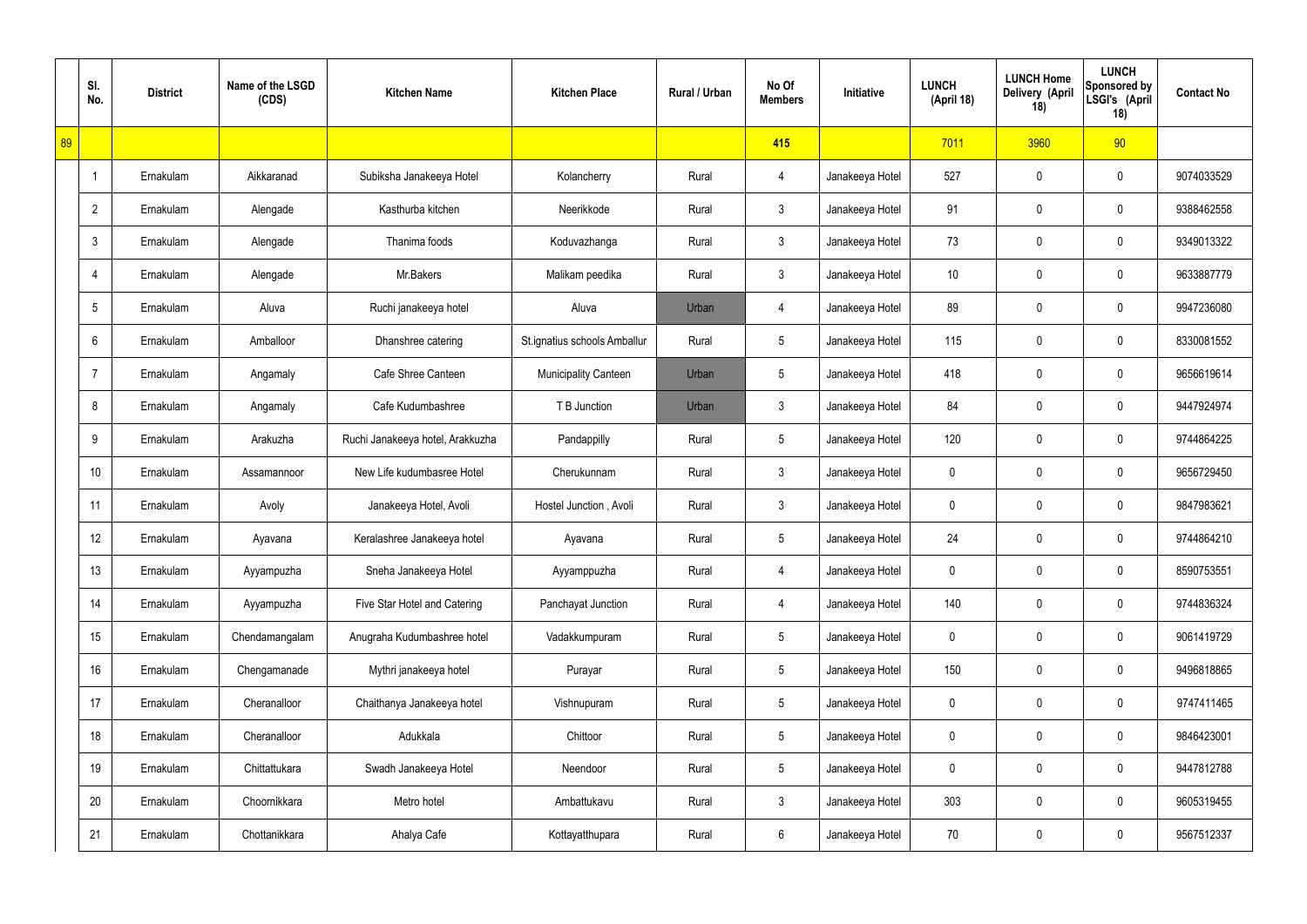| | Sl. No. | District | Name of the LSGD (CDS) | Kitchen Name | Kitchen Place | Rural / Urban | No Of Members | Initiative | LUNCH (April 18) | LUNCH Home Delivery (April 18) | LUNCH Sponsored by LSGI's (April 18) | Contact No |
|---|---|---|---|---|---|---|---|---|---|---|---|---|
| 89 | | | | | | | 415 | | 7011 | 3960 | 90 | |
| | 1 | Ernakulam | Aikkaranad | Subiksha Janakeeya Hotel | Kolancherry | Rural | 4 | Janakeeya Hotel | 527 | 0 | 0 | 9074033529 |
| | 2 | Ernakulam | Alengade | Kasthurba kitchen | Neerikkode | Rural | 3 | Janakeeya Hotel | 91 | 0 | 0 | 9388462558 |
| | 3 | Ernakulam | Alengade | Thanima foods | Koduvazhanga | Rural | 3 | Janakeeya Hotel | 73 | 0 | 0 | 9349013322 |
| | 4 | Ernakulam | Alengade | Mr.Bakers | Malikam peedika | Rural | 3 | Janakeeya Hotel | 10 | 0 | 0 | 9633887779 |
| | 5 | Ernakulam | Aluva | Ruchi janakeeya hotel | Aluva | Urban | 4 | Janakeeya Hotel | 89 | 0 | 0 | 9947236080 |
| | 6 | Ernakulam | Amballoor | Dhanshree catering | St.ignatius schools Amballur | Rural | 5 | Janakeeya Hotel | 115 | 0 | 0 | 8330081552 |
| | 7 | Ernakulam | Angamaly | Cafe Shree Canteen | Municipality Canteen | Urban | 5 | Janakeeya Hotel | 418 | 0 | 0 | 9656619614 |
| | 8 | Ernakulam | Angamaly | Cafe Kudumbashree | T B Junction | Urban | 3 | Janakeeya Hotel | 84 | 0 | 0 | 9447924974 |
| | 9 | Ernakulam | Arakuzha | Ruchi Janakeeya hotel, Arakkuzha | Pandappilly | Rural | 5 | Janakeeya Hotel | 120 | 0 | 0 | 9744864225 |
| | 10 | Ernakulam | Assamannoor | New Life kudumbasree Hotel | Cherukunnam | Rural | 3 | Janakeeya Hotel | 0 | 0 | 0 | 9656729450 |
| | 11 | Ernakulam | Avoly | Janakeeya Hotel, Avoli | Hostel Junction , Avoli | Rural | 3 | Janakeeya Hotel | 0 | 0 | 0 | 9847983621 |
| | 12 | Ernakulam | Ayavana | Keralashree Janakeeya hotel | Ayavana | Rural | 5 | Janakeeya Hotel | 24 | 0 | 0 | 9744864210 |
| | 13 | Ernakulam | Ayyampuzha | Sneha Janakeeya Hotel | Ayyamppuzha | Rural | 4 | Janakeeya Hotel | 0 | 0 | 0 | 8590753551 |
| | 14 | Ernakulam | Ayyampuzha | Five Star Hotel and Catering | Panchayat Junction | Rural | 4 | Janakeeya Hotel | 140 | 0 | 0 | 9744836324 |
| | 15 | Ernakulam | Chendamangalam | Anugraha Kudumbashree hotel | Vadakkumpuram | Rural | 5 | Janakeeya Hotel | 0 | 0 | 0 | 9061419729 |
| | 16 | Ernakulam | Chengamanade | Mythri janakeeya hotel | Purayar | Rural | 5 | Janakeeya Hotel | 150 | 0 | 0 | 9496818865 |
| | 17 | Ernakulam | Cheranalloor | Chaithanya Janakeeya hotel | Vishnupuram | Rural | 5 | Janakeeya Hotel | 0 | 0 | 0 | 9747411465 |
| | 18 | Ernakulam | Cheranalloor | Adukkala | Chittoor | Rural | 5 | Janakeeya Hotel | 0 | 0 | 0 | 9846423001 |
| | 19 | Ernakulam | Chittattukara | Swadh Janakeeya Hotel | Neendoor | Rural | 5 | Janakeeya Hotel | 0 | 0 | 0 | 9447812788 |
| | 20 | Ernakulam | Choornikkara | Metro hotel | Ambattukavu | Rural | 3 | Janakeeya Hotel | 303 | 0 | 0 | 9605319455 |
| | 21 | Ernakulam | Chottanikkara | Ahalya Cafe | Kottayatthupara | Rural | 6 | Janakeeya Hotel | 70 | 0 | 0 | 9567512337 |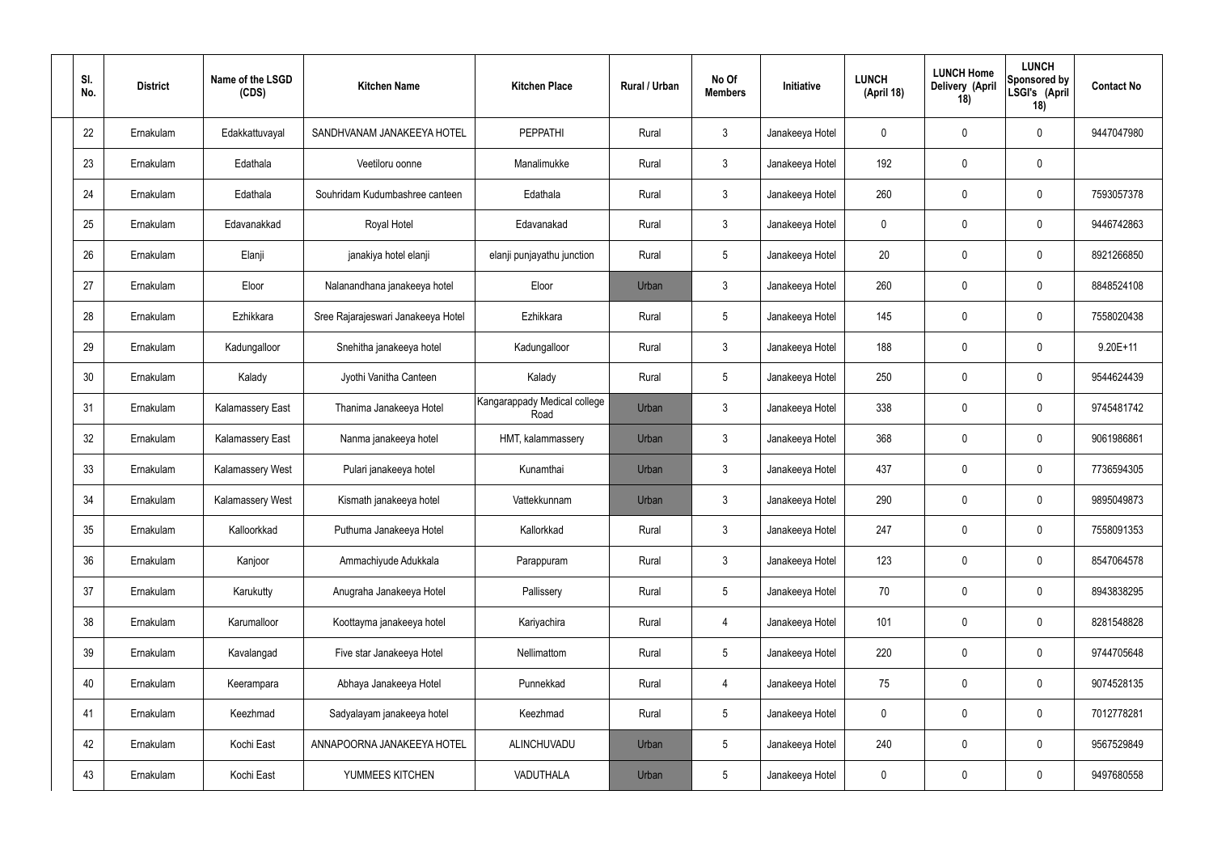| Sl. No. | District | Name of the LSGD (CDS) | Kitchen Name | Kitchen Place | Rural / Urban | No Of Members | Initiative | LUNCH (April 18) | LUNCH Home Delivery (April 18) | LUNCH Sponsored by LSGI's (April 18) | Contact No |
|---|---|---|---|---|---|---|---|---|---|---|---|
| 22 | Ernakulam | Edakkattuvayal | SANDHVANAM JANAKEEYA HOTEL | PEPPATHI | Rural | 3 | Janakeeya Hotel | 0 | 0 | 0 | 9447047980 |
| 23 | Ernakulam | Edathala | Veetiloru oonne | Manalimukke | Rural | 3 | Janakeeya Hotel | 192 | 0 | 0 | |
| 24 | Ernakulam | Edathala | Souhridam Kudumbashree canteen | Edathala | Rural | 3 | Janakeeya Hotel | 260 | 0 | 0 | 7593057378 |
| 25 | Ernakulam | Edavanakkad | Royal Hotel | Edavanakad | Rural | 3 | Janakeeya Hotel | 0 | 0 | 0 | 9446742863 |
| 26 | Ernakulam | Elanji | janakiya hotel elanji | elanji punjayathu junction | Rural | 5 | Janakeeya Hotel | 20 | 0 | 0 | 8921266850 |
| 27 | Ernakulam | Eloor | Nalanandhana janakeeya hotel | Eloor | Urban | 3 | Janakeeya Hotel | 260 | 0 | 0 | 8848524108 |
| 28 | Ernakulam | Ezhikkara | Sree Rajarajeswari Janakeeya Hotel | Ezhikkara | Rural | 5 | Janakeeya Hotel | 145 | 0 | 0 | 7558020438 |
| 29 | Ernakulam | Kadungalloor | Snehitha janakeeya hotel | Kadungalloor | Rural | 3 | Janakeeya Hotel | 188 | 0 | 0 | 9.20E+11 |
| 30 | Ernakulam | Kalady | Jyothi Vanitha Canteen | Kalady | Rural | 5 | Janakeeya Hotel | 250 | 0 | 0 | 9544624439 |
| 31 | Ernakulam | Kalamassery East | Thanima Janakeeya Hotel | Kangarappady Medical college Road | Urban | 3 | Janakeeya Hotel | 338 | 0 | 0 | 9745481742 |
| 32 | Ernakulam | Kalamassery East | Nanma janakeeya hotel | HMT, kalammassery | Urban | 3 | Janakeeya Hotel | 368 | 0 | 0 | 9061986861 |
| 33 | Ernakulam | Kalamassery West | Pulari janakeeya hotel | Kunamthai | Urban | 3 | Janakeeya Hotel | 437 | 0 | 0 | 7736594305 |
| 34 | Ernakulam | Kalamassery West | Kismath janakeeya hotel | Vattekkunnam | Urban | 3 | Janakeeya Hotel | 290 | 0 | 0 | 9895049873 |
| 35 | Ernakulam | Kalloorkkad | Puthuma Janakeeya Hotel | Kallorkkad | Rural | 3 | Janakeeya Hotel | 247 | 0 | 0 | 7558091353 |
| 36 | Ernakulam | Kanjoor | Ammachiyude Adukkala | Parappuram | Rural | 3 | Janakeeya Hotel | 123 | 0 | 0 | 8547064578 |
| 37 | Ernakulam | Karukutty | Anugraha Janakeeya Hotel | Pallissery | Rural | 5 | Janakeeya Hotel | 70 | 0 | 0 | 8943838295 |
| 38 | Ernakulam | Karumalloor | Koottayma janakeeya hotel | Kariyachira | Rural | 4 | Janakeeya Hotel | 101 | 0 | 0 | 8281548828 |
| 39 | Ernakulam | Kavalangad | Five star Janakeeya Hotel | Nellimattom | Rural | 5 | Janakeeya Hotel | 220 | 0 | 0 | 9744705648 |
| 40 | Ernakulam | Keerampara | Abhaya Janakeeya Hotel | Punnekkad | Rural | 4 | Janakeeya Hotel | 75 | 0 | 0 | 9074528135 |
| 41 | Ernakulam | Keezhmad | Sadyalayam janakeeya hotel | Keezhmad | Rural | 5 | Janakeeya Hotel | 0 | 0 | 0 | 7012778281 |
| 42 | Ernakulam | Kochi East | ANNAPOORNA JANAKEEYA HOTEL | ALINCHUVADU | Urban | 5 | Janakeeya Hotel | 240 | 0 | 0 | 9567529849 |
| 43 | Ernakulam | Kochi East | YUMMEES KITCHEN | VADUTHALA | Urban | 5 | Janakeeya Hotel | 0 | 0 | 0 | 9497680558 |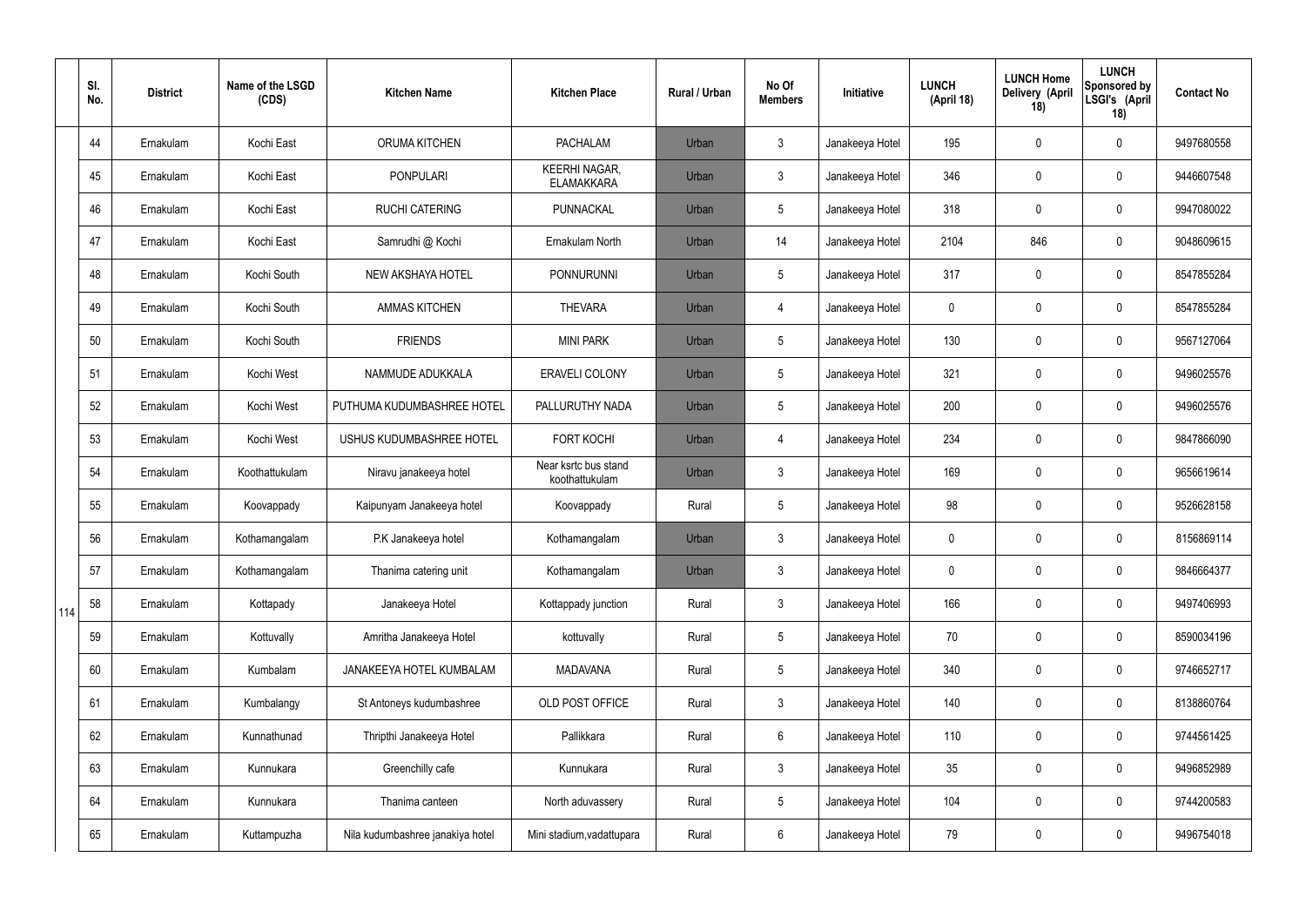| | Sl. No. | District | Name of the LSGD (CDS) | Kitchen Name | Kitchen Place | Rural / Urban | No Of Members | Initiative | LUNCH (April 18) | LUNCH Home Delivery (April 18) | LUNCH Sponsored by LSGI's (April 18) | Contact No |
|---|---|---|---|---|---|---|---|---|---|---|---|---|
| 114 | 44 | Ernakulam | Kochi East | ORUMA KITCHEN | PACHALAM | Urban | 3 | Janakeeya Hotel | 195 | 0 | 0 | 9497680558 |
| | 45 | Ernakulam | Kochi East | PONPULARI | KEERHI NAGAR, ELAMAKKARA | Urban | 3 | Janakeeya Hotel | 346 | 0 | 0 | 9446607548 |
| | 46 | Ernakulam | Kochi East | RUCHI CATERING | PUNNACKAL | Urban | 5 | Janakeeya Hotel | 318 | 0 | 0 | 9947080022 |
| | 47 | Ernakulam | Kochi East | Samrudhi @ Kochi | Ernakulam North | Urban | 14 | Janakeeya Hotel | 2104 | 846 | 0 | 9048609615 |
| | 48 | Ernakulam | Kochi South | NEW AKSHAYA HOTEL | PONNURUNNI | Urban | 5 | Janakeeya Hotel | 317 | 0 | 0 | 8547855284 |
| | 49 | Ernakulam | Kochi South | AMMAS KITCHEN | THEVARA | Urban | 4 | Janakeeya Hotel | 0 | 0 | 0 | 8547855284 |
| | 50 | Ernakulam | Kochi South | FRIENDS | MINI PARK | Urban | 5 | Janakeeya Hotel | 130 | 0 | 0 | 9567127064 |
| | 51 | Ernakulam | Kochi West | NAMMUDE ADUKKALA | ERAVELI COLONY | Urban | 5 | Janakeeya Hotel | 321 | 0 | 0 | 9496025576 |
| | 52 | Ernakulam | Kochi West | PUTHUMA KUDUMBASHREE HOTEL | PALLURUTHY NADA | Urban | 5 | Janakeeya Hotel | 200 | 0 | 0 | 9496025576 |
| | 53 | Ernakulam | Kochi West | USHUS KUDUMBASHREE HOTEL | FORT KOCHI | Urban | 4 | Janakeeya Hotel | 234 | 0 | 0 | 9847866090 |
| | 54 | Ernakulam | Koothattukulam | Niravu janakeeya hotel | Near ksrtc bus stand koothattukulam | Urban | 3 | Janakeeya Hotel | 169 | 0 | 0 | 9656619614 |
| | 55 | Ernakulam | Koovappady | Kaipunyam Janakeeya hotel | Koovappady | Rural | 5 | Janakeeya Hotel | 98 | 0 | 0 | 9526628158 |
| | 56 | Ernakulam | Kothamangalam | P.K Janakeeya hotel | Kothamangalam | Urban | 3 | Janakeeya Hotel | 0 | 0 | 0 | 8156869114 |
| | 57 | Ernakulam | Kothamangalam | Thanima catering unit | Kothamangalam | Urban | 3 | Janakeeya Hotel | 0 | 0 | 0 | 9846664377 |
| | 58 | Ernakulam | Kottapady | Janakeeya Hotel | Kottappady junction | Rural | 3 | Janakeeya Hotel | 166 | 0 | 0 | 9497406993 |
| | 59 | Ernakulam | Kottuvally | Amritha Janakeeya Hotel | kottuvally | Rural | 5 | Janakeeya Hotel | 70 | 0 | 0 | 8590034196 |
| | 60 | Ernakulam | Kumbalam | JANAKEEYA HOTEL KUMBALAM | MADAVANA | Rural | 5 | Janakeeya Hotel | 340 | 0 | 0 | 9746652717 |
| | 61 | Ernakulam | Kumbalangy | St Antoneys kudumbashree | OLD POST OFFICE | Rural | 3 | Janakeeya Hotel | 140 | 0 | 0 | 8138860764 |
| | 62 | Ernakulam | Kunnathunad | Thripthi Janakeeya Hotel | Pallikkara | Rural | 6 | Janakeeya Hotel | 110 | 0 | 0 | 9744561425 |
| | 63 | Ernakulam | Kunnukara | Greenchilly cafe | Kunnukara | Rural | 3 | Janakeeya Hotel | 35 | 0 | 0 | 9496852989 |
| | 64 | Ernakulam | Kunnukara | Thanima canteen | North aduvassery | Rural | 5 | Janakeeya Hotel | 104 | 0 | 0 | 9744200583 |
| | 65 | Ernakulam | Kuttampuzha | Nila kudumbashree janakiya hotel | Mini stadium,vadattupara | Rural | 6 | Janakeeya Hotel | 79 | 0 | 0 | 9496754018 |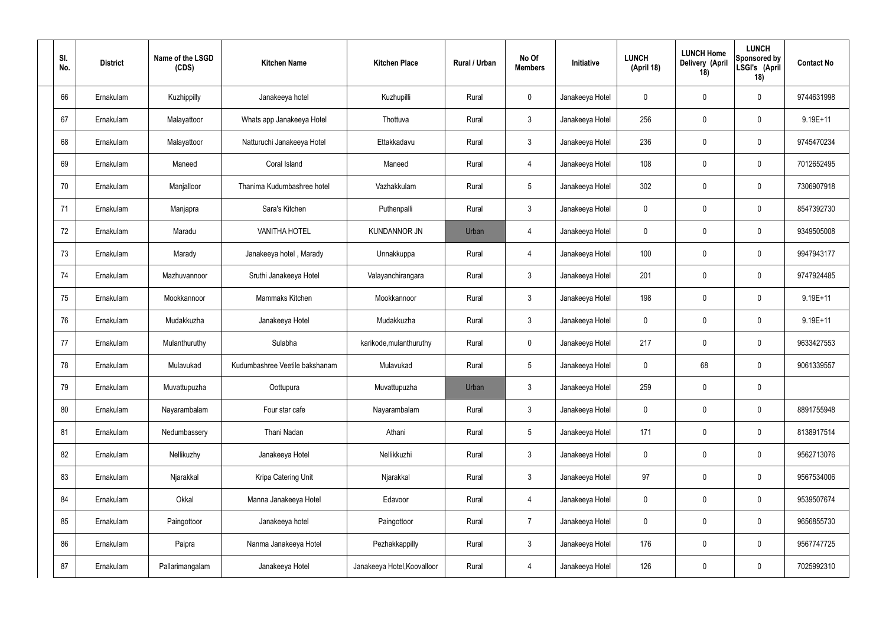| Sl. No. | District | Name of the LSGD (CDS) | Kitchen Name | Kitchen Place | Rural / Urban | No Of Members | Initiative | LUNCH (April 18) | LUNCH Home Delivery (April 18) | LUNCH Sponsored by LSGI's (April 18) | Contact No |
|---|---|---|---|---|---|---|---|---|---|---|---|
| 66 | Ernakulam | Kuzhippilly | Janakeeya hotel | Kuzhupilli | Rural | 0 | Janakeeya Hotel | 0 | 0 | 0 | 9744631998 |
| 67 | Ernakulam | Malayattoor | Whats app Janakeeya Hotel | Thottuva | Rural | 3 | Janakeeya Hotel | 256 | 0 | 0 | 9.19E+11 |
| 68 | Ernakulam | Malayattoor | Natturuchi Janakeeya Hotel | Ettakkadavu | Rural | 3 | Janakeeya Hotel | 236 | 0 | 0 | 9745470234 |
| 69 | Ernakulam | Maneed | Coral Island | Maneed | Rural | 4 | Janakeeya Hotel | 108 | 0 | 0 | 7012652495 |
| 70 | Ernakulam | Manjalloor | Thanima Kudumbashree hotel | Vazhakkulam | Rural | 5 | Janakeeya Hotel | 302 | 0 | 0 | 7306907918 |
| 71 | Ernakulam | Manjapra | Sara's Kitchen | Puthenpalli | Rural | 3 | Janakeeya Hotel | 0 | 0 | 0 | 8547392730 |
| 72 | Ernakulam | Maradu | VANITHA HOTEL | KUNDANNOR JN | Urban | 4 | Janakeeya Hotel | 0 | 0 | 0 | 9349505008 |
| 73 | Ernakulam | Marady | Janakeeya hotel , Marady | Unnakkuppa | Rural | 4 | Janakeeya Hotel | 100 | 0 | 0 | 9947943177 |
| 74 | Ernakulam | Mazhuvannoor | Sruthi Janakeeya Hotel | Valayanchirangara | Rural | 3 | Janakeeya Hotel | 201 | 0 | 0 | 9747924485 |
| 75 | Ernakulam | Mookkannoor | Mammaks Kitchen | Mookkannoor | Rural | 3 | Janakeeya Hotel | 198 | 0 | 0 | 9.19E+11 |
| 76 | Ernakulam | Mudakkuzha | Janakeeya Hotel | Mudakkuzha | Rural | 3 | Janakeeya Hotel | 0 | 0 | 0 | 9.19E+11 |
| 77 | Ernakulam | Mulanthuruthy | Sulabha | karikode,mulanthuruthy | Rural | 0 | Janakeeya Hotel | 217 | 0 | 0 | 9633427553 |
| 78 | Ernakulam | Mulavukad | Kudumbashree Veetile bakshanam | Mulavukad | Rural | 5 | Janakeeya Hotel | 0 | 68 | 0 | 9061339557 |
| 79 | Ernakulam | Muvattupuzha | Oottupura | Muvattupuzha | Urban | 3 | Janakeeya Hotel | 259 | 0 | 0 | |
| 80 | Ernakulam | Nayarambalam | Four star cafe | Nayarambalam | Rural | 3 | Janakeeya Hotel | 0 | 0 | 0 | 8891755948 |
| 81 | Ernakulam | Nedumbassery | Thani Nadan | Athani | Rural | 5 | Janakeeya Hotel | 171 | 0 | 0 | 8138917514 |
| 82 | Ernakulam | Nellikuzhy | Janakeeya Hotel | Nellikkuzhi | Rural | 3 | Janakeeya Hotel | 0 | 0 | 0 | 9562713076 |
| 83 | Ernakulam | Njarakkal | Kripa Catering Unit | Njarakkal | Rural | 3 | Janakeeya Hotel | 97 | 0 | 0 | 9567534006 |
| 84 | Ernakulam | Okkal | Manna Janakeeya Hotel | Edavoor | Rural | 4 | Janakeeya Hotel | 0 | 0 | 0 | 9539507674 |
| 85 | Ernakulam | Paingottoor | Janakeeya hotel | Paingottoor | Rural | 7 | Janakeeya Hotel | 0 | 0 | 0 | 9656855730 |
| 86 | Ernakulam | Paipra | Nanma Janakeeya Hotel | Pezhakkappilly | Rural | 3 | Janakeeya Hotel | 176 | 0 | 0 | 9567747725 |
| 87 | Ernakulam | Pallarimangalam | Janakeeya Hotel | Janakeeya Hotel,Koovalloor | Rural | 4 | Janakeeya Hotel | 126 | 0 | 0 | 7025992310 |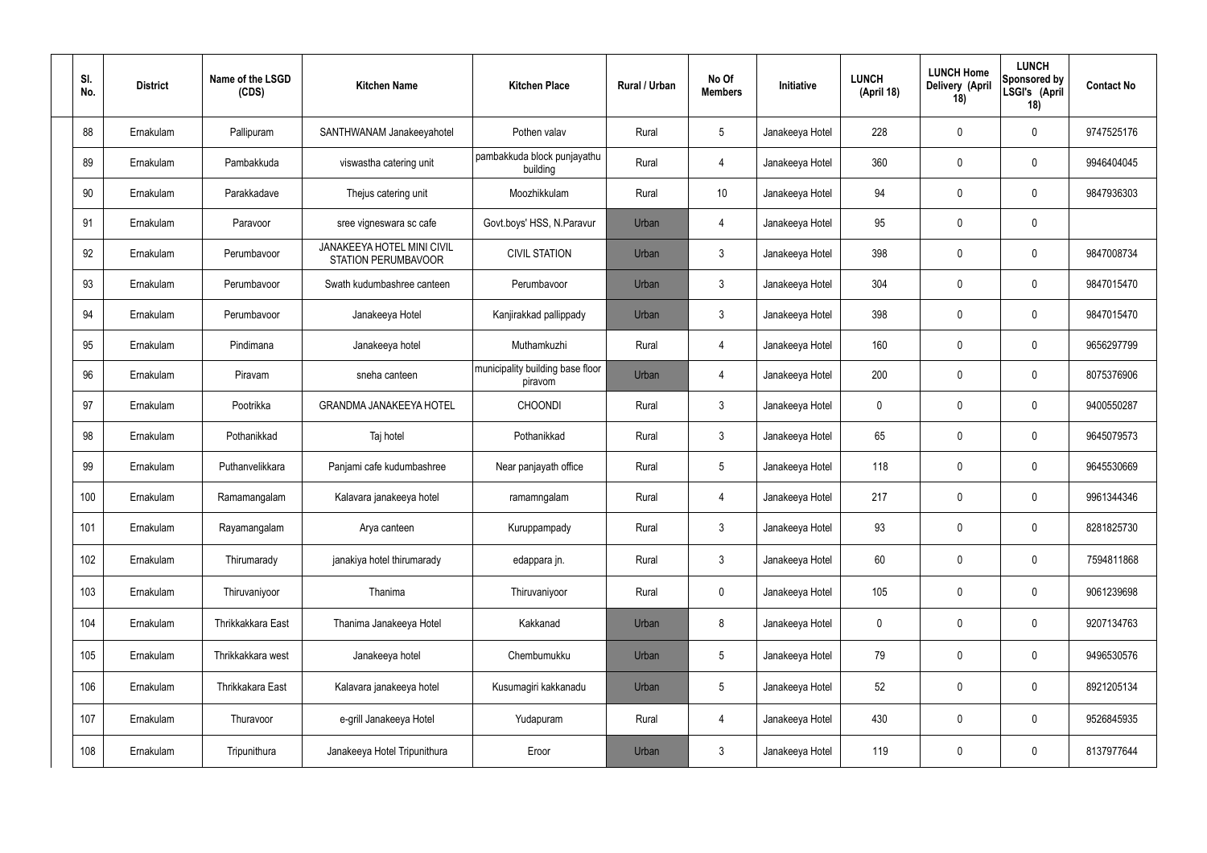| Sl. No. | District | Name of the LSGD (CDS) | Kitchen Name | Kitchen Place | Rural / Urban | No Of Members | Initiative | LUNCH (April 18) | LUNCH Home Delivery (April 18) | LUNCH Sponsored by LSGI's (April 18) | Contact No |
|---|---|---|---|---|---|---|---|---|---|---|---|
| 88 | Ernakulam | Pallipuram | SANTHWANAM Janakeeyahotel | Pothen valav | Rural | 5 | Janakeeya Hotel | 228 | 0 | 0 | 9747525176 |
| 89 | Ernakulam | Pambakkuda | viswastha catering unit | pambakkuda block punjayathu building | Rural | 4 | Janakeeya Hotel | 360 | 0 | 0 | 9946404045 |
| 90 | Ernakulam | Parakkadave | Thejus catering unit | Moozhikkulam | Rural | 10 | Janakeeya Hotel | 94 | 0 | 0 | 9847936303 |
| 91 | Ernakulam | Paravoor | sree vigneswara sc cafe | Govt.boys' HSS, N.Paravur | Urban | 4 | Janakeeya Hotel | 95 | 0 | 0 | |
| 92 | Ernakulam | Perumbavoor | JANAKEEYA HOTEL MINI CIVIL STATION PERUMBAVOOR | CIVIL STATION | Urban | 3 | Janakeeya Hotel | 398 | 0 | 0 | 9847008734 |
| 93 | Ernakulam | Perumbavoor | Swath kudumbashree canteen | Perumbavoor | Urban | 3 | Janakeeya Hotel | 304 | 0 | 0 | 9847015470 |
| 94 | Ernakulam | Perumbavoor | Janakeeya Hotel | Kanjirakkad pallippady | Urban | 3 | Janakeeya Hotel | 398 | 0 | 0 | 9847015470 |
| 95 | Ernakulam | Pindimana | Janakeeya hotel | Muthamkuzhi | Rural | 4 | Janakeeya Hotel | 160 | 0 | 0 | 9656297799 |
| 96 | Ernakulam | Piravam | sneha canteen | municipality building base floor piravom | Urban | 4 | Janakeeya Hotel | 200 | 0 | 0 | 8075376906 |
| 97 | Ernakulam | Pootrikka | GRANDMA JANAKEEYA HOTEL | CHOONDI | Rural | 3 | Janakeeya Hotel | 0 | 0 | 0 | 9400550287 |
| 98 | Ernakulam | Pothanikkad | Taj hotel | Pothanikkad | Rural | 3 | Janakeeya Hotel | 65 | 0 | 0 | 9645079573 |
| 99 | Ernakulam | Puthanvelikkara | Panjami cafe kudumbashree | Near panjayath office | Rural | 5 | Janakeeya Hotel | 118 | 0 | 0 | 9645530669 |
| 100 | Ernakulam | Ramamangalam | Kalavara janakeeya hotel | ramamngalam | Rural | 4 | Janakeeya Hotel | 217 | 0 | 0 | 9961344346 |
| 101 | Ernakulam | Rayamangalam | Arya canteen | Kuruppampady | Rural | 3 | Janakeeya Hotel | 93 | 0 | 0 | 8281825730 |
| 102 | Ernakulam | Thirumarady | janakiya hotel thirumarady | edappara jn. | Rural | 3 | Janakeeya Hotel | 60 | 0 | 0 | 7594811868 |
| 103 | Ernakulam | Thiruvaniyoor | Thanima | Thiruvaniyoor | Rural | 0 | Janakeeya Hotel | 105 | 0 | 0 | 9061239698 |
| 104 | Ernakulam | Thrikkakkara East | Thanima Janakeeya Hotel | Kakkanad | Urban | 8 | Janakeeya Hotel | 0 | 0 | 0 | 9207134763 |
| 105 | Ernakulam | Thrikkakkara west | Janakeeya hotel | Chembumukku | Urban | 5 | Janakeeya Hotel | 79 | 0 | 0 | 9496530576 |
| 106 | Ernakulam | Thrikkakara East | Kalavara janakeeya hotel | Kusumagiri kakkanadu | Urban | 5 | Janakeeya Hotel | 52 | 0 | 0 | 8921205134 |
| 107 | Ernakulam | Thuravoor | e-grill Janakeeya Hotel | Yudapuram | Rural | 4 | Janakeeya Hotel | 430 | 0 | 0 | 9526845935 |
| 108 | Ernakulam | Tripunithura | Janakeeya Hotel Tripunithura | Eroor | Urban | 3 | Janakeeya Hotel | 119 | 0 | 0 | 8137977644 |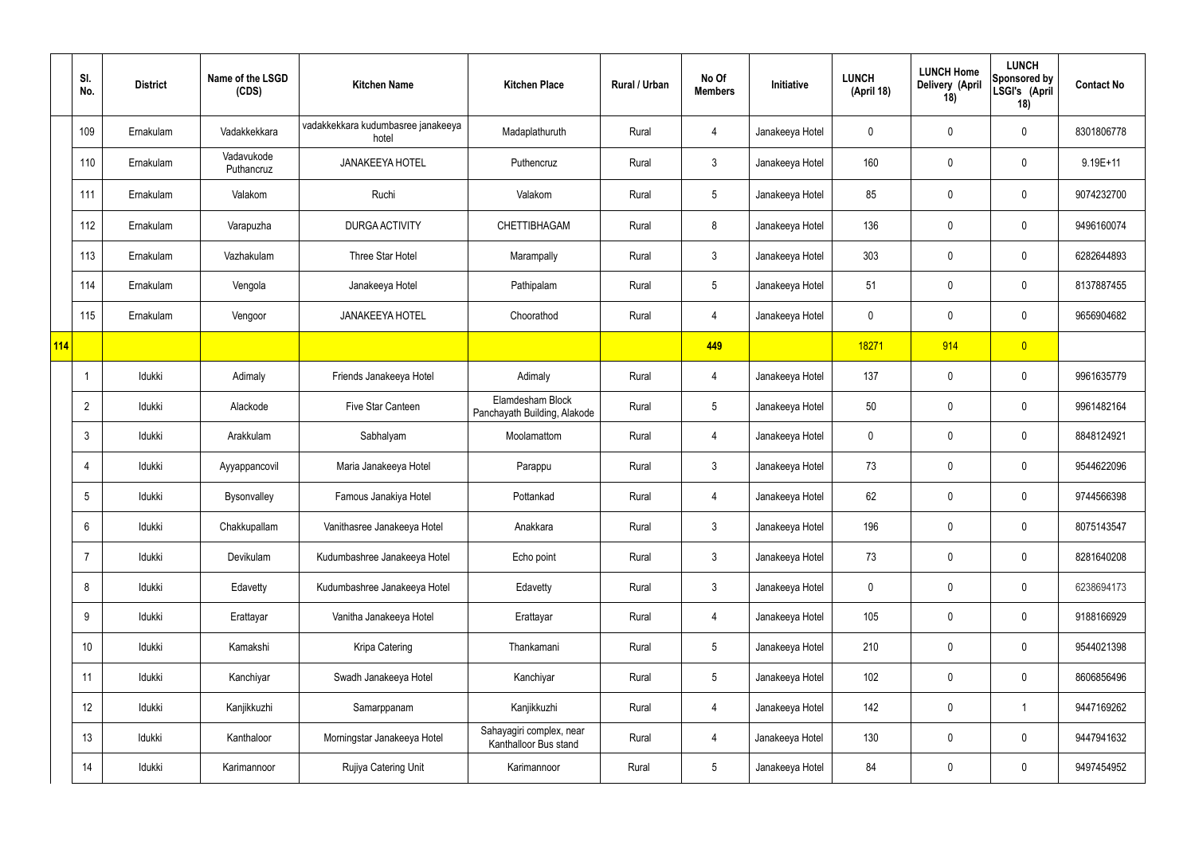| | Sl. No. | District | Name of the LSGD (CDS) | Kitchen Name | Kitchen Place | Rural / Urban | No Of Members | Initiative | LUNCH (April 18) | LUNCH Home Delivery (April 18) | LUNCH Sponsored by LSGI's (April 18) | Contact No |
|---|---|---|---|---|---|---|---|---|---|---|---|---|
| | 109 | Ernakulam | Vadakkekkara | vadakkekkara kudumbasree janakeeya hotel | Madaplathuruth | Rural | 4 | Janakeeya Hotel | 0 | 0 | 0 | 8301806778 |
| | 110 | Ernakulam | Vadavukode Puthencruz | JANAKEEYA HOTEL | Puthencruz | Rural | 3 | Janakeeya Hotel | 160 | 0 | 0 | 9.19E+11 |
| | 111 | Ernakulam | Valakom | Ruchi | Valakom | Rural | 5 | Janakeeya Hotel | 85 | 0 | 0 | 9074232700 |
| | 112 | Ernakulam | Varapuzha | DURGA ACTIVITY | CHETTIBHAGAM | Rural | 8 | Janakeeya Hotel | 136 | 0 | 0 | 9496160074 |
| | 113 | Ernakulam | Vazhakulam | Three Star Hotel | Marampally | Rural | 3 | Janakeeya Hotel | 303 | 0 | 0 | 6282644893 |
| | 114 | Ernakulam | Vengola | Janakeeya Hotel | Pathipalam | Rural | 5 | Janakeeya Hotel | 51 | 0 | 0 | 8137887455 |
| | 115 | Ernakulam | Vengoor | JANAKEEYA HOTEL | Choorathod | Rural | 4 | Janakeeya Hotel | 0 | 0 | 0 | 9656904682 |
| 114 | | | | | | | 449 | | 18271 | 914 | 0 | |
| | 1 | Idukki | Adimaly | Friends Janakeeya Hotel | Adimaly | Rural | 4 | Janakeeya Hotel | 137 | 0 | 0 | 9961635779 |
| | 2 | Idukki | Alackode | Five Star Canteen | Elamdesham Block Panchayath Building, Alakode | Rural | 5 | Janakeeya Hotel | 50 | 0 | 0 | 9961482164 |
| | 3 | Idukki | Arakkulam | Sabhalyam | Moolamattom | Rural | 4 | Janakeeya Hotel | 0 | 0 | 0 | 8848124921 |
| | 4 | Idukki | Ayyappancovil | Maria Janakeeya Hotel | Parappu | Rural | 3 | Janakeeya Hotel | 73 | 0 | 0 | 9544622096 |
| | 5 | Idukki | Bysonvalley | Famous Janakiya Hotel | Pottankad | Rural | 4 | Janakeeya Hotel | 62 | 0 | 0 | 9744566398 |
| | 6 | Idukki | Chakkupallam | Vanithasree Janakeeya Hotel | Anakkara | Rural | 3 | Janakeeya Hotel | 196 | 0 | 0 | 8075143547 |
| | 7 | Idukki | Devikulam | Kudumbashree Janakeeya Hotel | Echo point | Rural | 3 | Janakeeya Hotel | 73 | 0 | 0 | 8281640208 |
| | 8 | Idukki | Edavetty | Kudumbashree Janakeeya Hotel | Edavetty | Rural | 3 | Janakeeya Hotel | 0 | 0 | 0 | 6238694173 |
| | 9 | Idukki | Erattayar | Vanitha Janakeeya Hotel | Erattayar | Rural | 4 | Janakeeya Hotel | 105 | 0 | 0 | 9188166929 |
| | 10 | Idukki | Kamakshi | Kripa Catering | Thankamani | Rural | 5 | Janakeeya Hotel | 210 | 0 | 0 | 9544021398 |
| | 11 | Idukki | Kanchiyar | Swadh Janakeeya Hotel | Kanchiyar | Rural | 5 | Janakeeya Hotel | 102 | 0 | 0 | 8606856496 |
| | 12 | Idukki | Kanjikkuzhi | Samarppanam | Kanjikkuzhi | Rural | 4 | Janakeeya Hotel | 142 | 0 | 1 | 9447169262 |
| | 13 | Idukki | Kanthaloor | Morningstar Janakeeya Hotel | Sahayagiri complex, near Kanthalloor Bus stand | Rural | 4 | Janakeeya Hotel | 130 | 0 | 0 | 9447941632 |
| | 14 | Idukki | Karimannoor | Rujiya Catering Unit | Karimannoor | Rural | 5 | Janakeeya Hotel | 84 | 0 | 0 | 9497454952 |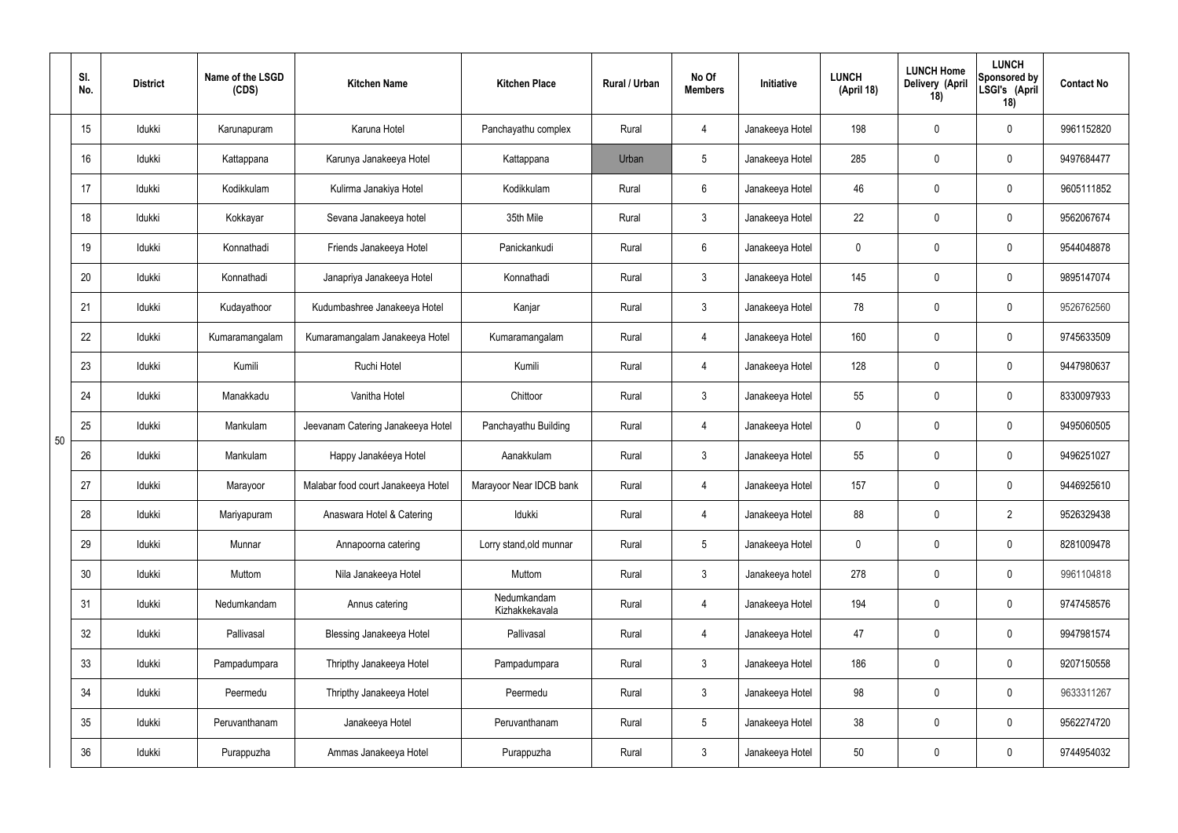|  | Sl. No. | District | Name of the LSGD (CDS) | Kitchen Name | Kitchen Place | Rural / Urban | No Of Members | Initiative | LUNCH (April 18) | LUNCH Home Delivery (April 18) | LUNCH Sponsored by LSGI's (April 18) | Contact No |
|---|---|---|---|---|---|---|---|---|---|---|---|---|
| 50 | 15 | Idukki | Karunapuram | Karuna Hotel | Panchayathu complex | Rural | 4 | Janakeeya Hotel | 198 | 0 | 0 | 9961152820 |
|  | 16 | Idukki | Kattappana | Karunya Janakeeya Hotel | Kattappana | Urban | 5 | Janakeeya Hotel | 285 | 0 | 0 | 9497684477 |
|  | 17 | Idukki | Kodikkulam | Kulirma Janakiya Hotel | Kodikkulam | Rural | 6 | Janakeeya Hotel | 46 | 0 | 0 | 9605111852 |
|  | 18 | Idukki | Kokkayar | Sevana Janakeeya hotel | 35th Mile | Rural | 3 | Janakeeya Hotel | 22 | 0 | 0 | 9562067674 |
|  | 19 | Idukki | Konnathadi | Friends Janakeeya Hotel | Panickankudi | Rural | 6 | Janakeeya Hotel | 0 | 0 | 0 | 9544048878 |
|  | 20 | Idukki | Konnathadi | Janapriya Janakeeya Hotel | Konnathadi | Rural | 3 | Janakeeya Hotel | 145 | 0 | 0 | 9895147074 |
|  | 21 | Idukki | Kudayathoor | Kudumbashree Janakeeya Hotel | Kanjar | Rural | 3 | Janakeeya Hotel | 78 | 0 | 0 | 9526762560 |
|  | 22 | Idukki | Kumaramangalam | Kumaramangalam Janakeeya Hotel | Kumaramangalam | Rural | 4 | Janakeeya Hotel | 160 | 0 | 0 | 9745633509 |
|  | 23 | Idukki | Kumili | Ruchi Hotel | Kumili | Rural | 4 | Janakeeya Hotel | 128 | 0 | 0 | 9447980637 |
|  | 24 | Idukki | Manakkadu | Vanitha Hotel | Chittoor | Rural | 3 | Janakeeya Hotel | 55 | 0 | 0 | 8330097933 |
|  | 25 | Idukki | Mankulam | Jeevanam Catering Janakeeya Hotel | Panchayathu Building | Rural | 4 | Janakeeya Hotel | 0 | 0 | 0 | 9495060505 |
|  | 26 | Idukki | Mankulam | Happy Janakéeya Hotel | Aanakkulam | Rural | 3 | Janakeeya Hotel | 55 | 0 | 0 | 9496251027 |
|  | 27 | Idukki | Marayoor | Malabar food court Janakeeya Hotel | Marayoor Near IDCB bank | Rural | 4 | Janakeeya Hotel | 157 | 0 | 0 | 9446925610 |
|  | 28 | Idukki | Mariyapuram | Anaswara Hotel & Catering | Idukki | Rural | 4 | Janakeeya Hotel | 88 | 0 | 2 | 9526329438 |
|  | 29 | Idukki | Munnar | Annapoorna catering | Lorry stand,old munnar | Rural | 5 | Janakeeya Hotel | 0 | 0 | 0 | 8281009478 |
|  | 30 | Idukki | Muttom | Nila Janakeeya Hotel | Muttom | Rural | 3 | Janakeeya hotel | 278 | 0 | 0 | 9961104818 |
|  | 31 | Idukki | Nedumkandam | Annus catering | Nedumkandam Kizhakkekavala | Rural | 4 | Janakeeya Hotel | 194 | 0 | 0 | 9747458576 |
|  | 32 | Idukki | Pallivasal | Blessing Janakeeya Hotel | Pallivasal | Rural | 4 | Janakeeya Hotel | 47 | 0 | 0 | 9947981574 |
|  | 33 | Idukki | Pampadumpara | Thripthy Janakeeya Hotel | Pampadumpara | Rural | 3 | Janakeeya Hotel | 186 | 0 | 0 | 9207150558 |
|  | 34 | Idukki | Peermedu | Thripthy Janakeeya Hotel | Peermedu | Rural | 3 | Janakeeya Hotel | 98 | 0 | 0 | 9633311267 |
|  | 35 | Idukki | Peruvanthanam | Janakeeya Hotel | Peruvanthanam | Rural | 5 | Janakeeya Hotel | 38 | 0 | 0 | 9562274720 |
|  | 36 | Idukki | Purappuzha | Ammas Janakeeya Hotel | Purappuzha | Rural | 3 | Janakeeya Hotel | 50 | 0 | 0 | 9744954032 |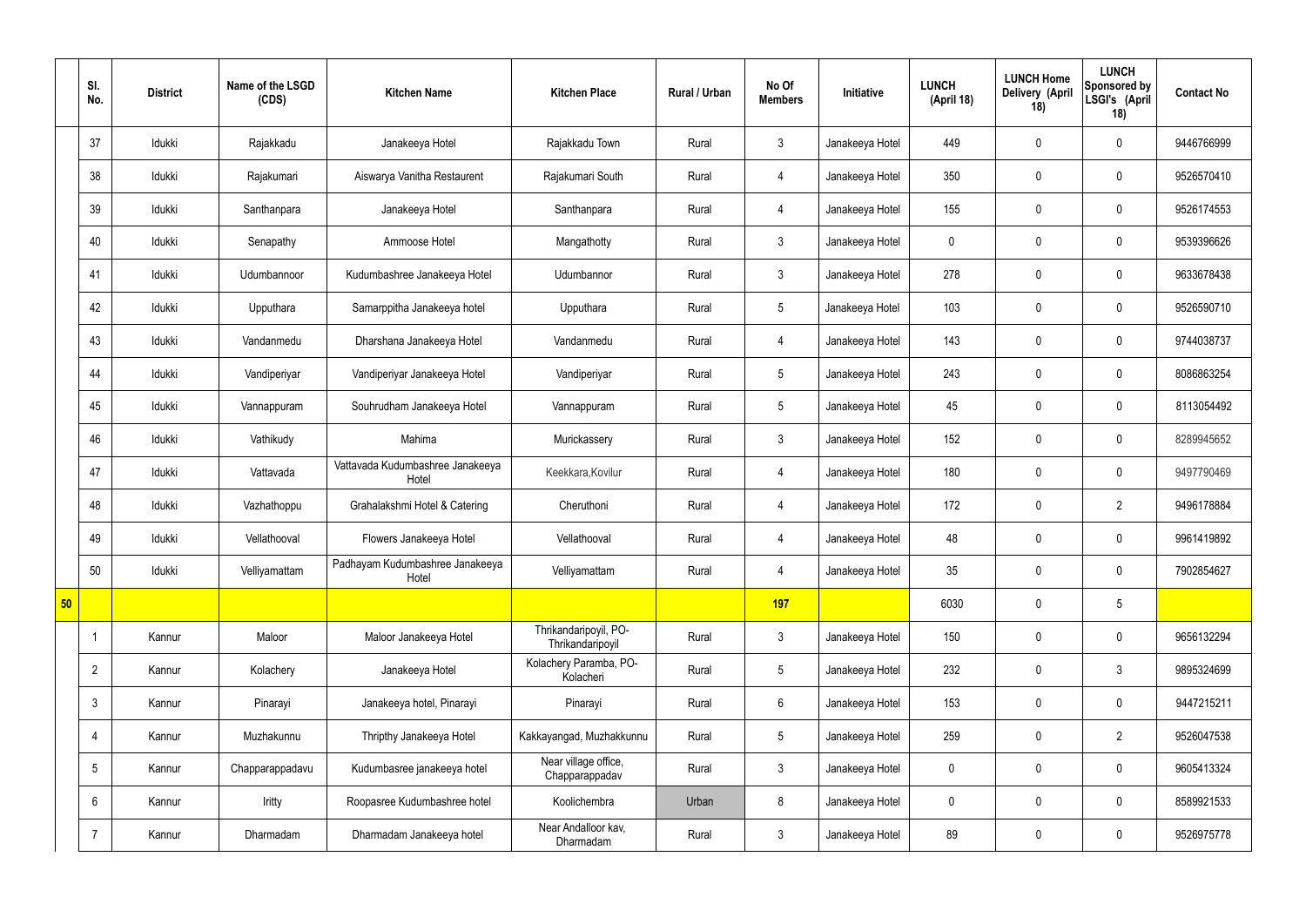|  | Sl. No. | District | Name of the LSGD (CDS) | Kitchen Name | Kitchen Place | Rural / Urban | No Of Members | Initiative | LUNCH (April 18) | LUNCH Home Delivery (April 18) | LUNCH Sponsored by LSGI's (April 18) | Contact No |
|---|---|---|---|---|---|---|---|---|---|---|---|---|
|  | 37 | Idukki | Rajakkadu | Janakeeya Hotel | Rajakkadu Town | Rural | 3 | Janakeeya Hotel | 449 | 0 | 0 | 9446766999 |
|  | 38 | Idukki | Rajakumari | Aiswarya Vanitha Restaurent | Rajakumari South | Rural | 4 | Janakeeya Hotel | 350 | 0 | 0 | 9526570410 |
|  | 39 | Idukki | Santhanpara | Janakeeya Hotel | Santhanpara | Rural | 4 | Janakeeya Hotel | 155 | 0 | 0 | 9526174553 |
|  | 40 | Idukki | Senapathy | Ammoose Hotel | Mangathotty | Rural | 3 | Janakeeya Hotel | 0 | 0 | 0 | 9539396626 |
|  | 41 | Idukki | Udumbannoor | Kudumbashree Janakeeya Hotel | Udumbannor | Rural | 3 | Janakeeya Hotel | 278 | 0 | 0 | 9633678438 |
|  | 42 | Idukki | Upputhara | Samarppitha Janakeeya hotel | Upputhara | Rural | 5 | Janakeeya Hotel | 103 | 0 | 0 | 9526590710 |
|  | 43 | Idukki | Vandanmedu | Dharshana Janakeeya Hotel | Vandanmedu | Rural | 4 | Janakeeya Hotel | 143 | 0 | 0 | 9744038737 |
|  | 44 | Idukki | Vandiperiyar | Vandiperiyar Janakeeya Hotel | Vandiperiyar | Rural | 5 | Janakeeya Hotel | 243 | 0 | 0 | 8086863254 |
|  | 45 | Idukki | Vannappuram | Souhrudham Janakeeya Hotel | Vannappuram | Rural | 5 | Janakeeya Hotel | 45 | 0 | 0 | 8113054492 |
|  | 46 | Idukki | Vathikudy | Mahima | Murickassery | Rural | 3 | Janakeeya Hotel | 152 | 0 | 0 | 8289945652 |
|  | 47 | Idukki | Vattavada | Vattavada Kudumbashree Janakeeya Hotel | Keekkara,Kovilur | Rural | 4 | Janakeeya Hotel | 180 | 0 | 0 | 9497790469 |
|  | 48 | Idukki | Vazhathoppu | Grahalakshmi Hotel & Catering | Cheruthoni | Rural | 4 | Janakeeya Hotel | 172 | 0 | 2 | 9496178884 |
|  | 49 | Idukki | Vellathooval | Flowers Janakeeya Hotel | Vellathooval | Rural | 4 | Janakeeya Hotel | 48 | 0 | 0 | 9961419892 |
|  | 50 | Idukki | Velliyamattam | Padhayam Kudumbashree Janakeeya Hotel | Velliyamattam | Rural | 4 | Janakeeya Hotel | 35 | 0 | 0 | 7902854627 |
| 50 |  |  |  |  |  |  | 197 |  | 6030 | 0 | 5 |  |
|  | 1 | Kannur | Maloor | Maloor Janakeeya Hotel | Thrikandaripoyil, PO-Thrikandaripoyil | Rural | 3 | Janakeeya Hotel | 150 | 0 | 0 | 9656132294 |
|  | 2 | Kannur | Kolachery | Janakeeya Hotel | Kolachery Paramba, PO-Kolacheri | Rural | 5 | Janakeeya Hotel | 232 | 0 | 3 | 9895324699 |
|  | 3 | Kannur | Pinarayi | Janakeeya hotel, Pinarayi | Pinarayi | Rural | 6 | Janakeeya Hotel | 153 | 0 | 0 | 9447215211 |
|  | 4 | Kannur | Muzhakunnu | Thripthy Janakeeya Hotel | Kakkayangad, Muzhakkunnu | Rural | 5 | Janakeeya Hotel | 259 | 0 | 2 | 9526047538 |
|  | 5 | Kannur | Chapparappadavu | Kudumbasree janakeeya hotel | Near village office, Chapparappadav | Rural | 3 | Janakeeya Hotel | 0 | 0 | 0 | 9605413324 |
|  | 6 | Kannur | Iritty | Roopasree Kudumbashree hotel | Koolichembra | Urban | 8 | Janakeeya Hotel | 0 | 0 | 0 | 8589921533 |
|  | 7 | Kannur | Dharmadam | Dharmadam Janakeeya hotel | Near Andalloor kav, Dharmadam | Rural | 3 | Janakeeya Hotel | 89 | 0 | 0 | 9526975778 |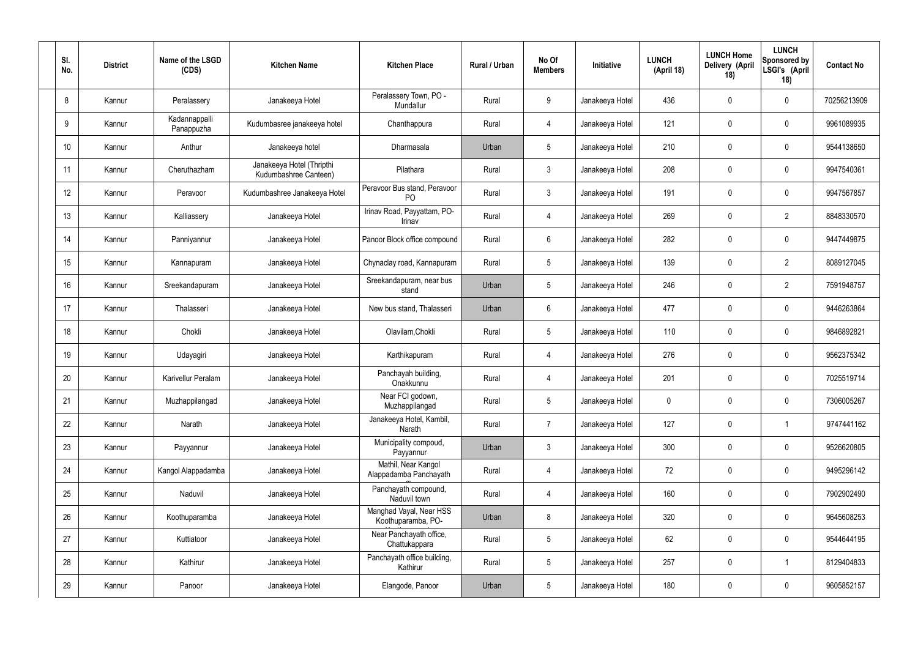| Sl. No. | District | Name of the LSGD (CDS) | Kitchen Name | Kitchen Place | Rural / Urban | No Of Members | Initiative | LUNCH (April 18) | LUNCH Home Delivery (April 18) | LUNCH Sponsored by LSGI's (April 18) | Contact No |
|---|---|---|---|---|---|---|---|---|---|---|---|
| 8 | Kannur | Peralassery | Janakeeya Hotel | Peralassery Town, PO - Mundallur | Rural | 9 | Janakeeya Hotel | 436 | 0 | 0 | 70256213909 |
| 9 | Kannur | Kadannappalli Panappuzha | Kudumbasree janakeeya hotel | Chanthappura | Rural | 4 | Janakeeya Hotel | 121 | 0 | 0 | 9961089935 |
| 10 | Kannur | Anthur | Janakeeya hotel | Dharmasala | Urban | 5 | Janakeeya Hotel | 210 | 0 | 0 | 9544138650 |
| 11 | Kannur | Cheruthazham | Janakeeya Hotel (Thripthi Kudumbashree Canteen) | Pilathara | Rural | 3 | Janakeeya Hotel | 208 | 0 | 0 | 9947540361 |
| 12 | Kannur | Peravoor | Kudumbashree Janakeeya Hotel | Peravoor Bus stand, Peravoor PO | Rural | 3 | Janakeeya Hotel | 191 | 0 | 0 | 9947567857 |
| 13 | Kannur | Kalliassery | Janakeeya Hotel | Irinav Road, Payyattam, PO-Irinav | Rural | 4 | Janakeeya Hotel | 269 | 0 | 2 | 8848330570 |
| 14 | Kannur | Panniyannur | Janakeeya Hotel | Panoor Block office compound | Rural | 6 | Janakeeya Hotel | 282 | 0 | 0 | 9447449875 |
| 15 | Kannur | Kannapuram | Janakeeya Hotel | Chynaclay road, Kannapuram | Rural | 5 | Janakeeya Hotel | 139 | 0 | 2 | 8089127045 |
| 16 | Kannur | Sreekandapuram | Janakeeya Hotel | Sreekandapuram, near bus stand | Urban | 5 | Janakeeya Hotel | 246 | 0 | 2 | 7591948757 |
| 17 | Kannur | Thalasseri | Janakeeya Hotel | New bus stand, Thalasseri | Urban | 6 | Janakeeya Hotel | 477 | 0 | 0 | 9446263864 |
| 18 | Kannur | Chokli | Janakeeya Hotel | Olavilam,Chokli | Rural | 5 | Janakeeya Hotel | 110 | 0 | 0 | 9846892821 |
| 19 | Kannur | Udayagiri | Janakeeya Hotel | Karthikapuram | Rural | 4 | Janakeeya Hotel | 276 | 0 | 0 | 9562375342 |
| 20 | Kannur | Karivellur Peralam | Janakeeya Hotel | Panchayah building, Onakkunnu | Rural | 4 | Janakeeya Hotel | 201 | 0 | 0 | 7025519714 |
| 21 | Kannur | Muzhappilangad | Janakeeya Hotel | Near FCI godown, Muzhappilangad | Rural | 5 | Janakeeya Hotel | 0 | 0 | 0 | 7306005267 |
| 22 | Kannur | Narath | Janakeeya Hotel | Janakeeya Hotel, Kambil, Narath | Rural | 7 | Janakeeya Hotel | 127 | 0 | 1 | 9747441162 |
| 23 | Kannur | Payyannur | Janakeeya Hotel | Municipality compoud, Payyannur | Urban | 3 | Janakeeya Hotel | 300 | 0 | 0 | 9526620805 |
| 24 | Kannur | Kangol Alappadamba | Janakeeya Hotel | Mathil, Near Kangol Alappadamba Panchayath | Rural | 4 | Janakeeya Hotel | 72 | 0 | 0 | 9495296142 |
| 25 | Kannur | Naduvil | Janakeeya Hotel | Panchayath compound, Naduvil town | Rural | 4 | Janakeeya Hotel | 160 | 0 | 0 | 7902902490 |
| 26 | Kannur | Koothuparamba | Janakeeya Hotel | Manghad Vayal, Near HSS Koothuparamba, PO- | Urban | 8 | Janakeeya Hotel | 320 | 0 | 0 | 9645608253 |
| 27 | Kannur | Kuttiatoor | Janakeeya Hotel | Near Panchayath office, Chattukappara | Rural | 5 | Janakeeya Hotel | 62 | 0 | 0 | 9544644195 |
| 28 | Kannur | Kathirur | Janakeeya Hotel | Panchayath office building, Kathirur | Rural | 5 | Janakeeya Hotel | 257 | 0 | 1 | 8129404833 |
| 29 | Kannur | Panoor | Janakeeya Hotel | Elangode, Panoor | Urban | 5 | Janakeeya Hotel | 180 | 0 | 0 | 9605852157 |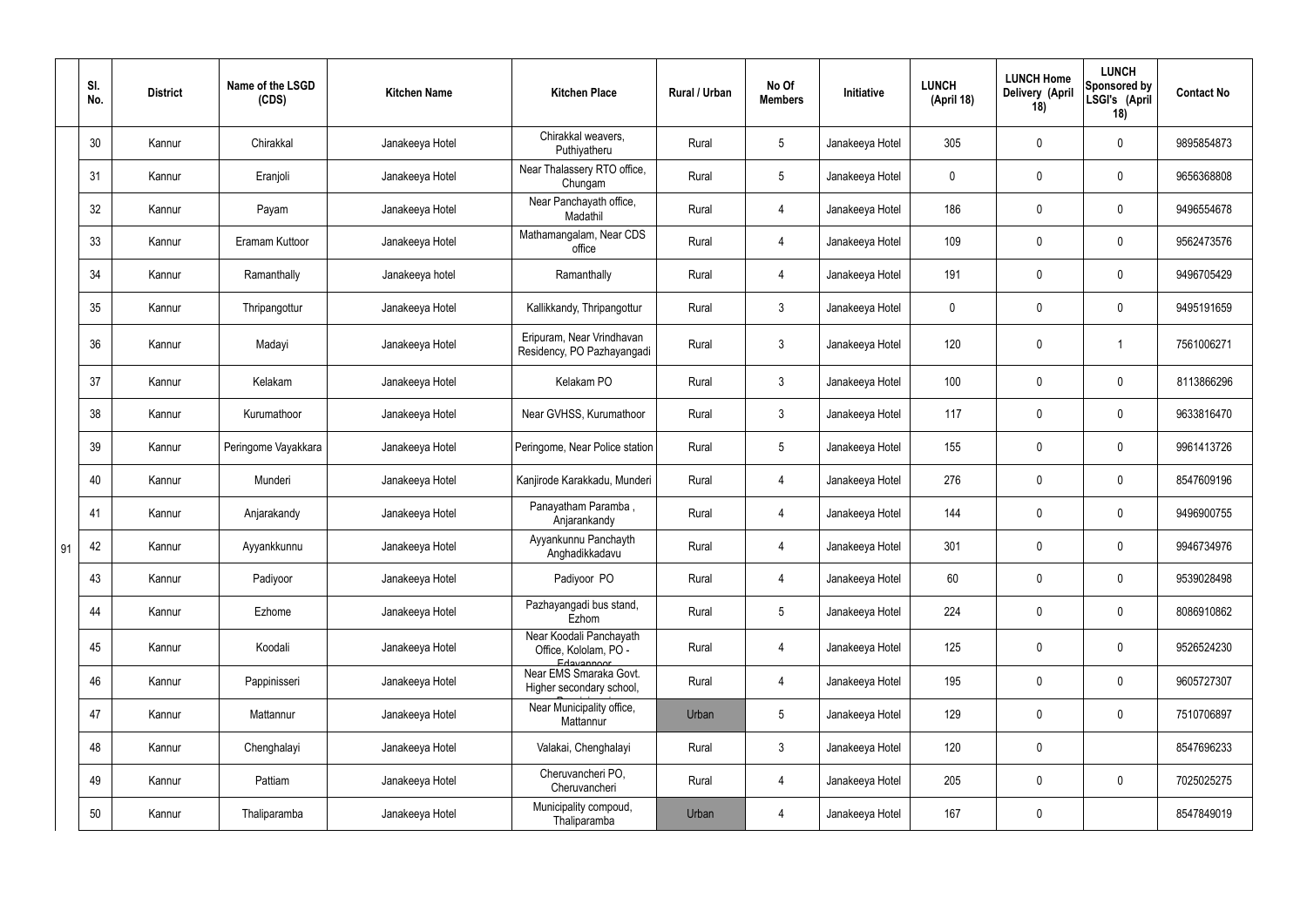|  | Sl. No. | District | Name of the LSGD (CDS) | Kitchen Name | Kitchen Place | Rural / Urban | No Of Members | Initiative | LUNCH (April 18) | LUNCH Home Delivery (April 18) | LUNCH Sponsored by LSGI's (April 18) | Contact No |
|---|---|---|---|---|---|---|---|---|---|---|---|---|
| 91 | 30 | Kannur | Chirakkal | Janakeeya Hotel | Chirakkal weavers, Puthiyatheru | Rural | 5 | Janakeeya Hotel | 305 | 0 | 0 | 9895854873 |
|  | 31 | Kannur | Eranjoli | Janakeeya Hotel | Near Thalassery RTO office, Chungam | Rural | 5 | Janakeeya Hotel | 0 | 0 | 0 | 9656368808 |
|  | 32 | Kannur | Payam | Janakeeya Hotel | Near Panchayath office, Madathil | Rural | 4 | Janakeeya Hotel | 186 | 0 | 0 | 9496554678 |
|  | 33 | Kannur | Eramam Kuttoor | Janakeeya Hotel | Mathamangalam, Near CDS office | Rural | 4 | Janakeeya Hotel | 109 | 0 | 0 | 9562473576 |
|  | 34 | Kannur | Ramanthally | Janakeeya hotel | Ramanthally | Rural | 4 | Janakeeya Hotel | 191 | 0 | 0 | 9496705429 |
|  | 35 | Kannur | Thripangottur | Janakeeya Hotel | Kallikkandy, Thripangottur | Rural | 3 | Janakeeya Hotel | 0 | 0 | 0 | 9495191659 |
|  | 36 | Kannur | Madayi | Janakeeya Hotel | Eripuram, Near Vrindhavan Residency, PO Pazhayangadi | Rural | 3 | Janakeeya Hotel | 120 | 0 | 1 | 7561006271 |
|  | 37 | Kannur | Kelakam | Janakeeya Hotel | Kelakam PO | Rural | 3 | Janakeeya Hotel | 100 | 0 | 0 | 8113866296 |
|  | 38 | Kannur | Kurumathoor | Janakeeya Hotel | Near GVHSS, Kurumathoor | Rural | 3 | Janakeeya Hotel | 117 | 0 | 0 | 9633816470 |
|  | 39 | Kannur | Peringome Vayakkara | Janakeeya Hotel | Peringome, Near Police station | Rural | 5 | Janakeeya Hotel | 155 | 0 | 0 | 9961413726 |
|  | 40 | Kannur | Munderi | Janakeeya Hotel | Kanjirode Karakkadu, Munderi | Rural | 4 | Janakeeya Hotel | 276 | 0 | 0 | 8547609196 |
|  | 41 | Kannur | Anjarakandy | Janakeeya Hotel | Panayatham Paramba , Anjarankandy | Rural | 4 | Janakeeya Hotel | 144 | 0 | 0 | 9496900755 |
|  | 42 | Kannur | Ayyankkunnu | Janakeeya Hotel | Ayyankunnu Panchayth Anghadikkadavu | Rural | 4 | Janakeeya Hotel | 301 | 0 | 0 | 9946734976 |
|  | 43 | Kannur | Padiyoor | Janakeeya Hotel | Padiyoor PO | Rural | 4 | Janakeeya Hotel | 60 | 0 | 0 | 9539028498 |
|  | 44 | Kannur | Ezhome | Janakeeya Hotel | Pazhayangadi bus stand, Ezhom | Rural | 5 | Janakeeya Hotel | 224 | 0 | 0 | 8086910862 |
|  | 45 | Kannur | Koodali | Janakeeya Hotel | Near Koodali Panchayath Office, Kololam, PO - Edavannoor | Rural | 4 | Janakeeya Hotel | 125 | 0 | 0 | 9526524230 |
|  | 46 | Kannur | Pappinisseri | Janakeeya Hotel | Near EMS Smaraka Govt. Higher secondary school, | Rural | 4 | Janakeeya Hotel | 195 | 0 | 0 | 9605727307 |
|  | 47 | Kannur | Mattannur | Janakeeya Hotel | Near Municipality office, Mattannur | Urban | 5 | Janakeeya Hotel | 129 | 0 | 0 | 7510706897 |
|  | 48 | Kannur | Chenghalayi | Janakeeya Hotel | Valakai, Chenghalayi | Rural | 3 | Janakeeya Hotel | 120 | 0 |  | 8547696233 |
|  | 49 | Kannur | Pattiam | Janakeeya Hotel | Cheruvancheri PO, Cheruvancheri | Rural | 4 | Janakeeya Hotel | 205 | 0 | 0 | 7025025275 |
|  | 50 | Kannur | Thaliparamba | Janakeeya Hotel | Municipality compoud, Thaliparamba | Urban | 4 | Janakeeya Hotel | 167 | 0 |  | 8547849019 |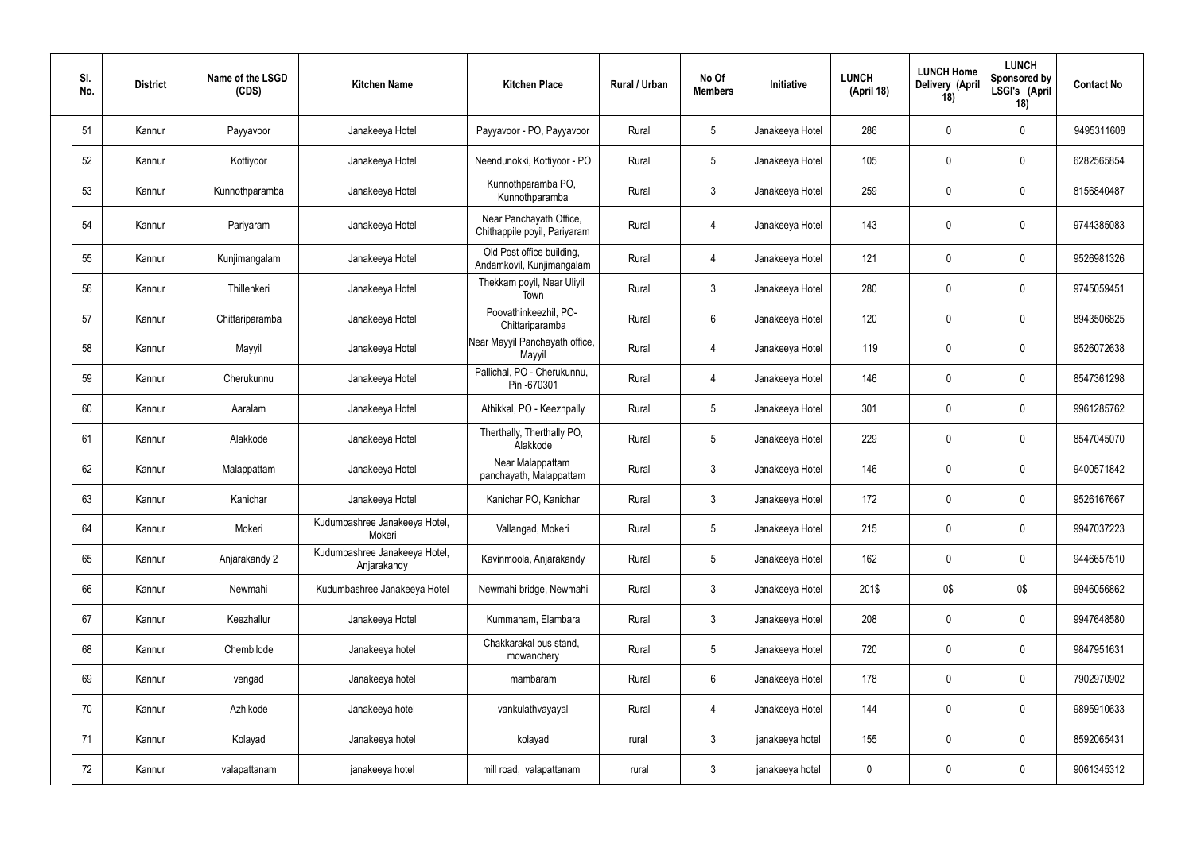| Sl. No. | District | Name of the LSGD (CDS) | Kitchen Name | Kitchen Place | Rural / Urban | No Of Members | Initiative | LUNCH (April 18) | LUNCH Home Delivery (April 18) | LUNCH Sponsored by LSGI's (April 18) | Contact No |
|---|---|---|---|---|---|---|---|---|---|---|---|
| 51 | Kannur | Payyavoor | Janakeeya Hotel | Payyavoor - PO, Payyavoor | Rural | 5 | Janakeeya Hotel | 286 | 0 | 0 | 9495311608 |
| 52 | Kannur | Kottiyoor | Janakeeya Hotel | Neendunokki, Kottiyoor - PO | Rural | 5 | Janakeeya Hotel | 105 | 0 | 0 | 6282565854 |
| 53 | Kannur | Kunnothparamba | Janakeeya Hotel | Kunnothparamba PO, Kunnothparamba | Rural | 3 | Janakeeya Hotel | 259 | 0 | 0 | 8156840487 |
| 54 | Kannur | Pariyaram | Janakeeya Hotel | Near Panchayath Office, Chithappile poyil, Pariyaram | Rural | 4 | Janakeeya Hotel | 143 | 0 | 0 | 9744385083 |
| 55 | Kannur | Kunjimangalam | Janakeeya Hotel | Old Post office building, Andamkovil, Kunjimangalam | Rural | 4 | Janakeeya Hotel | 121 | 0 | 0 | 9526981326 |
| 56 | Kannur | Thillenkeri | Janakeeya Hotel | Thekkam poyil, Near Uliyil Town | Rural | 3 | Janakeeya Hotel | 280 | 0 | 0 | 9745059451 |
| 57 | Kannur | Chittariparamba | Janakeeya Hotel | Poovathinkeezhil, PO-Chittariparamba | Rural | 6 | Janakeeya Hotel | 120 | 0 | 0 | 8943506825 |
| 58 | Kannur | Mayyil | Janakeeya Hotel | Near Mayyil Panchayath office, Mayyil | Rural | 4 | Janakeeya Hotel | 119 | 0 | 0 | 9526072638 |
| 59 | Kannur | Cherukunnu | Janakeeya Hotel | Pallichal, PO - Cherukunnu, Pin -670301 | Rural | 4 | Janakeeya Hotel | 146 | 0 | 0 | 8547361298 |
| 60 | Kannur | Aaralam | Janakeeya Hotel | Athikkal, PO - Keezhpally | Rural | 5 | Janakeeya Hotel | 301 | 0 | 0 | 9961285762 |
| 61 | Kannur | Alakkode | Janakeeya Hotel | Therthally, Therthally PO, Alakkode | Rural | 5 | Janakeeya Hotel | 229 | 0 | 0 | 8547045070 |
| 62 | Kannur | Malappattam | Janakeeya Hotel | Near Malappattam panchayath, Malappattam | Rural | 3 | Janakeeya Hotel | 146 | 0 | 0 | 9400571842 |
| 63 | Kannur | Kanichar | Janakeeya Hotel | Kanichar PO, Kanichar | Rural | 3 | Janakeeya Hotel | 172 | 0 | 0 | 9526167667 |
| 64 | Kannur | Mokeri | Kudumbashree Janakeeya Hotel, Mokeri | Vallangad, Mokeri | Rural | 5 | Janakeeya Hotel | 215 | 0 | 0 | 9947037223 |
| 65 | Kannur | Anjarakandy 2 | Kudumbashree Janakeeya Hotel, Anjarakandy | Kavinmoola, Anjarakandy | Rural | 5 | Janakeeya Hotel | 162 | 0 | 0 | 9446657510 |
| 66 | Kannur | Newmahi | Kudumbashree Janakeeya Hotel | Newmahi bridge, Newmahi | Rural | 3 | Janakeeya Hotel | 201$ | 0$ | 0$ | 9946056862 |
| 67 | Kannur | Keezhallur | Janakeeya Hotel | Kummanam, Elambara | Rural | 3 | Janakeeya Hotel | 208 | 0 | 0 | 9947648580 |
| 68 | Kannur | Chembilode | Janakeeya hotel | Chakkarakal bus stand, mowanchery | Rural | 5 | Janakeeya Hotel | 720 | 0 | 0 | 9847951631 |
| 69 | Kannur | vengad | Janakeeya hotel | mambaram | Rural | 6 | Janakeeya Hotel | 178 | 0 | 0 | 7902970902 |
| 70 | Kannur | Azhikode | Janakeeya hotel | vankulathvayayal | Rural | 4 | Janakeeya Hotel | 144 | 0 | 0 | 9895910633 |
| 71 | Kannur | Kolayad | Janakeeya hotel | kolayad | rural | 3 | janakeeya hotel | 155 | 0 | 0 | 8592065431 |
| 72 | Kannur | valapattanam | janakeeya hotel | mill road, valapattanam | rural | 3 | janakeeya hotel | 0 | 0 | 0 | 9061345312 |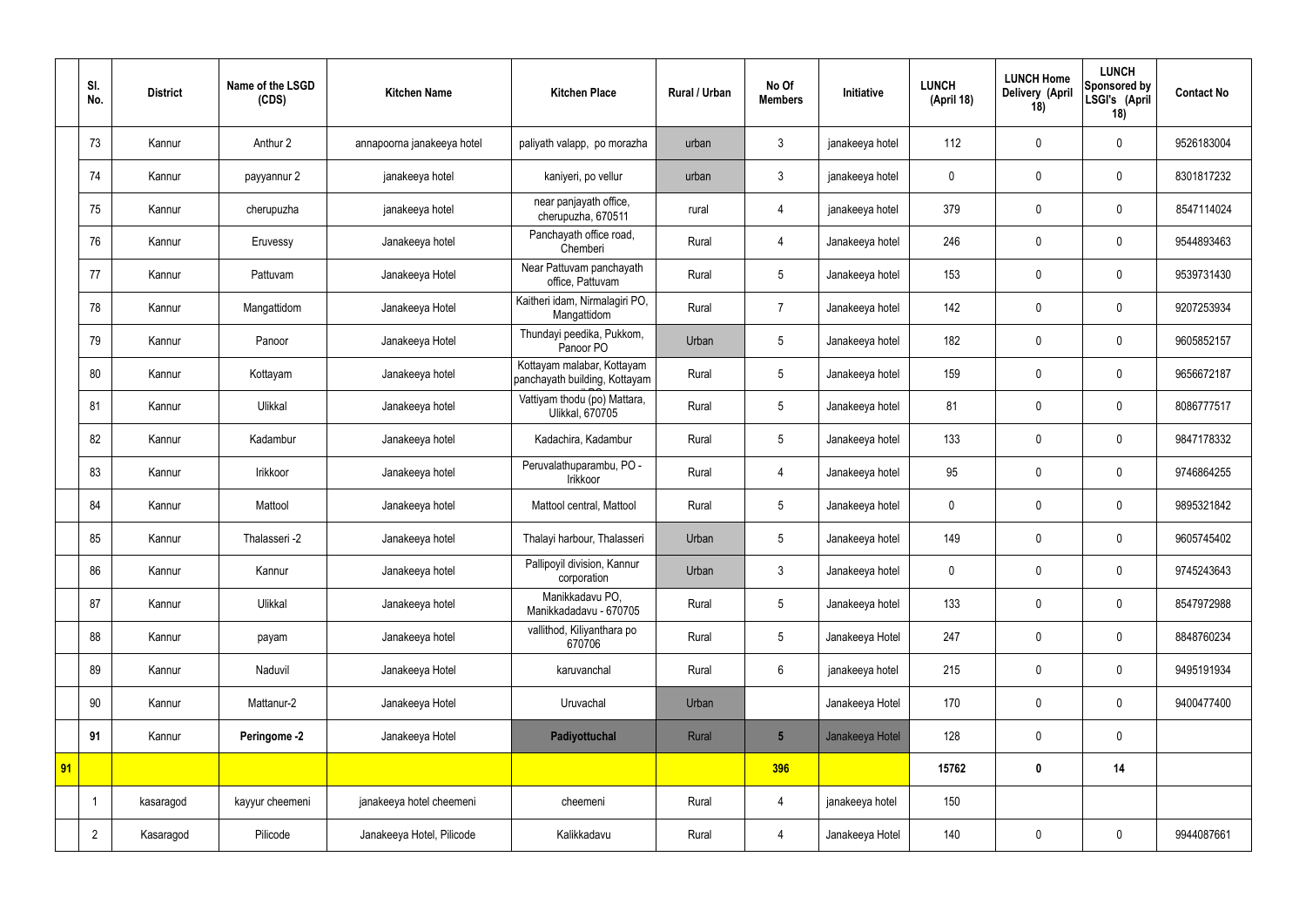| | Sl. No. | District | Name of the LSGD (CDS) | Kitchen Name | Kitchen Place | Rural / Urban | No Of Members | Initiative | LUNCH (April 18) | LUNCH Home Delivery (April 18) | LUNCH Sponsored by LSGI's (April 18) | Contact No |
|---|---|---|---|---|---|---|---|---|---|---|---|---|
| | 73 | Kannur | Anthur 2 | annapoorna janakeeya hotel | paliyath valapp, po morazha | urban | 3 | janakeeya hotel | 112 | 0 | 0 | 9526183004 |
| | 74 | Kannur | payyannur 2 | janakeeya hotel | kaniyeri, po vellur | urban | 3 | janakeeya hotel | 0 | 0 | 0 | 8301817232 |
| | 75 | Kannur | cherupuzha | janakeeya hotel | near panjayath office, cherupuzha, 670511 | rural | 4 | janakeeya hotel | 379 | 0 | 0 | 8547114024 |
| | 76 | Kannur | Eruvessy | Janakeeya hotel | Panchayath office road, Chemberi | Rural | 4 | Janakeeya hotel | 246 | 0 | 0 | 9544893463 |
| | 77 | Kannur | Pattuvam | Janakeeya Hotel | Near Pattuvam panchayath office, Pattuvam | Rural | 5 | Janakeeya hotel | 153 | 0 | 0 | 9539731430 |
| | 78 | Kannur | Mangattidom | Janakeeya Hotel | Kaitheri idam, Nirmalagiri PO, Mangattidom | Rural | 7 | Janakeeya hotel | 142 | 0 | 0 | 9207253934 |
| | 79 | Kannur | Panoor | Janakeeya Hotel | Thundayi peedika, Pukkom, Panoor PO | Urban | 5 | Janakeeya hotel | 182 | 0 | 0 | 9605852157 |
| | 80 | Kannur | Kottayam | Janakeeya hotel | Kottayam malabar, Kottayam panchayath building, Kottayam | Rural | 5 | Janakeeya hotel | 159 | 0 | 0 | 9656672187 |
| | 81 | Kannur | Ulikkal | Janakeeya hotel | Vattiyam thodu (po) Mattara, Ulikkal, 670705 | Rural | 5 | Janakeeya hotel | 81 | 0 | 0 | 8086777517 |
| | 82 | Kannur | Kadambur | Janakeeya hotel | Kadachira, Kadambur | Rural | 5 | Janakeeya hotel | 133 | 0 | 0 | 9847178332 |
| | 83 | Kannur | Irikkoor | Janakeeya hotel | Peruvalathuparambu, PO - Irikkoor | Rural | 4 | Janakeeya hotel | 95 | 0 | 0 | 9746864255 |
| | 84 | Kannur | Mattool | Janakeeya hotel | Mattool central, Mattool | Rural | 5 | Janakeeya hotel | 0 | 0 | 0 | 9895321842 |
| | 85 | Kannur | Thalasseri -2 | Janakeeya hotel | Thalayi harbour, Thalasseri | Urban | 5 | Janakeeya hotel | 149 | 0 | 0 | 9605745402 |
| | 86 | Kannur | Kannur | Janakeeya hotel | Pallipoyil division, Kannur corporation | Urban | 3 | Janakeeya hotel | 0 | 0 | 0 | 9745243643 |
| | 87 | Kannur | Ulikkal | Janakeeya hotel | Manikkadavu PO, Manikkadadavu - 670705 | Rural | 5 | Janakeeya hotel | 133 | 0 | 0 | 8547972988 |
| | 88 | Kannur | payam | Janakeeya hotel | vallithod, Kiliyanthara po 670706 | Rural | 5 | Janakeeya Hotel | 247 | 0 | 0 | 8848760234 |
| | 89 | Kannur | Naduvil | Janakeeya Hotel | karuvanchal | Rural | 6 | janakeeya hotel | 215 | 0 | 0 | 9495191934 |
| | 90 | Kannur | Mattanur-2 | Janakeeya Hotel | Uruvachal | Urban | | Janakeeya Hotel | 170 | 0 | 0 | 9400477400 |
| | **91** | Kannur | **Peringome -2** | Janakeeya Hotel | **Padiyottuchal** | Rural | **5** | Janakeeya Hotel | 128 | 0 | 0 | |
| **91** | | | | | | | **396** | | **15762** | **0** | **14** | |
| | 1 | kasaragod | kayyur cheemeni | janakeeya hotel cheemeni | cheemeni | Rural | 4 | janakeeya hotel | 150 | | | |
| | 2 | Kasaragod | Pilicode | Janakeeya Hotel, Pilicode | Kalikkadavu | Rural | 4 | Janakeeya Hotel | 140 | 0 | 0 | 9944087661 |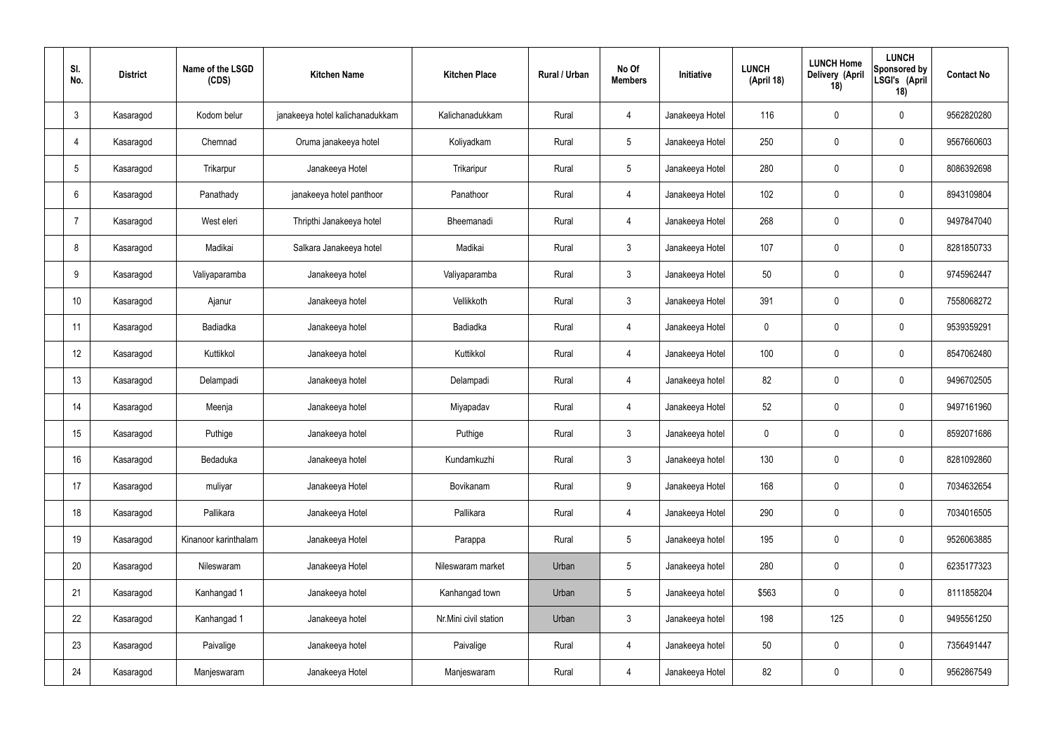| Sl. No. | District | Name of the LSGD (CDS) | Kitchen Name | Kitchen Place | Rural / Urban | No Of Members | Initiative | LUNCH (April 18) | LUNCH Home Delivery (April 18) | LUNCH Sponsored by LSGI's (April 18) | Contact No |
|---|---|---|---|---|---|---|---|---|---|---|---|
| 3 | Kasaragod | Kodom belur | janakeeya hotel kalichanadukkam | Kalichanadukkam | Rural | 4 | Janakeeya Hotel | 116 | 0 | 0 | 9562820280 |
| 4 | Kasaragod | Chemnad | Oruma janakeeya hotel | Koliyadkam | Rural | 5 | Janakeeya Hotel | 250 | 0 | 0 | 9567660603 |
| 5 | Kasaragod | Trikarpur | Janakeeya Hotel | Trikaripur | Rural | 5 | Janakeeya Hotel | 280 | 0 | 0 | 8086392698 |
| 6 | Kasaragod | Panathady | janakeeya hotel panthoor | Panathoor | Rural | 4 | Janakeeya Hotel | 102 | 0 | 0 | 8943109804 |
| 7 | Kasaragod | West eleri | Thripthi Janakeeya hotel | Bheemanadi | Rural | 4 | Janakeeya Hotel | 268 | 0 | 0 | 9497847040 |
| 8 | Kasaragod | Madikai | Salkara Janakeeya hotel | Madikai | Rural | 3 | Janakeeya Hotel | 107 | 0 | 0 | 8281850733 |
| 9 | Kasaragod | Valiyaparamba | Janakeeya hotel | Valiyaparamba | Rural | 3 | Janakeeya Hotel | 50 | 0 | 0 | 9745962447 |
| 10 | Kasaragod | Ajanur | Janakeeya hotel | Vellikkoth | Rural | 3 | Janakeeya Hotel | 391 | 0 | 0 | 7558068272 |
| 11 | Kasaragod | Badiadka | Janakeeya hotel | Badiadka | Rural | 4 | Janakeeya Hotel | 0 | 0 | 0 | 9539359291 |
| 12 | Kasaragod | Kuttikkol | Janakeeya hotel | Kuttikkol | Rural | 4 | Janakeeya Hotel | 100 | 0 | 0 | 8547062480 |
| 13 | Kasaragod | Delampadi | Janakeeya hotel | Delampadi | Rural | 4 | Janakeeya hotel | 82 | 0 | 0 | 9496702505 |
| 14 | Kasaragod | Meenja | Janakeeya hotel | Miyapadav | Rural | 4 | Janakeeya Hotel | 52 | 0 | 0 | 9497161960 |
| 15 | Kasaragod | Puthige | Janakeeya hotel | Puthige | Rural | 3 | Janakeeya hotel | 0 | 0 | 0 | 8592071686 |
| 16 | Kasaragod | Bedaduka | Janakeeya hotel | Kundamkuzhi | Rural | 3 | Janakeeya hotel | 130 | 0 | 0 | 8281092860 |
| 17 | Kasaragod | muliyar | Janakeeya Hotel | Bovikanam | Rural | 9 | Janakeeya Hotel | 168 | 0 | 0 | 7034632654 |
| 18 | Kasaragod | Pallikara | Janakeeya Hotel | Pallikara | Rural | 4 | Janakeeya Hotel | 290 | 0 | 0 | 7034016505 |
| 19 | Kasaragod | Kinanoor karinthalam | Janakeeya Hotel | Parappa | Rural | 5 | Janakeeya hotel | 195 | 0 | 0 | 9526063885 |
| 20 | Kasaragod | Nileswaram | Janakeeya Hotel | Nileswaram market | Urban | 5 | Janakeeya hotel | 280 | 0 | 0 | 6235177323 |
| 21 | Kasaragod | Kanhangad 1 | Janakeeya hotel | Kanhangad town | Urban | 5 | Janakeeya hotel | $563 | 0 | 0 | 8111858204 |
| 22 | Kasaragod | Kanhangad 1 | Janakeeya hotel | Nr.Mini civil station | Urban | 3 | Janakeeya hotel | 198 | 125 | 0 | 9495561250 |
| 23 | Kasaragod | Paivalige | Janakeeya hotel | Paivalige | Rural | 4 | Janakeeya hotel | 50 | 0 | 0 | 7356491447 |
| 24 | Kasaragod | Manjeswaram | Janakeeya Hotel | Manjeswaram | Rural | 4 | Janakeeya Hotel | 82 | 0 | 0 | 9562867549 |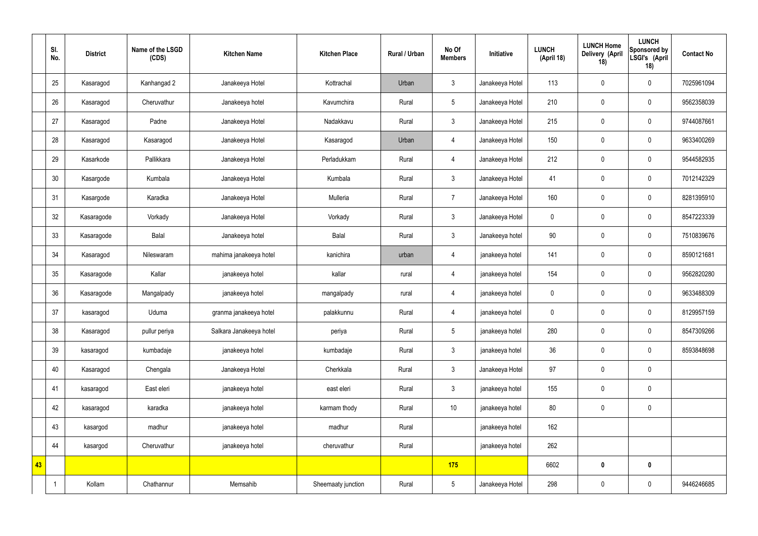| | Sl. No. | District | Name of the LSGD (CDS) | Kitchen Name | Kitchen Place | Rural / Urban | No Of Members | Initiative | LUNCH (April 18) | LUNCH Home Delivery (April 18) | LUNCH Sponsored by LSGI's (April 18) | Contact No |
|---|---|---|---|---|---|---|---|---|---|---|---|---|
| | 25 | Kasaragod | Kanhangad 2 | Janakeeya Hotel | Kottrachal | Urban | 3 | Janakeeya Hotel | 113 | 0 | 0 | 7025961094 |
| | 26 | Kasaragod | Cheruvathur | Janakeeya hotel | Kavumchira | Rural | 5 | Janakeeya Hotel | 210 | 0 | 0 | 9562358039 |
| | 27 | Kasaragod | Padne | Janakeeya Hotel | Nadakkavu | Rural | 3 | Janakeeya Hotel | 215 | 0 | 0 | 9744087661 |
| | 28 | Kasaragod | Kasaragod | Janakeeya Hotel | Kasaragod | Urban | 4 | Janakeeya Hotel | 150 | 0 | 0 | 9633400269 |
| | 29 | Kasarkode | Pallikkara | Janakeeya Hotel | Perladukkam | Rural | 4 | Janakeeya Hotel | 212 | 0 | 0 | 9544582935 |
| | 30 | Kasargode | Kumbala | Janakeeya Hotel | Kumbala | Rural | 3 | Janakeeya Hotel | 41 | 0 | 0 | 7012142329 |
| | 31 | Kasargode | Karadka | Janakeeya Hotel | Mulleria | Rural | 7 | Janakeeya Hotel | 160 | 0 | 0 | 8281395910 |
| | 32 | Kasaragode | Vorkady | Janakeeya Hotel | Vorkady | Rural | 3 | Janakeeya Hotel | 0 | 0 | 0 | 8547223339 |
| | 33 | Kasaragode | Balal | Janakeeya hotel | Balal | Rural | 3 | Janakeeya hotel | 90 | 0 | 0 | 7510839676 |
| | 34 | Kasaragod | Nileswaram | mahima janakeeya hotel | kanichira | urban | 4 | janakeeya hotel | 141 | 0 | 0 | 8590121681 |
| | 35 | Kasaragode | Kallar | janakeeya hotel | kallar | rural | 4 | janakeeya hotel | 154 | 0 | 0 | 9562820280 |
| | 36 | Kasaragode | Mangalpady | janakeeya hotel | mangalpady | rural | 4 | janakeeya hotel | 0 | 0 | 0 | 9633488309 |
| | 37 | kasaragod | Uduma | granma janakeeya hotel | palakkunnu | Rural | 4 | janakeeya hotel | 0 | 0 | 0 | 8129957159 |
| | 38 | Kasaragod | pullur periya | Salkara Janakeeya hotel | periya | Rural | 5 | janakeeya hotel | 280 | 0 | 0 | 8547309266 |
| | 39 | kasaragod | kumbadaje | janakeeya hotel | kumbadaje | Rural | 3 | janakeeya hotel | 36 | 0 | 0 | 8593848698 |
| | 40 | Kasaragod | Chengala | Janakeeya Hotel | Cherkkala | Rural | 3 | Janakeeya Hotel | 97 | 0 | 0 | |
| | 41 | kasaragod | East eleri | janakeeya hotel | east eleri | Rural | 3 | janakeeya hotel | 155 | 0 | 0 | |
| | 42 | kasaragod | karadka | janakeeya hotel | karmam thody | Rural | 10 | janakeeya hotel | 80 | 0 | 0 | |
| | 43 | kasargod | madhur | janakeeya hotel | madhur | Rural | | janakeeya hotel | 162 | | | |
| | 44 | kasargod | Cheruvathur | janakeeya hotel | cheruvathur | Rural | | janakeeya hotel | 262 | | | |
| **43** | | | | | | | **175** | | 6602 | **0** | **0** | |
| | 1 | Kollam | Chathannur | Memsahib | Sheemaaty junction | Rural | 5 | Janakeeya Hotel | 298 | 0 | 0 | 9446246685 |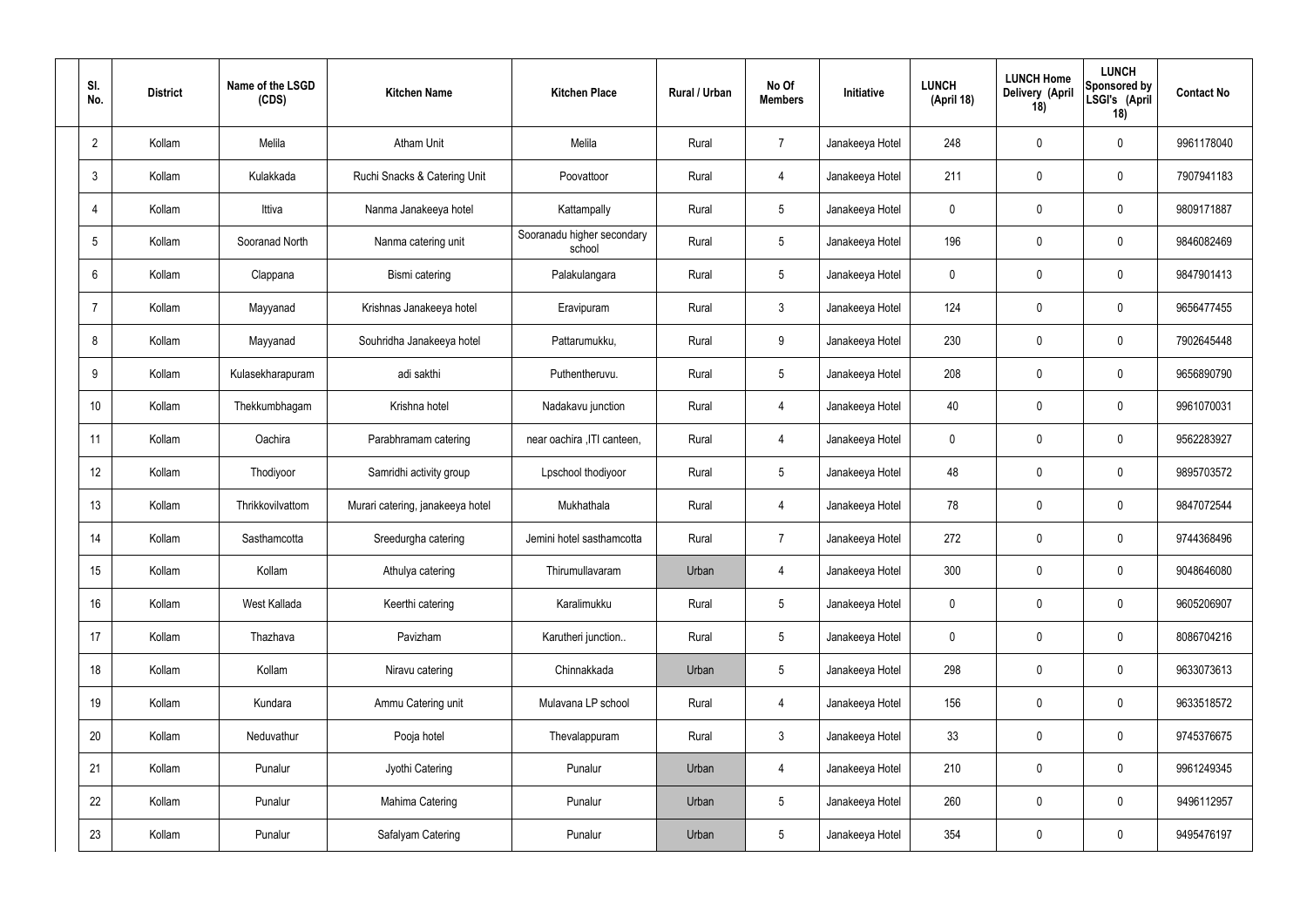| Sl. No. | District | Name of the LSGD (CDS) | Kitchen Name | Kitchen Place | Rural / Urban | No Of Members | Initiative | LUNCH (April 18) | LUNCH Home Delivery (April 18) | LUNCH Sponsored by LSGI's (April 18) | Contact No |
|---|---|---|---|---|---|---|---|---|---|---|---|
| 2 | Kollam | Melila | Atham Unit | Melila | Rural | 7 | Janakeeya Hotel | 248 | 0 | 0 | 9961178040 |
| 3 | Kollam | Kulakkada | Ruchi Snacks & Catering Unit | Poovattoor | Rural | 4 | Janakeeya Hotel | 211 | 0 | 0 | 7907941183 |
| 4 | Kollam | Ittiva | Nanma Janakeeya hotel | Kattampally | Rural | 5 | Janakeeya Hotel | 0 | 0 | 0 | 9809171887 |
| 5 | Kollam | Sooranad North | Nanma catering unit | Sooranadu higher secondary school | Rural | 5 | Janakeeya Hotel | 196 | 0 | 0 | 9846082469 |
| 6 | Kollam | Clappana | Bismi catering | Palakulangara | Rural | 5 | Janakeeya Hotel | 0 | 0 | 0 | 9847901413 |
| 7 | Kollam | Mayyanad | Krishnas Janakeeya hotel | Eravipuram | Rural | 3 | Janakeeya Hotel | 124 | 0 | 0 | 9656477455 |
| 8 | Kollam | Mayyanad | Souhridha Janakeeya hotel | Pattarumukku, | Rural | 9 | Janakeeya Hotel | 230 | 0 | 0 | 7902645448 |
| 9 | Kollam | Kulasekharapuram | adi sakthi | Puthentheruvu. | Rural | 5 | Janakeeya Hotel | 208 | 0 | 0 | 9656890790 |
| 10 | Kollam | Thekkumbhagam | Krishna hotel | Nadakavu junction | Rural | 4 | Janakeeya Hotel | 40 | 0 | 0 | 9961070031 |
| 11 | Kollam | Oachira | Parabhramam catering | near oachira ,ITI canteen, | Rural | 4 | Janakeeya Hotel | 0 | 0 | 0 | 9562283927 |
| 12 | Kollam | Thodiyoor | Samridhi activity group | Lpschool thodiyoor | Rural | 5 | Janakeeya Hotel | 48 | 0 | 0 | 9895703572 |
| 13 | Kollam | Thrikkovilvattom | Murari catering, janakeeya hotel | Mukhathala | Rural | 4 | Janakeeya Hotel | 78 | 0 | 0 | 9847072544 |
| 14 | Kollam | Sasthamcotta | Sreedurgha catering | Jemini hotel sasthamcotta | Rural | 7 | Janakeeya Hotel | 272 | 0 | 0 | 9744368496 |
| 15 | Kollam | Kollam | Athulya catering | Thirumullavaram | Urban | 4 | Janakeeya Hotel | 300 | 0 | 0 | 9048646080 |
| 16 | Kollam | West Kallada | Keerthi catering | Karalimukku | Rural | 5 | Janakeeya Hotel | 0 | 0 | 0 | 9605206907 |
| 17 | Kollam | Thazhava | Pavizham | Karutheri junction.. | Rural | 5 | Janakeeya Hotel | 0 | 0 | 0 | 8086704216 |
| 18 | Kollam | Kollam | Niravu catering | Chinnakkada | Urban | 5 | Janakeeya Hotel | 298 | 0 | 0 | 9633073613 |
| 19 | Kollam | Kundara | Ammu Catering unit | Mulavana LP school | Rural | 4 | Janakeeya Hotel | 156 | 0 | 0 | 9633518572 |
| 20 | Kollam | Neduvathur | Pooja hotel | Thevalappuram | Rural | 3 | Janakeeya Hotel | 33 | 0 | 0 | 9745376675 |
| 21 | Kollam | Punalur | Jyothi Catering | Punalur | Urban | 4 | Janakeeya Hotel | 210 | 0 | 0 | 9961249345 |
| 22 | Kollam | Punalur | Mahima Catering | Punalur | Urban | 5 | Janakeeya Hotel | 260 | 0 | 0 | 9496112957 |
| 23 | Kollam | Punalur | Safalyam Catering | Punalur | Urban | 5 | Janakeeya Hotel | 354 | 0 | 0 | 9495476197 |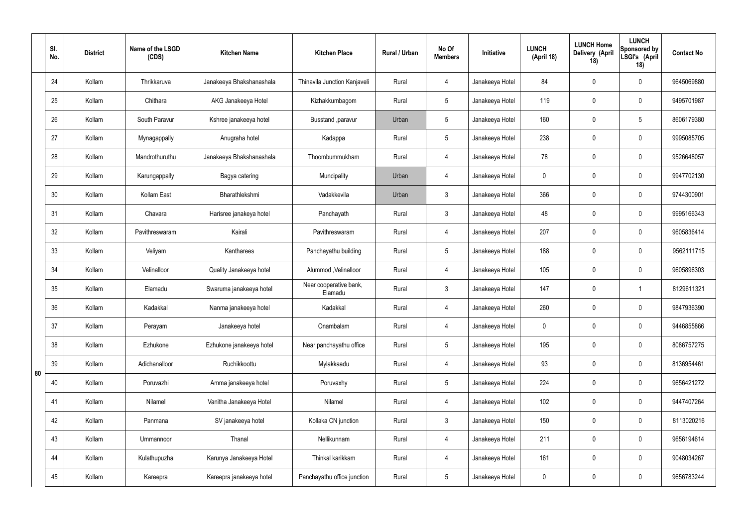|  | Sl. No. | District | Name of the LSGD (CDS) | Kitchen Name | Kitchen Place | Rural / Urban | No Of Members | Initiative | LUNCH (April 18) | LUNCH Home Delivery (April 18) | LUNCH Sponsored by LSGI's (April 18) | Contact No |
|---|---|---|---|---|---|---|---|---|---|---|---|---|
| 80 | 24 | Kollam | Thrikkaruva | Janakeeya Bhakshanashala | Thinavila Junction Kanjaveli | Rural | 4 | Janakeeya Hotel | 84 | 0 | 0 | 9645069880 |
|  | 25 | Kollam | Chithara | AKG Janakeeya Hotel | Kizhakkumbagom | Rural | 5 | Janakeeya Hotel | 119 | 0 | 0 | 9495701987 |
|  | 26 | Kollam | South Paravur | Kshree janakeeya hotel | Busstand ,paravur | Urban | 5 | Janakeeya Hotel | 160 | 0 | 5 | 8606179380 |
|  | 27 | Kollam | Mynagappally | Anugraha hotel | Kadappa | Rural | 5 | Janakeeya Hotel | 238 | 0 | 0 | 9995085705 |
|  | 28 | Kollam | Mandrothuruthu | Janakeeya Bhakshanashala | Thoombummukham | Rural | 4 | Janakeeya Hotel | 78 | 0 | 0 | 9526648057 |
|  | 29 | Kollam | Karungappally | Bagya catering | Muncipality | Urban | 4 | Janakeeya Hotel | 0 | 0 | 0 | 9947702130 |
|  | 30 | Kollam | Kollam East | Bharathlekshmi | Vadakkevila | Urban | 3 | Janakeeya Hotel | 366 | 0 | 0 | 9744300901 |
|  | 31 | Kollam | Chavara | Harisree janakeeya hotel | Panchayath | Rural | 3 | Janakeeya Hotel | 48 | 0 | 0 | 9995166343 |
|  | 32 | Kollam | Pavithreswaram | Kairali | Pavithreswaram | Rural | 4 | Janakeeya Hotel | 207 | 0 | 0 | 9605836414 |
|  | 33 | Kollam | Veliyam | Kantharees | Panchayathu building | Rural | 5 | Janakeeya Hotel | 188 | 0 | 0 | 9562111715 |
|  | 34 | Kollam | Velinalloor | Quality Janakeeya hotel | Alummod ,Velinalloor | Rural | 4 | Janakeeya Hotel | 105 | 0 | 0 | 9605896303 |
|  | 35 | Kollam | Elamadu | Swaruma janakeeya hotel | Near cooperative bank, Elamadu | Rural | 3 | Janakeeya Hotel | 147 | 0 | 1 | 8129611321 |
|  | 36 | Kollam | Kadakkal | Nanma janakeeya hotel | Kadakkal | Rural | 4 | Janakeeya Hotel | 260 | 0 | 0 | 9847936390 |
|  | 37 | Kollam | Perayam | Janakeeya hotel | Onambalam | Rural | 4 | Janakeeya Hotel | 0 | 0 | 0 | 9446855866 |
|  | 38 | Kollam | Ezhukone | Ezhukone janakeeya hotel | Near panchayathu office | Rural | 5 | Janakeeya Hotel | 195 | 0 | 0 | 8086757275 |
|  | 39 | Kollam | Adichanalloor | Ruchikkoottu | Mylakkaadu | Rural | 4 | Janakeeya Hotel | 93 | 0 | 0 | 8136954461 |
|  | 40 | Kollam | Poruvazhi | Amma janakeeya hotel | Poruvaxhy | Rural | 5 | Janakeeya Hotel | 224 | 0 | 0 | 9656421272 |
|  | 41 | Kollam | Nilamel | Vanitha Janakeeya Hotel | Nilamel | Rural | 4 | Janakeeya Hotel | 102 | 0 | 0 | 9447407264 |
|  | 42 | Kollam | Panmana | SV janakeeya hotel | Kollaka CN junction | Rural | 3 | Janakeeya Hotel | 150 | 0 | 0 | 8113020216 |
|  | 43 | Kollam | Ummannoor | Thanal | Nellikunnam | Rural | 4 | Janakeeya Hotel | 211 | 0 | 0 | 9656194614 |
|  | 44 | Kollam | Kulathupuzha | Karunya Janakeeya Hotel | Thinkal karikkam | Rural | 4 | Janakeeya Hotel | 161 | 0 | 0 | 9048034267 |
|  | 45 | Kollam | Kareepra | Kareepra janakeeya hotel | Panchayathu office junction | Rural | 5 | Janakeeya Hotel | 0 | 0 | 0 | 9656783244 |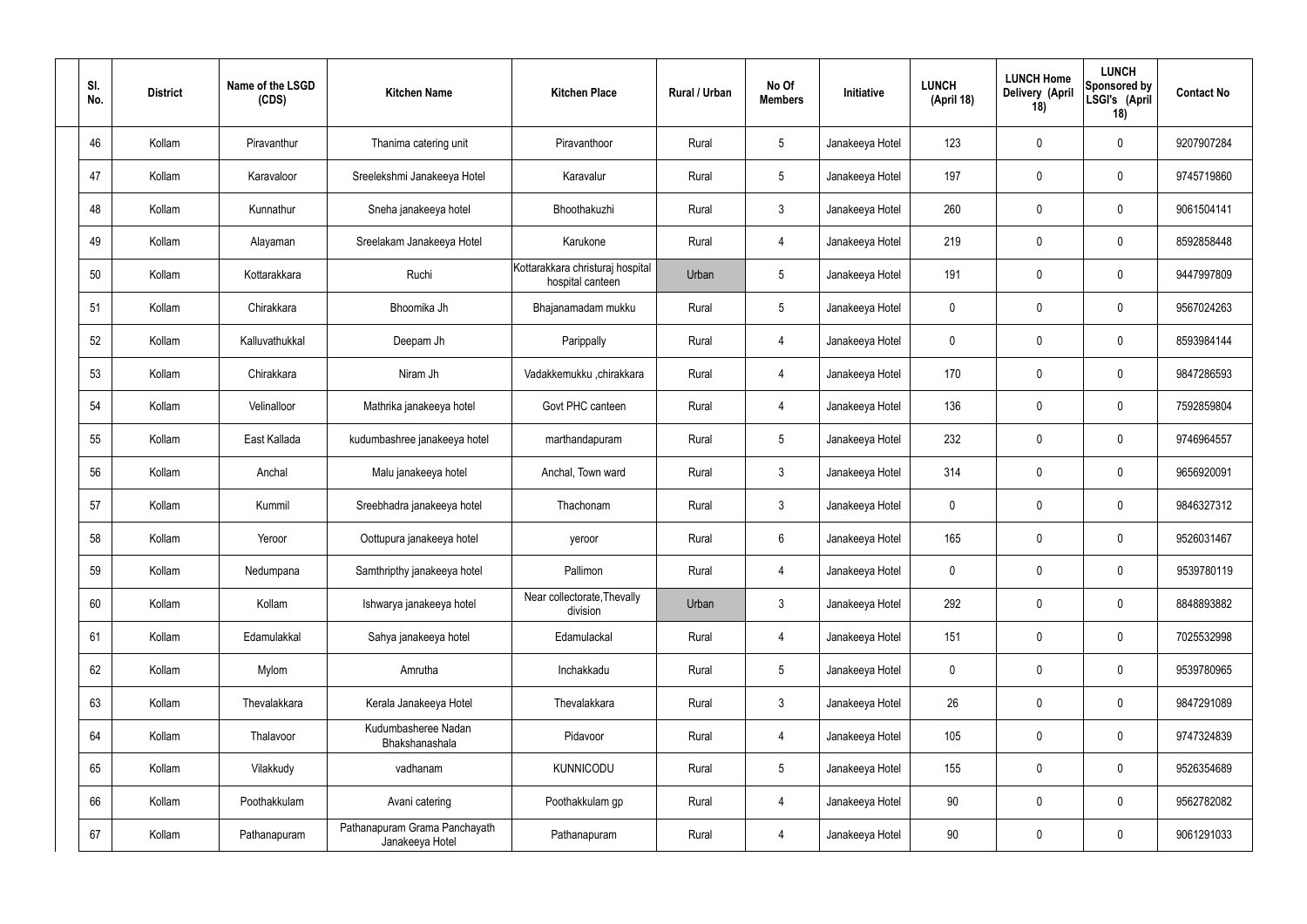| Sl. No. | District | Name of the LSGD (CDS) | Kitchen Name | Kitchen Place | Rural / Urban | No Of Members | Initiative | LUNCH (April 18) | LUNCH Home Delivery (April 18) | LUNCH Sponsored by LSGI's (April 18) | Contact No |
|---|---|---|---|---|---|---|---|---|---|---|---|
| 46 | Kollam | Piravanthur | Thanima catering unit | Piravanthoor | Rural | 5 | Janakeeya Hotel | 123 | 0 | 0 | 9207907284 |
| 47 | Kollam | Karavaloor | Sreelekshmi Janakeeya Hotel | Karavalur | Rural | 5 | Janakeeya Hotel | 197 | 0 | 0 | 9745719860 |
| 48 | Kollam | Kunnathur | Sneha janakeeya hotel | Bhoothakuzhi | Rural | 3 | Janakeeya Hotel | 260 | 0 | 0 | 9061504141 |
| 49 | Kollam | Alayaman | Sreelakam Janakeeya Hotel | Karukone | Rural | 4 | Janakeeya Hotel | 219 | 0 | 0 | 8592858448 |
| 50 | Kollam | Kottarakkara | Ruchi | Kottarakkara christuraj hospital hospital canteen | Urban | 5 | Janakeeya Hotel | 191 | 0 | 0 | 9447997809 |
| 51 | Kollam | Chirakkara | Bhoomika Jh | Bhajanamadam mukku | Rural | 5 | Janakeeya Hotel | 0 | 0 | 0 | 9567024263 |
| 52 | Kollam | Kalluvathukkal | Deepam Jh | Parippally | Rural | 4 | Janakeeya Hotel | 0 | 0 | 0 | 8593984144 |
| 53 | Kollam | Chirakkara | Niram Jh | Vadakkemukku ,chirakkara | Rural | 4 | Janakeeya Hotel | 170 | 0 | 0 | 9847286593 |
| 54 | Kollam | Velinalloor | Mathrika janakeeya hotel | Govt PHC canteen | Rural | 4 | Janakeeya Hotel | 136 | 0 | 0 | 7592859804 |
| 55 | Kollam | East Kallada | kudumbashree janakeeya hotel | marthandapuram | Rural | 5 | Janakeeya Hotel | 232 | 0 | 0 | 9746964557 |
| 56 | Kollam | Anchal | Malu janakeeya hotel | Anchal, Town ward | Rural | 3 | Janakeeya Hotel | 314 | 0 | 0 | 9656920091 |
| 57 | Kollam | Kummil | Sreebhadra janakeeya hotel | Thachonam | Rural | 3 | Janakeeya Hotel | 0 | 0 | 0 | 9846327312 |
| 58 | Kollam | Yeroor | Oottupura janakeeya hotel | yeroor | Rural | 6 | Janakeeya Hotel | 165 | 0 | 0 | 9526031467 |
| 59 | Kollam | Nedumpana | Samthripthy janakeeya hotel | Pallimon | Rural | 4 | Janakeeya Hotel | 0 | 0 | 0 | 9539780119 |
| 60 | Kollam | Kollam | Ishwarya janakeeya hotel | Near collectorate,Thevally division | Urban | 3 | Janakeeya Hotel | 292 | 0 | 0 | 8848893882 |
| 61 | Kollam | Edamulakkal | Sahya janakeeya hotel | Edamulackal | Rural | 4 | Janakeeya Hotel | 151 | 0 | 0 | 7025532998 |
| 62 | Kollam | Mylom | Amrutha | Inchakkadu | Rural | 5 | Janakeeya Hotel | 0 | 0 | 0 | 9539780965 |
| 63 | Kollam | Thevalakkara | Kerala Janakeeya Hotel | Thevalakkara | Rural | 3 | Janakeeya Hotel | 26 | 0 | 0 | 9847291089 |
| 64 | Kollam | Thalavoor | Kudumbasheree Nadan Bhakshanashala | Pidavoor | Rural | 4 | Janakeeya Hotel | 105 | 0 | 0 | 9747324839 |
| 65 | Kollam | Vilakkudy | vadhanam | KUNNICODU | Rural | 5 | Janakeeya Hotel | 155 | 0 | 0 | 9526354689 |
| 66 | Kollam | Poothakkulam | Avani catering | Poothakkulam gp | Rural | 4 | Janakeeya Hotel | 90 | 0 | 0 | 9562782082 |
| 67 | Kollam | Pathanapuram | Pathanapuram Grama Panchayath Janakeeya Hotel | Pathanapuram | Rural | 4 | Janakeeya Hotel | 90 | 0 | 0 | 9061291033 |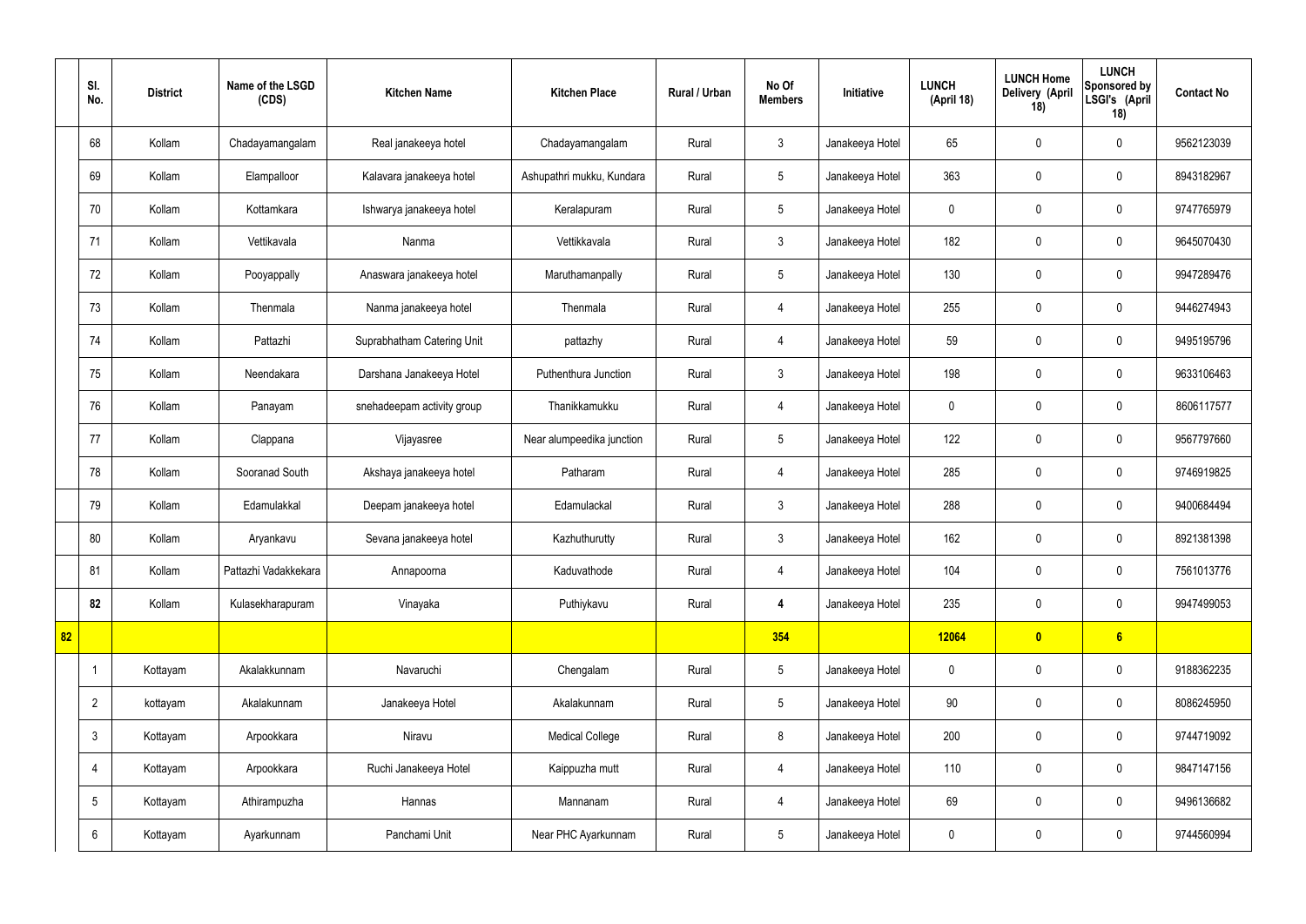|  | Sl. No. | District | Name of the LSGD (CDS) | Kitchen Name | Kitchen Place | Rural / Urban | No Of Members | Initiative | LUNCH (April 18) | LUNCH Home Delivery (April 18) | LUNCH Sponsored by LSGI's (April 18) | Contact No |
|---|---|---|---|---|---|---|---|---|---|---|---|---|
|  | 68 | Kollam | Chadayamangalam | Real janakeeya hotel | Chadayamangalam | Rural | 3 | Janakeeya Hotel | 65 | 0 | 0 | 9562123039 |
|  | 69 | Kollam | Elampalloor | Kalavara janakeeya hotel | Ashupathri mukku, Kundara | Rural | 5 | Janakeeya Hotel | 363 | 0 | 0 | 8943182967 |
|  | 70 | Kollam | Kottamkara | Ishwarya janakeeya hotel | Keralapuram | Rural | 5 | Janakeeya Hotel | 0 | 0 | 0 | 9747765979 |
|  | 71 | Kollam | Vettikavala | Nanma | Vettikkavala | Rural | 3 | Janakeeya Hotel | 182 | 0 | 0 | 9645070430 |
|  | 72 | Kollam | Pooyappally | Anaswara janakeeya hotel | Maruthamanpally | Rural | 5 | Janakeeya Hotel | 130 | 0 | 0 | 9947289476 |
|  | 73 | Kollam | Thenmala | Nanma janakeeya hotel | Thenmala | Rural | 4 | Janakeeya Hotel | 255 | 0 | 0 | 9446274943 |
|  | 74 | Kollam | Pattazhi | Suprabhatham Catering Unit | pattazhy | Rural | 4 | Janakeeya Hotel | 59 | 0 | 0 | 9495195796 |
|  | 75 | Kollam | Neendakara | Darshana Janakeeya Hotel | Puthenthura Junction | Rural | 3 | Janakeeya Hotel | 198 | 0 | 0 | 9633106463 |
|  | 76 | Kollam | Panayam | snehadeepam activity group | Thanikkamukku | Rural | 4 | Janakeeya Hotel | 0 | 0 | 0 | 8606117577 |
|  | 77 | Kollam | Clappana | Vijayasree | Near alumpeedika junction | Rural | 5 | Janakeeya Hotel | 122 | 0 | 0 | 9567797660 |
|  | 78 | Kollam | Sooranad South | Akshaya janakeeya hotel | Patharam | Rural | 4 | Janakeeya Hotel | 285 | 0 | 0 | 9746919825 |
|  | 79 | Kollam | Edamulakkal | Deepam janakeeya hotel | Edamulackal | Rural | 3 | Janakeeya Hotel | 288 | 0 | 0 | 9400684494 |
|  | 80 | Kollam | Aryankavu | Sevana janakeeya hotel | Kazhuthurutty | Rural | 3 | Janakeeya Hotel | 162 | 0 | 0 | 8921381398 |
|  | 81 | Kollam | Pattazhi Vadakkekara | Annapoorna | Kaduvathode | Rural | 4 | Janakeeya Hotel | 104 | 0 | 0 | 7561013776 |
|  | **82** | Kollam | Kulasekharapuram | Vinayaka | Puthiykavu | Rural | **4** | Janakeeya Hotel | 235 | 0 | 0 | 9947499053 |
| **82** |  |  |  |  |  |  | **354** |  | **12064** | **0** | **6** |  |
|  | 1 | Kottayam | Akalakkunnam | Navaruchi | Chengalam | Rural | 5 | Janakeeya Hotel | 0 | 0 | 0 | 9188362235 |
|  | 2 | kottayam | Akalakunnam | Janakeeya Hotel | Akalakunnam | Rural | 5 | Janakeeya Hotel | 90 | 0 | 0 | 8086245950 |
|  | 3 | Kottayam | Arpookkara | Niravu | Medical College | Rural | 8 | Janakeeya Hotel | 200 | 0 | 0 | 9744719092 |
|  | 4 | Kottayam | Arpookkara | Ruchi Janakeeya Hotel | Kaippuzha mutt | Rural | 4 | Janakeeya Hotel | 110 | 0 | 0 | 9847147156 |
|  | 5 | Kottayam | Athirampuzha | Hannas | Mannanam | Rural | 4 | Janakeeya Hotel | 69 | 0 | 0 | 9496136682 |
|  | 6 | Kottayam | Ayarkunnam | Panchami Unit | Near PHC Ayarkunnam | Rural | 5 | Janakeeya Hotel | 0 | 0 | 0 | 9744560994 |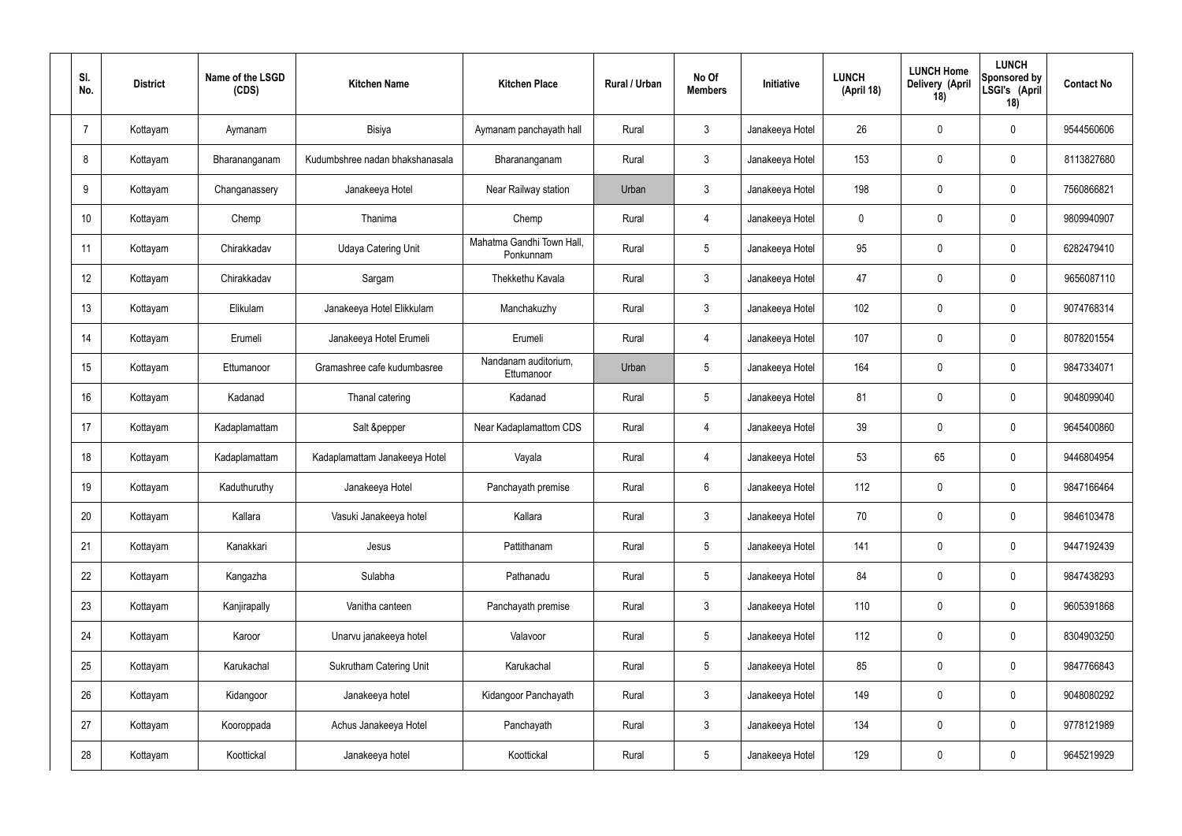| Sl. No. | District | Name of the LSGD (CDS) | Kitchen Name | Kitchen Place | Rural / Urban | No Of Members | Initiative | LUNCH (April 18) | LUNCH Home Delivery (April 18) | LUNCH Sponsored by LSGI's (April 18) | Contact No |
|---|---|---|---|---|---|---|---|---|---|---|---|
| 7 | Kottayam | Aymanam | Bisiya | Aymanam panchayath hall | Rural | 3 | Janakeeya Hotel | 26 | 0 | 0 | 9544560606 |
| 8 | Kottayam | Bharananganam | Kudumbshree nadan bhakshanasala | Bharananganam | Rural | 3 | Janakeeya Hotel | 153 | 0 | 0 | 8113827680 |
| 9 | Kottayam | Changanassery | Janakeeya Hotel | Near Railway station | Urban | 3 | Janakeeya Hotel | 198 | 0 | 0 | 7560866821 |
| 10 | Kottayam | Chemp | Thanima | Chemp | Rural | 4 | Janakeeya Hotel | 0 | 0 | 0 | 9809940907 |
| 11 | Kottayam | Chirakkadav | Udaya Catering Unit | Mahatma Gandhi Town Hall, Ponkunnam | Rural | 5 | Janakeeya Hotel | 95 | 0 | 0 | 6282479410 |
| 12 | Kottayam | Chirakkadav | Sargam | Thekkethu Kavala | Rural | 3 | Janakeeya Hotel | 47 | 0 | 0 | 9656087110 |
| 13 | Kottayam | Elikulam | Janakeeya Hotel Elikkulam | Manchakuzhy | Rural | 3 | Janakeeya Hotel | 102 | 0 | 0 | 9074768314 |
| 14 | Kottayam | Erumeli | Janakeeya Hotel Erumeli | Erumeli | Rural | 4 | Janakeeya Hotel | 107 | 0 | 0 | 8078201554 |
| 15 | Kottayam | Ettumanoor | Gramashree cafe kudumbasree | Nandanam auditorium, Ettumanoor | Urban | 5 | Janakeeya Hotel | 164 | 0 | 0 | 9847334071 |
| 16 | Kottayam | Kadanad | Thanal catering | Kadanad | Rural | 5 | Janakeeya Hotel | 81 | 0 | 0 | 9048099040 |
| 17 | Kottayam | Kadaplamattam | Salt &pepper | Near Kadaplamattom CDS | Rural | 4 | Janakeeya Hotel | 39 | 0 | 0 | 9645400860 |
| 18 | Kottayam | Kadaplamattam | Kadaplamattam Janakeeya Hotel | Vayala | Rural | 4 | Janakeeya Hotel | 53 | 65 | 0 | 9446804954 |
| 19 | Kottayam | Kaduthuruthy | Janakeeya Hotel | Panchayath premise | Rural | 6 | Janakeeya Hotel | 112 | 0 | 0 | 9847166464 |
| 20 | Kottayam | Kallara | Vasuki Janakeeya hotel | Kallara | Rural | 3 | Janakeeya Hotel | 70 | 0 | 0 | 9846103478 |
| 21 | Kottayam | Kanakkari | Jesus | Pattithanam | Rural | 5 | Janakeeya Hotel | 141 | 0 | 0 | 9447192439 |
| 22 | Kottayam | Kangazha | Sulabha | Pathanadu | Rural | 5 | Janakeeya Hotel | 84 | 0 | 0 | 9847438293 |
| 23 | Kottayam | Kanjirapally | Vanitha canteen | Panchayath premise | Rural | 3 | Janakeeya Hotel | 110 | 0 | 0 | 9605391868 |
| 24 | Kottayam | Karoor | Unarvu janakeeya hotel | Valavoor | Rural | 5 | Janakeeya Hotel | 112 | 0 | 0 | 8304903250 |
| 25 | Kottayam | Karukachal | Sukrutham Catering Unit | Karukachal | Rural | 5 | Janakeeya Hotel | 85 | 0 | 0 | 9847766843 |
| 26 | Kottayam | Kidangoor | Janakeeya hotel | Kidangoor Panchayath | Rural | 3 | Janakeeya Hotel | 149 | 0 | 0 | 9048080292 |
| 27 | Kottayam | Kooroppada | Achus Janakeeya Hotel | Panchayath | Rural | 3 | Janakeeya Hotel | 134 | 0 | 0 | 9778121989 |
| 28 | Kottayam | Koottickal | Janakeeya hotel | Koottickal | Rural | 5 | Janakeeya Hotel | 129 | 0 | 0 | 9645219929 |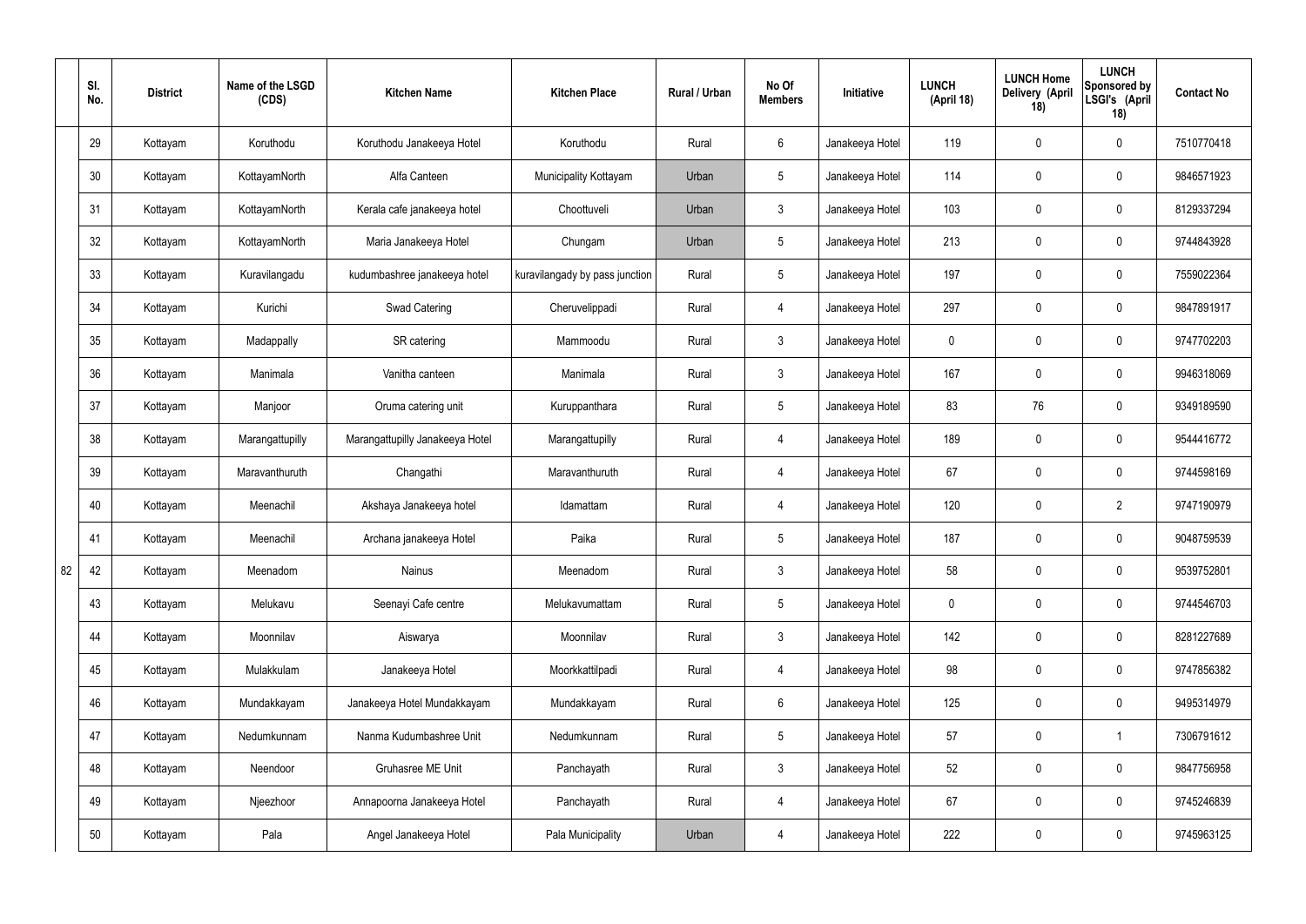| | Sl. No. | District | Name of the LSGD (CDS) | Kitchen Name | Kitchen Place | Rural / Urban | No Of Members | Initiative | LUNCH (April 18) | LUNCH Home Delivery (April 18) | LUNCH Sponsored by LSGI's (April 18) | Contact No |
|---|---|---|---|---|---|---|---|---|---|---|---|---|
| | 29 | Kottayam | Koruthodu | Koruthodu Janakeeya Hotel | Koruthodu | Rural | 6 | Janakeeya Hotel | 119 | 0 | 0 | 7510770418 |
| | 30 | Kottayam | KottayamNorth | Alfa Canteen | Municipality Kottayam | Urban | 5 | Janakeeya Hotel | 114 | 0 | 0 | 9846571923 |
| | 31 | Kottayam | KottayamNorth | Kerala cafe janakeeya hotel | Choottuveli | Urban | 3 | Janakeeya Hotel | 103 | 0 | 0 | 8129337294 |
| | 32 | Kottayam | KottayamNorth | Maria Janakeeya Hotel | Chungam | Urban | 5 | Janakeeya Hotel | 213 | 0 | 0 | 9744843928 |
| | 33 | Kottayam | Kuravilangadu | kudumbashree janakeeya hotel | kuravilangady by pass junction | Rural | 5 | Janakeeya Hotel | 197 | 0 | 0 | 7559022364 |
| | 34 | Kottayam | Kurichi | Swad Catering | Cheruvelippadi | Rural | 4 | Janakeeya Hotel | 297 | 0 | 0 | 9847891917 |
| | 35 | Kottayam | Madappally | SR catering | Mammoodu | Rural | 3 | Janakeeya Hotel | 0 | 0 | 0 | 9747702203 |
| | 36 | Kottayam | Manimala | Vanitha canteen | Manimala | Rural | 3 | Janakeeya Hotel | 167 | 0 | 0 | 9946318069 |
| | 37 | Kottayam | Manjoor | Oruma catering unit | Kuruppanthara | Rural | 5 | Janakeeya Hotel | 83 | 76 | 0 | 9349189590 |
| | 38 | Kottayam | Marangattupilly | Marangattupilly Janakeeya Hotel | Marangattupilly | Rural | 4 | Janakeeya Hotel | 189 | 0 | 0 | 9544416772 |
| | 39 | Kottayam | Maravanthuruth | Changathi | Maravanthuruth | Rural | 4 | Janakeeya Hotel | 67 | 0 | 0 | 9744598169 |
| | 40 | Kottayam | Meenachil | Akshaya Janakeeya hotel | Idamattam | Rural | 4 | Janakeeya Hotel | 120 | 0 | 2 | 9747190979 |
| | 41 | Kottayam | Meenachil | Archana janakeeya Hotel | Paika | Rural | 5 | Janakeeya Hotel | 187 | 0 | 0 | 9048759539 |
| 82 | 42 | Kottayam | Meenadom | Nainus | Meenadom | Rural | 3 | Janakeeya Hotel | 58 | 0 | 0 | 9539752801 |
| | 43 | Kottayam | Melukavu | Seenayi Cafe centre | Melukavumattam | Rural | 5 | Janakeeya Hotel | 0 | 0 | 0 | 9744546703 |
| | 44 | Kottayam | Moonnilav | Aiswarya | Moonnilav | Rural | 3 | Janakeeya Hotel | 142 | 0 | 0 | 8281227689 |
| | 45 | Kottayam | Mulakkulam | Janakeeya Hotel | Moorkkattilpadi | Rural | 4 | Janakeeya Hotel | 98 | 0 | 0 | 9747856382 |
| | 46 | Kottayam | Mundakkayam | Janakeeya Hotel Mundakkayam | Mundakkayam | Rural | 6 | Janakeeya Hotel | 125 | 0 | 0 | 9495314979 |
| | 47 | Kottayam | Nedumkunnam | Nanma Kudumbashree Unit | Nedumkunnam | Rural | 5 | Janakeeya Hotel | 57 | 0 | 1 | 7306791612 |
| | 48 | Kottayam | Neendoor | Gruhasree ME Unit | Panchayath | Rural | 3 | Janakeeya Hotel | 52 | 0 | 0 | 9847756958 |
| | 49 | Kottayam | Njeezhoor | Annapoorna Janakeeya Hotel | Panchayath | Rural | 4 | Janakeeya Hotel | 67 | 0 | 0 | 9745246839 |
| | 50 | Kottayam | Pala | Angel Janakeeya Hotel | Pala Municipality | Urban | 4 | Janakeeya Hotel | 222 | 0 | 0 | 9745963125 |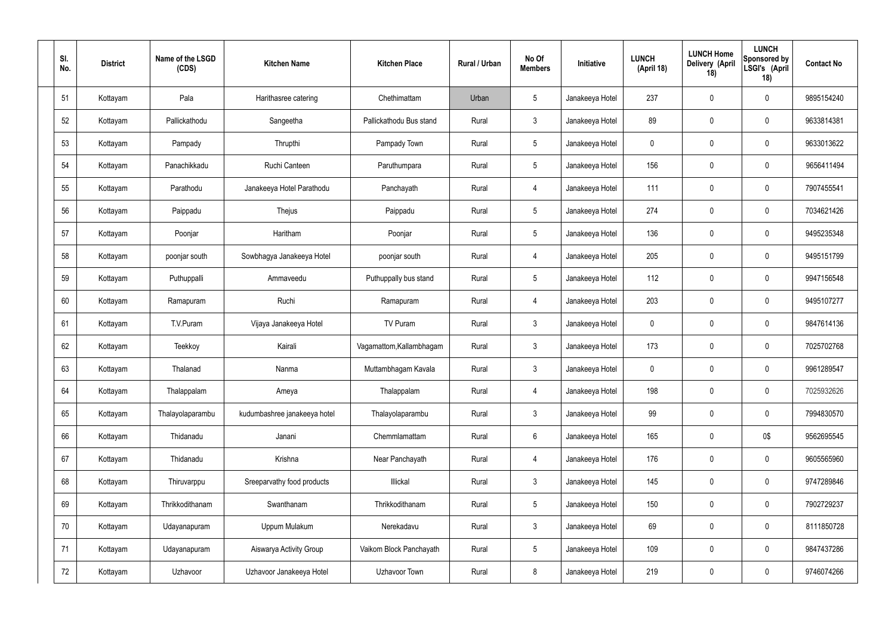| Sl. No. | District | Name of the LSGD (CDS) | Kitchen Name | Kitchen Place | Rural / Urban | No Of Members | Initiative | LUNCH (April 18) | LUNCH Home Delivery (April 18) | LUNCH Sponsored by LSGI's (April 18) | Contact No |
|---|---|---|---|---|---|---|---|---|---|---|---|
| 51 | Kottayam | Pala | Harithasree catering | Chethimattam | Urban | 5 | Janakeeya Hotel | 237 | 0 | 0 | 9895154240 |
| 52 | Kottayam | Pallickathodu | Sangeetha | Pallickathodu Bus stand | Rural | 3 | Janakeeya Hotel | 89 | 0 | 0 | 9633814381 |
| 53 | Kottayam | Pampady | Thrupthi | Pampady Town | Rural | 5 | Janakeeya Hotel | 0 | 0 | 0 | 9633013622 |
| 54 | Kottayam | Panachikkadu | Ruchi Canteen | Paruthumpara | Rural | 5 | Janakeeya Hotel | 156 | 0 | 0 | 9656411494 |
| 55 | Kottayam | Parathodu | Janakeeya Hotel Parathodu | Panchayath | Rural | 4 | Janakeeya Hotel | 111 | 0 | 0 | 7907455541 |
| 56 | Kottayam | Paippadu | Thejus | Paippadu | Rural | 5 | Janakeeya Hotel | 274 | 0 | 0 | 7034621426 |
| 57 | Kottayam | Poonjar | Haritham | Poonjar | Rural | 5 | Janakeeya Hotel | 136 | 0 | 0 | 9495235348 |
| 58 | Kottayam | poonjar south | Sowbhagya Janakeeya Hotel | poonjar south | Rural | 4 | Janakeeya Hotel | 205 | 0 | 0 | 9495151799 |
| 59 | Kottayam | Puthuppalli | Ammaveedu | Puthuppally bus stand | Rural | 5 | Janakeeya Hotel | 112 | 0 | 0 | 9947156548 |
| 60 | Kottayam | Ramapuram | Ruchi | Ramapuram | Rural | 4 | Janakeeya Hotel | 203 | 0 | 0 | 9495107277 |
| 61 | Kottayam | T.V.Puram | Vijaya Janakeeya Hotel | TV Puram | Rural | 3 | Janakeeya Hotel | 0 | 0 | 0 | 9847614136 |
| 62 | Kottayam | Teekkoy | Kairali | Vagamattom,Kallambhagam | Rural | 3 | Janakeeya Hotel | 173 | 0 | 0 | 7025702768 |
| 63 | Kottayam | Thalanad | Nanma | Muttambhagam Kavala | Rural | 3 | Janakeeya Hotel | 0 | 0 | 0 | 9961289547 |
| 64 | Kottayam | Thalappalam | Ameya | Thalappalam | Rural | 4 | Janakeeya Hotel | 198 | 0 | 0 | 7025932626 |
| 65 | Kottayam | Thalayolaparambu | kudumbashree janakeeya hotel | Thalayolaparambu | Rural | 3 | Janakeeya Hotel | 99 | 0 | 0 | 7994830570 |
| 66 | Kottayam | Thidanadu | Janani | Chemmlamattam | Rural | 6 | Janakeeya Hotel | 165 | 0 | 0$ | 9562695545 |
| 67 | Kottayam | Thidanadu | Krishna | Near Panchayath | Rural | 4 | Janakeeya Hotel | 176 | 0 | 0 | 9605565960 |
| 68 | Kottayam | Thiruvarppu | Sreeparvathy food products | Illickal | Rural | 3 | Janakeeya Hotel | 145 | 0 | 0 | 9747289846 |
| 69 | Kottayam | Thrikkodithanam | Swanthanam | Thrikkodithanam | Rural | 5 | Janakeeya Hotel | 150 | 0 | 0 | 7902729237 |
| 70 | Kottayam | Udayanapuram | Uppum Mulakum | Nerekadavu | Rural | 3 | Janakeeya Hotel | 69 | 0 | 0 | 8111850728 |
| 71 | Kottayam | Udayanapuram | Aiswarya Activity Group | Vaikom Block Panchayath | Rural | 5 | Janakeeya Hotel | 109 | 0 | 0 | 9847437286 |
| 72 | Kottayam | Uzhavoor | Uzhavoor Janakeeya Hotel | Uzhavoor Town | Rural | 8 | Janakeeya Hotel | 219 | 0 | 0 | 9746074266 |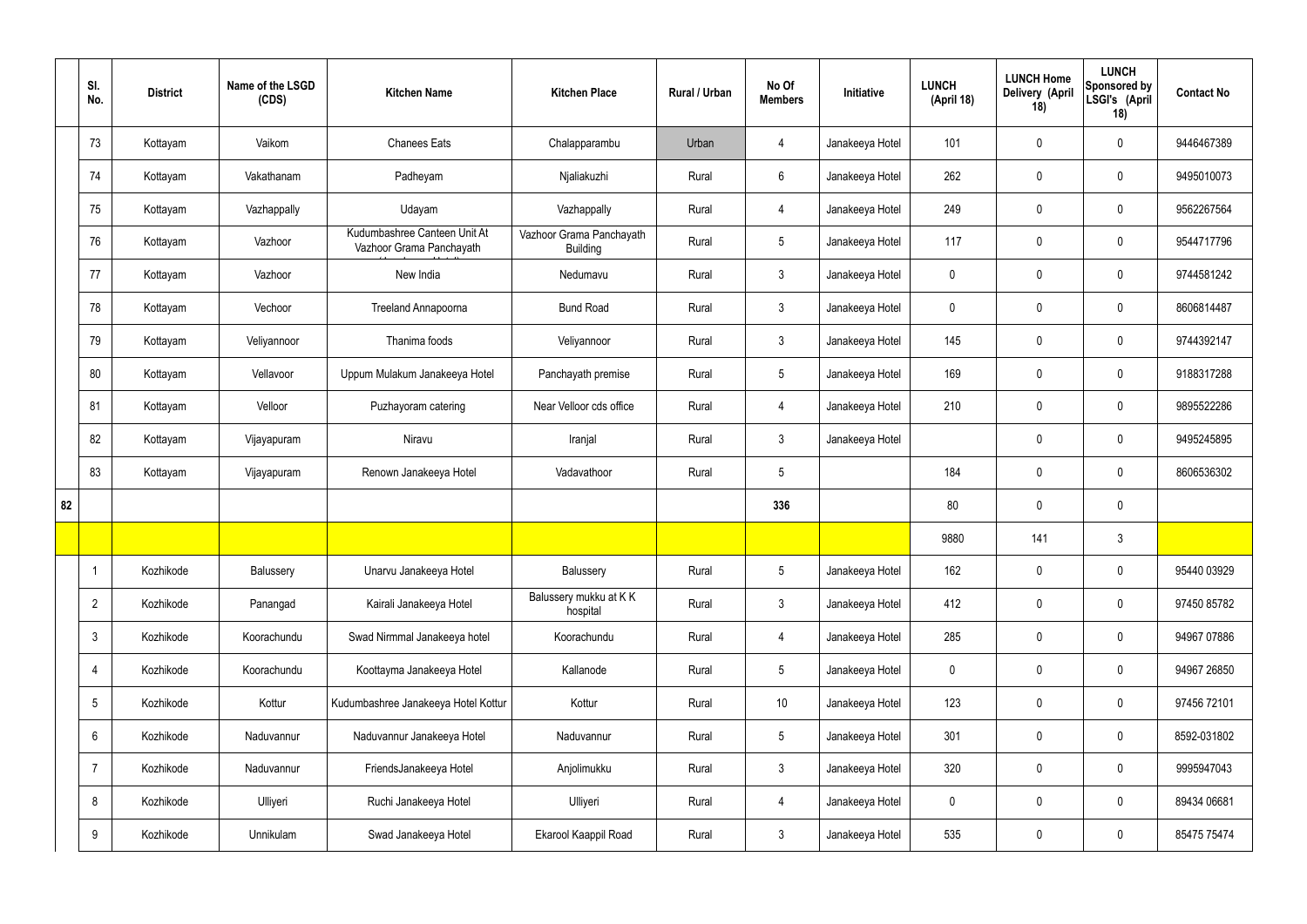|  | Sl. No. | District | Name of the LSGD (CDS) | Kitchen Name | Kitchen Place | Rural / Urban | No Of Members | Initiative | LUNCH (April 18) | LUNCH Home Delivery (April 18) | LUNCH Sponsored by LSGI's (April 18) | Contact No |
|---|---|---|---|---|---|---|---|---|---|---|---|---|
|  | 73 | Kottayam | Vaikom | Chanees Eats | Chalapparambu | Urban | 4 | Janakeeya Hotel | 101 | 0 | 0 | 9446467389 |
|  | 74 | Kottayam | Vakathanam | Padheyam | Njaliakuzhi | Rural | 6 | Janakeeya Hotel | 262 | 0 | 0 | 9495010073 |
|  | 75 | Kottayam | Vazhappally | Udayam | Vazhappally | Rural | 4 | Janakeeya Hotel | 249 | 0 | 0 | 9562267564 |
|  | 76 | Kottayam | Vazhoor | Kudumbashree Canteen Unit At Vazhoor Grama Panchayath | Vazhoor Grama Panchayath Building | Rural | 5 | Janakeeya Hotel | 117 | 0 | 0 | 9544717796 |
|  | 77 | Kottayam | Vazhoor | New India | Nedumavu | Rural | 3 | Janakeeya Hotel | 0 | 0 | 0 | 9744581242 |
|  | 78 | Kottayam | Vechoor | Treeland Annapoorna | Bund Road | Rural | 3 | Janakeeya Hotel | 0 | 0 | 0 | 8606814487 |
|  | 79 | Kottayam | Veliyannoor | Thanima foods | Veliyannoor | Rural | 3 | Janakeeya Hotel | 145 | 0 | 0 | 9744392147 |
|  | 80 | Kottayam | Vellavoor | Uppum Mulakum Janakeeya Hotel | Panchayath premise | Rural | 5 | Janakeeya Hotel | 169 | 0 | 0 | 9188317288 |
|  | 81 | Kottayam | Velloor | Puzhayoram catering | Near Velloor cds office | Rural | 4 | Janakeeya Hotel | 210 | 0 | 0 | 9895522286 |
|  | 82 | Kottayam | Vijayapuram | Niravu | Iranjal | Rural | 3 | Janakeeya Hotel |  | 0 | 0 | 9495245895 |
|  | 83 | Kottayam | Vijayapuram | Renown Janakeeya Hotel | Vadavathoor | Rural | 5 |  | 184 | 0 | 0 | 8606536302 |
| 82 |  |  |  |  |  |  | 336 |  | 80 | 0 | 0 |  |
|  |  |  |  |  |  |  |  |  | 9880 | 141 | 3 |  |
|  | 1 | Kozhikode | Balussery | Unarvu Janakeeya Hotel | Balussery | Rural | 5 | Janakeeya Hotel | 162 | 0 | 0 | 95440 03929 |
|  | 2 | Kozhikode | Panangad | Kairali Janakeeya Hotel | Balussery mukku at K K hospital | Rural | 3 | Janakeeya Hotel | 412 | 0 | 0 | 97450 85782 |
|  | 3 | Kozhikode | Koorachundu | Swad Nirmmal Janakeeya hotel | Koorachundu | Rural | 4 | Janakeeya Hotel | 285 | 0 | 0 | 94967 07886 |
|  | 4 | Kozhikode | Koorachundu | Koottayma Janakeeya Hotel | Kallanode | Rural | 5 | Janakeeya Hotel | 0 | 0 | 0 | 94967 26850 |
|  | 5 | Kozhikode | Kottur | Kudumbashree Janakeeya Hotel Kottur | Kottur | Rural | 10 | Janakeeya Hotel | 123 | 0 | 0 | 97456 72101 |
|  | 6 | Kozhikode | Naduvannur | Naduvannur Janakeeya Hotel | Naduvannur | Rural | 5 | Janakeeya Hotel | 301 | 0 | 0 | 8592-031802 |
|  | 7 | Kozhikode | Naduvannur | FriendsJanakeeya Hotel | Anjolimukku | Rural | 3 | Janakeeya Hotel | 320 | 0 | 0 | 9995947043 |
|  | 8 | Kozhikode | Ulliyeri | Ruchi Janakeeya Hotel | Ulliyeri | Rural | 4 | Janakeeya Hotel | 0 | 0 | 0 | 89434 06681 |
|  | 9 | Kozhikode | Unnikulam | Swad Janakeeya Hotel | Ekarool Kaappil Road | Rural | 3 | Janakeeya Hotel | 535 | 0 | 0 | 85475 75474 |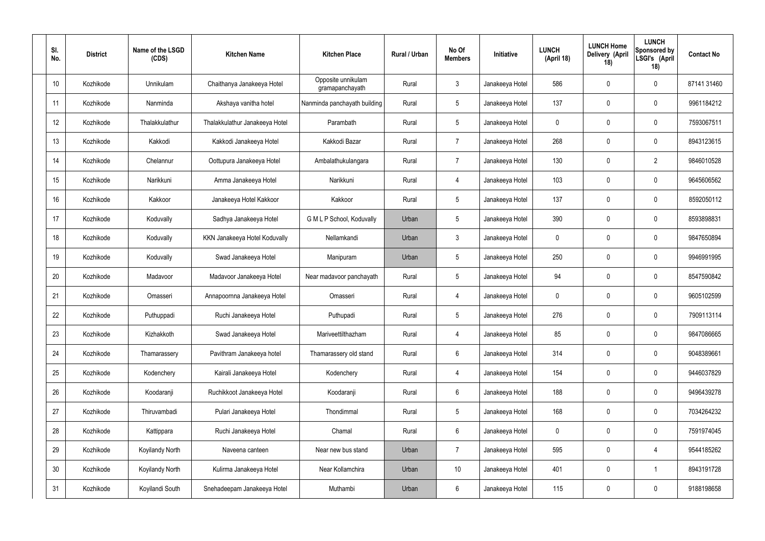| Sl. No. | District | Name of the LSGD (CDS) | Kitchen Name | Kitchen Place | Rural / Urban | No Of Members | Initiative | LUNCH (April 18) | LUNCH Home Delivery (April 18) | LUNCH Sponsored by LSGI's (April 18) | Contact No |
|---|---|---|---|---|---|---|---|---|---|---|---|
| 10 | Kozhikode | Unnikulam | Chaithanya Janakeeya Hotel | Opposite unnikulam gramapanchayath | Rural | 3 | Janakeeya Hotel | 586 | 0 | 0 | 87141 31460 |
| 11 | Kozhikode | Nanminda | Akshaya vanitha hotel | Nanminda panchayath building | Rural | 5 | Janakeeya Hotel | 137 | 0 | 0 | 9961184212 |
| 12 | Kozhikode | Thalakkulathur | Thalakkulathur Janakeeya Hotel | Parambath | Rural | 5 | Janakeeya Hotel | 0 | 0 | 0 | 7593067511 |
| 13 | Kozhikode | Kakkodi | Kakkodi Janakeeya Hotel | Kakkodi Bazar | Rural | 7 | Janakeeya Hotel | 268 | 0 | 0 | 8943123615 |
| 14 | Kozhikode | Chelannur | Oottupura Janakeeya Hotel | Ambalathukulangara | Rural | 7 | Janakeeya Hotel | 130 | 0 | 2 | 9846010528 |
| 15 | Kozhikode | Narikkuni | Amma Janakeeya Hotel | Narikkuni | Rural | 4 | Janakeeya Hotel | 103 | 0 | 0 | 9645606562 |
| 16 | Kozhikode | Kakkoor | Janakeeya Hotel Kakkoor | Kakkoor | Rural | 5 | Janakeeya Hotel | 137 | 0 | 0 | 8592050112 |
| 17 | Kozhikode | Koduvally | Sadhya Janakeeya Hotel | G M L P School, Koduvally | Urban | 5 | Janakeeya Hotel | 390 | 0 | 0 | 8593898831 |
| 18 | Kozhikode | Koduvally | KKN Janakeeya Hotel Koduvally | Nellamkandi | Urban | 3 | Janakeeya Hotel | 0 | 0 | 0 | 9847650894 |
| 19 | Kozhikode | Koduvally | Swad Janakeeya Hotel | Manipuram | Urban | 5 | Janakeeya Hotel | 250 | 0 | 0 | 9946991995 |
| 20 | Kozhikode | Madavoor | Madavoor Janakeeya Hotel | Near madavoor panchayath | Rural | 5 | Janakeeya Hotel | 94 | 0 | 0 | 8547590842 |
| 21 | Kozhikode | Omasseri | Annapoornna Janakeeya Hotel | Omasseri | Rural | 4 | Janakeeya Hotel | 0 | 0 | 0 | 9605102599 |
| 22 | Kozhikode | Puthuppadi | Ruchi Janakeeya Hotel | Puthupadi | Rural | 5 | Janakeeya Hotel | 276 | 0 | 0 | 7909113114 |
| 23 | Kozhikode | Kizhakkoth | Swad Janakeeya Hotel | Mariveettilthazham | Rural | 4 | Janakeeya Hotel | 85 | 0 | 0 | 9847086665 |
| 24 | Kozhikode | Thamarassery | Pavithram Janakeeya hotel | Thamarassery old stand | Rural | 6 | Janakeeya Hotel | 314 | 0 | 0 | 9048389661 |
| 25 | Kozhikode | Kodenchery | Kairali Janakeeya Hotel | Kodenchery | Rural | 4 | Janakeeya Hotel | 154 | 0 | 0 | 9446037829 |
| 26 | Kozhikode | Koodaranji | Ruchikkoot Janakeeya Hotel | Koodaranji | Rural | 6 | Janakeeya Hotel | 188 | 0 | 0 | 9496439278 |
| 27 | Kozhikode | Thiruvambadi | Pulari Janakeeya Hotel | Thondimmal | Rural | 5 | Janakeeya Hotel | 168 | 0 | 0 | 7034264232 |
| 28 | Kozhikode | Kattippara | Ruchi Janakeeya Hotel | Chamal | Rural | 6 | Janakeeya Hotel | 0 | 0 | 0 | 7591974045 |
| 29 | Kozhikode | Koyilandy North | Naveena canteen | Near new bus stand | Urban | 7 | Janakeeya Hotel | 595 | 0 | 4 | 9544185262 |
| 30 | Kozhikode | Koyilandy North | Kulirma Janakeeya Hotel | Near Kollamchira | Urban | 10 | Janakeeya Hotel | 401 | 0 | 1 | 8943191728 |
| 31 | Kozhikode | Koyilandi South | Snehadeepam Janakeeya Hotel | Muthambi | Urban | 6 | Janakeeya Hotel | 115 | 0 | 0 | 9188198658 |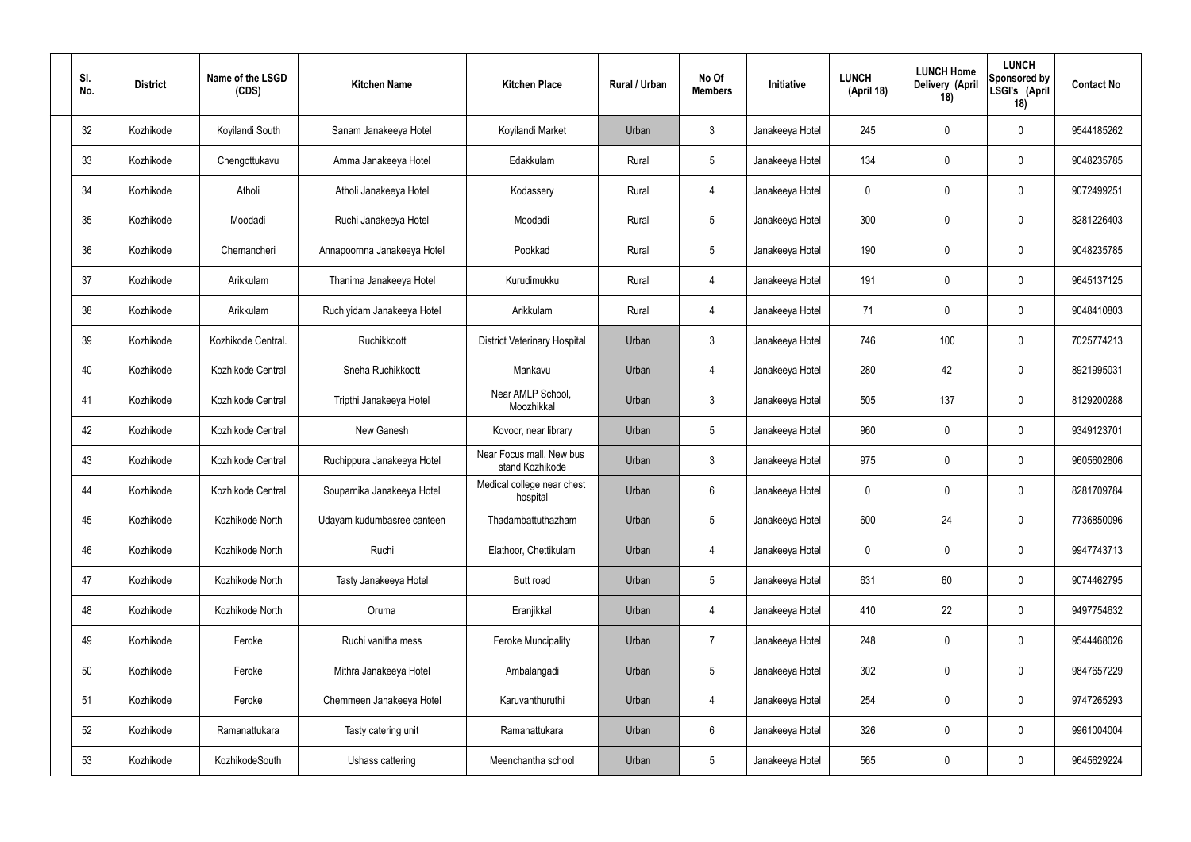| Sl. No. | District | Name of the LSGD (CDS) | Kitchen Name | Kitchen Place | Rural / Urban | No Of Members | Initiative | LUNCH (April 18) | LUNCH Home Delivery (April 18) | LUNCH Sponsored by LSGI's (April 18) | Contact No |
|---|---|---|---|---|---|---|---|---|---|---|---|
| 32 | Kozhikode | Koyilandi South | Sanam Janakeeya Hotel | Koyilandi Market | Urban | 3 | Janakeeya Hotel | 245 | 0 | 0 | 9544185262 |
| 33 | Kozhikode | Chengottukavu | Amma Janakeeya Hotel | Edakkulam | Rural | 5 | Janakeeya Hotel | 134 | 0 | 0 | 9048235785 |
| 34 | Kozhikode | Atholi | Atholi Janakeeya Hotel | Kodassery | Rural | 4 | Janakeeya Hotel | 0 | 0 | 0 | 9072499251 |
| 35 | Kozhikode | Moodadi | Ruchi Janakeeya Hotel | Moodadi | Rural | 5 | Janakeeya Hotel | 300 | 0 | 0 | 8281226403 |
| 36 | Kozhikode | Chemancheri | Annapoornna Janakeeya Hotel | Pookkad | Rural | 5 | Janakeeya Hotel | 190 | 0 | 0 | 9048235785 |
| 37 | Kozhikode | Arikkulam | Thanima Janakeeya Hotel | Kurudimukku | Rural | 4 | Janakeeya Hotel | 191 | 0 | 0 | 9645137125 |
| 38 | Kozhikode | Arikkulam | Ruchiyidam Janakeeya Hotel | Arikkulam | Rural | 4 | Janakeeya Hotel | 71 | 0 | 0 | 9048410803 |
| 39 | Kozhikode | Kozhikode Central. | Ruchikkoott | District Veterinary Hospital | Urban | 3 | Janakeeya Hotel | 746 | 100 | 0 | 7025774213 |
| 40 | Kozhikode | Kozhikode Central | Sneha Ruchikkoott | Mankavu | Urban | 4 | Janakeeya Hotel | 280 | 42 | 0 | 8921995031 |
| 41 | Kozhikode | Kozhikode Central | Tripthi Janakeeya Hotel | Near AMLP School, Moozhikkal | Urban | 3 | Janakeeya Hotel | 505 | 137 | 0 | 8129200288 |
| 42 | Kozhikode | Kozhikode Central | New Ganesh | Kovoor, near library | Urban | 5 | Janakeeya Hotel | 960 | 0 | 0 | 9349123701 |
| 43 | Kozhikode | Kozhikode Central | Ruchippura Janakeeya Hotel | Near Focus mall, New bus stand Kozhikode | Urban | 3 | Janakeeya Hotel | 975 | 0 | 0 | 9605602806 |
| 44 | Kozhikode | Kozhikode Central | Souparnika Janakeeya Hotel | Medical college near chest hospital | Urban | 6 | Janakeeya Hotel | 0 | 0 | 0 | 8281709784 |
| 45 | Kozhikode | Kozhikode North | Udayam kudumbasree canteen | Thadambattuthazham | Urban | 5 | Janakeeya Hotel | 600 | 24 | 0 | 7736850096 |
| 46 | Kozhikode | Kozhikode North | Ruchi | Elathoor, Chettikulam | Urban | 4 | Janakeeya Hotel | 0 | 0 | 0 | 9947743713 |
| 47 | Kozhikode | Kozhikode North | Tasty Janakeeya Hotel | Butt road | Urban | 5 | Janakeeya Hotel | 631 | 60 | 0 | 9074462795 |
| 48 | Kozhikode | Kozhikode North | Oruma | Eranjikkal | Urban | 4 | Janakeeya Hotel | 410 | 22 | 0 | 9497754632 |
| 49 | Kozhikode | Feroke | Ruchi vanitha mess | Feroke Muncipality | Urban | 7 | Janakeeya Hotel | 248 | 0 | 0 | 9544468026 |
| 50 | Kozhikode | Feroke | Mithra Janakeeya Hotel | Ambalangadi | Urban | 5 | Janakeeya Hotel | 302 | 0 | 0 | 9847657229 |
| 51 | Kozhikode | Feroke | Chemmeen Janakeeya Hotel | Karuvanthuruthi | Urban | 4 | Janakeeya Hotel | 254 | 0 | 0 | 9747265293 |
| 52 | Kozhikode | Ramanattukara | Tasty catering unit | Ramanattukara | Urban | 6 | Janakeeya Hotel | 326 | 0 | 0 | 9961004004 |
| 53 | Kozhikode | KozhikodeSouth | Ushass cattering | Meenchantha school | Urban | 5 | Janakeeya Hotel | 565 | 0 | 0 | 9645629224 |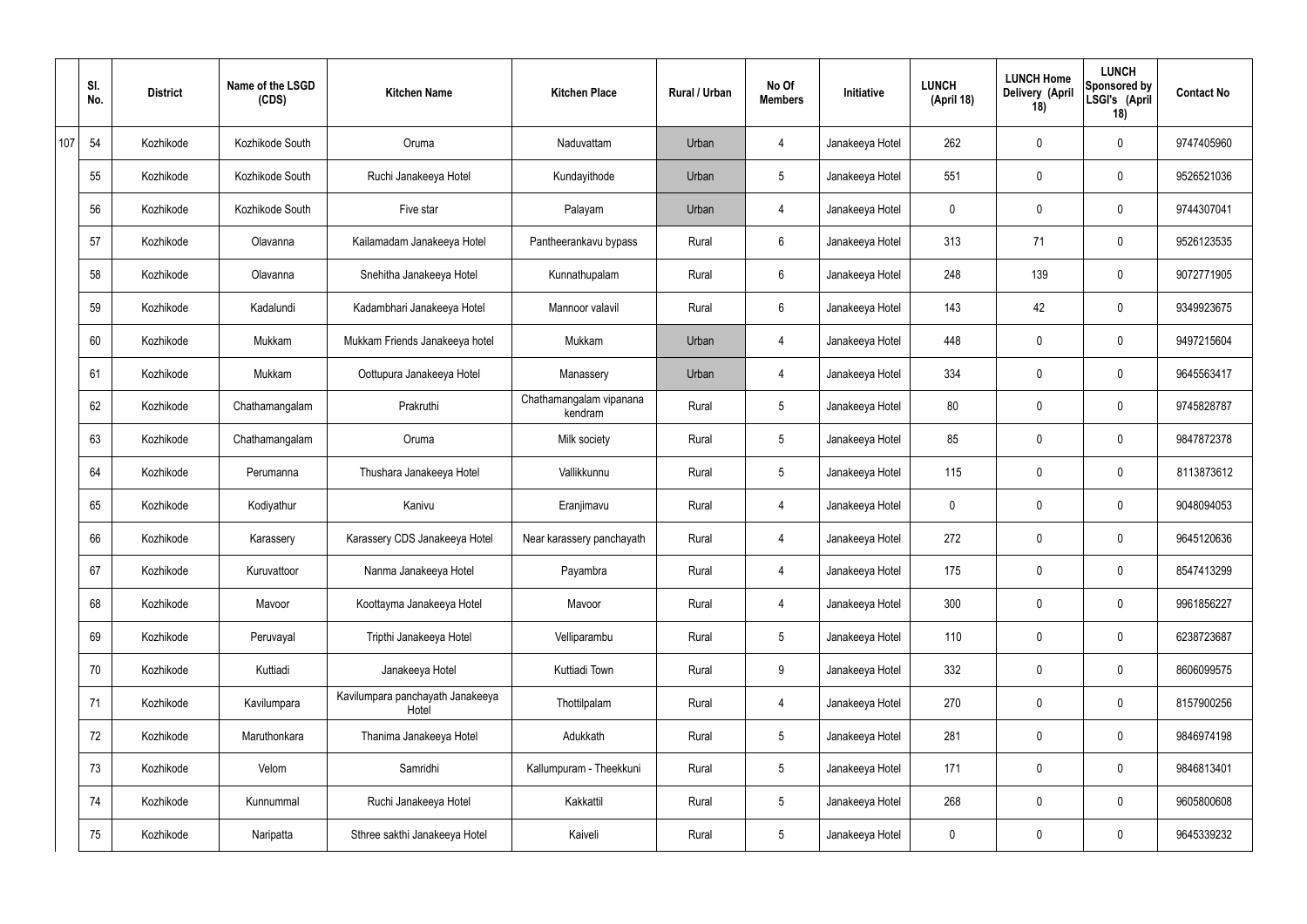|  | Sl. No. | District | Name of the LSGD (CDS) | Kitchen Name | Kitchen Place | Rural / Urban | No Of Members | Initiative | LUNCH (April 18) | LUNCH Home Delivery (April 18) | LUNCH Sponsored by LSGI's (April 18) | Contact No |
|---|---|---|---|---|---|---|---|---|---|---|---|---|
| 107 | 54 | Kozhikode | Kozhikode South | Oruma | Naduvattam | Urban | 4 | Janakeeya Hotel | 262 | 0 | 0 | 9747405960 |
|  | 55 | Kozhikode | Kozhikode South | Ruchi Janakeeya Hotel | Kundayithode | Urban | 5 | Janakeeya Hotel | 551 | 0 | 0 | 9526521036 |
|  | 56 | Kozhikode | Kozhikode South | Five star | Palayam | Urban | 4 | Janakeeya Hotel | 0 | 0 | 0 | 9744307041 |
|  | 57 | Kozhikode | Olavanna | Kailamadam Janakeeya Hotel | Pantheerankavu bypass | Rural | 6 | Janakeeya Hotel | 313 | 71 | 0 | 9526123535 |
|  | 58 | Kozhikode | Olavanna | Snehitha Janakeeya Hotel | Kunnathupalam | Rural | 6 | Janakeeya Hotel | 248 | 139 | 0 | 9072771905 |
|  | 59 | Kozhikode | Kadalundi | Kadambhari Janakeeya Hotel | Mannoor valavil | Rural | 6 | Janakeeya Hotel | 143 | 42 | 0 | 9349923675 |
|  | 60 | Kozhikode | Mukkam | Mukkam Friends Janakeeya hotel | Mukkam | Urban | 4 | Janakeeya Hotel | 448 | 0 | 0 | 9497215604 |
|  | 61 | Kozhikode | Mukkam | Oottupura Janakeeya Hotel | Manassery | Urban | 4 | Janakeeya Hotel | 334 | 0 | 0 | 9645563417 |
|  | 62 | Kozhikode | Chathamangalam | Prakruthi | Chathamangalam vipanana kendram | Rural | 5 | Janakeeya Hotel | 80 | 0 | 0 | 9745828787 |
|  | 63 | Kozhikode | Chathamangalam | Oruma | Milk society | Rural | 5 | Janakeeya Hotel | 85 | 0 | 0 | 9847872378 |
|  | 64 | Kozhikode | Perumanna | Thushara Janakeeya Hotel | Vallikkunnu | Rural | 5 | Janakeeya Hotel | 115 | 0 | 0 | 8113873612 |
|  | 65 | Kozhikode | Kodiyathur | Kanivu | Eranjimavu | Rural | 4 | Janakeeya Hotel | 0 | 0 | 0 | 9048094053 |
|  | 66 | Kozhikode | Karassery | Karassery CDS Janakeeya Hotel | Near karassery panchayath | Rural | 4 | Janakeeya Hotel | 272 | 0 | 0 | 9645120636 |
|  | 67 | Kozhikode | Kuruvattoor | Nanma Janakeeya Hotel | Payambra | Rural | 4 | Janakeeya Hotel | 175 | 0 | 0 | 8547413299 |
|  | 68 | Kozhikode | Mavoor | Koottayma Janakeeya Hotel | Mavoor | Rural | 4 | Janakeeya Hotel | 300 | 0 | 0 | 9961856227 |
|  | 69 | Kozhikode | Peruvayal | Tripthi Janakeeya Hotel | Velliparambu | Rural | 5 | Janakeeya Hotel | 110 | 0 | 0 | 6238723687 |
|  | 70 | Kozhikode | Kuttiadi | Janakeeya Hotel | Kuttiadi Town | Rural | 9 | Janakeeya Hotel | 332 | 0 | 0 | 8606099575 |
|  | 71 | Kozhikode | Kavilumpara | Kavilumpara panchayath Janakeeya Hotel | Thottilpalam | Rural | 4 | Janakeeya Hotel | 270 | 0 | 0 | 8157900256 |
|  | 72 | Kozhikode | Maruthonkara | Thanima Janakeeya Hotel | Adukkath | Rural | 5 | Janakeeya Hotel | 281 | 0 | 0 | 9846974198 |
|  | 73 | Kozhikode | Velom | Samridhi | Kallumpuram - Theekkuni | Rural | 5 | Janakeeya Hotel | 171 | 0 | 0 | 9846813401 |
|  | 74 | Kozhikode | Kunnummal | Ruchi Janakeeya Hotel | Kakkattil | Rural | 5 | Janakeeya Hotel | 268 | 0 | 0 | 9605800608 |
|  | 75 | Kozhikode | Naripatta | Sthree sakthi Janakeeya Hotel | Kaiveli | Rural | 5 | Janakeeya Hotel | 0 | 0 | 0 | 9645339232 |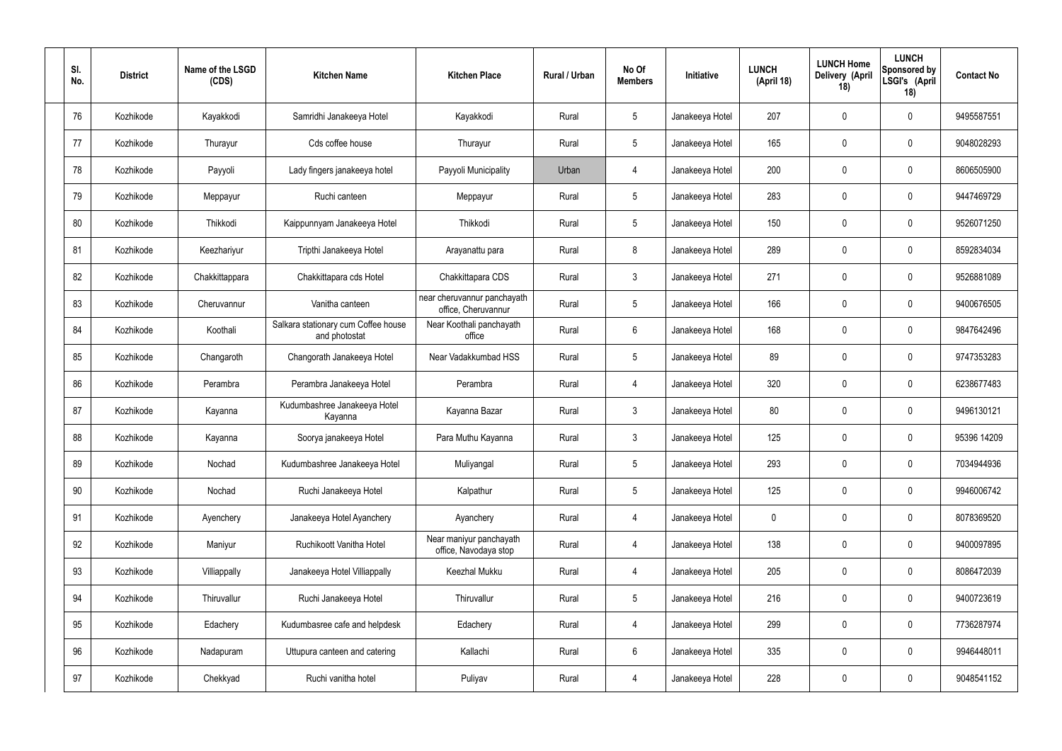| Sl. No. | District | Name of the LSGD (CDS) | Kitchen Name | Kitchen Place | Rural / Urban | No Of Members | Initiative | LUNCH (April 18) | LUNCH Home Delivery (April 18) | LUNCH Sponsored by LSGI's (April 18) | Contact No |
|---|---|---|---|---|---|---|---|---|---|---|---|
| 76 | Kozhikode | Kayakkodi | Samridhi Janakeeya Hotel | Kayakkodi | Rural | 5 | Janakeeya Hotel | 207 | 0 | 0 | 9495587551 |
| 77 | Kozhikode | Thurayur | Cds coffee house | Thurayur | Rural | 5 | Janakeeya Hotel | 165 | 0 | 0 | 9048028293 |
| 78 | Kozhikode | Payyoli | Lady fingers janakeeya hotel | Payyoli Municipality | Urban | 4 | Janakeeya Hotel | 200 | 0 | 0 | 8606505900 |
| 79 | Kozhikode | Meppayur | Ruchi canteen | Meppayur | Rural | 5 | Janakeeya Hotel | 283 | 0 | 0 | 9447469729 |
| 80 | Kozhikode | Thikkodi | Kaippunnyam Janakeeya Hotel | Thikkodi | Rural | 5 | Janakeeya Hotel | 150 | 0 | 0 | 9526071250 |
| 81 | Kozhikode | Keezhariyur | Tripthi Janakeeya Hotel | Arayanattu para | Rural | 8 | Janakeeya Hotel | 289 | 0 | 0 | 8592834034 |
| 82 | Kozhikode | Chakkittappara | Chakkittapara cds Hotel | Chakkittapara CDS | Rural | 3 | Janakeeya Hotel | 271 | 0 | 0 | 9526881089 |
| 83 | Kozhikode | Cheruvannur | Vanitha canteen | near cheruvannur panchayath office, Cheruvannur | Rural | 5 | Janakeeya Hotel | 166 | 0 | 0 | 9400676505 |
| 84 | Kozhikode | Koothali | Salkara stationary cum Coffee house and photostat | Near Koothali panchayath office | Rural | 6 | Janakeeya Hotel | 168 | 0 | 0 | 9847642496 |
| 85 | Kozhikode | Changaroth | Changorath Janakeeya Hotel | Near Vadakkumbad HSS | Rural | 5 | Janakeeya Hotel | 89 | 0 | 0 | 9747353283 |
| 86 | Kozhikode | Perambra | Perambra Janakeeya Hotel | Perambra | Rural | 4 | Janakeeya Hotel | 320 | 0 | 0 | 6238677483 |
| 87 | Kozhikode | Kayanna | Kudumbashree Janakeeya Hotel Kayanna | Kayanna Bazar | Rural | 3 | Janakeeya Hotel | 80 | 0 | 0 | 9496130121 |
| 88 | Kozhikode | Kayanna | Soorya janakeeya Hotel | Para Muthu Kayanna | Rural | 3 | Janakeeya Hotel | 125 | 0 | 0 | 95396 14209 |
| 89 | Kozhikode | Nochad | Kudumbashree Janakeeya Hotel | Muliyangal | Rural | 5 | Janakeeya Hotel | 293 | 0 | 0 | 7034944936 |
| 90 | Kozhikode | Nochad | Ruchi Janakeeya Hotel | Kalpathur | Rural | 5 | Janakeeya Hotel | 125 | 0 | 0 | 9946006742 |
| 91 | Kozhikode | Ayenchery | Janakeeya Hotel Ayanchery | Ayanchery | Rural | 4 | Janakeeya Hotel | 0 | 0 | 0 | 8078369520 |
| 92 | Kozhikode | Maniyur | Ruchikoott Vanitha Hotel | Near maniyur panchayath office, Navodaya stop | Rural | 4 | Janakeeya Hotel | 138 | 0 | 0 | 9400097895 |
| 93 | Kozhikode | Villiappally | Janakeeya Hotel Villiappally | Keezhal Mukku | Rural | 4 | Janakeeya Hotel | 205 | 0 | 0 | 8086472039 |
| 94 | Kozhikode | Thiruvallur | Ruchi Janakeeya Hotel | Thiruvallur | Rural | 5 | Janakeeya Hotel | 216 | 0 | 0 | 9400723619 |
| 95 | Kozhikode | Edachery | Kudumbasree cafe and helpdesk | Edachery | Rural | 4 | Janakeeya Hotel | 299 | 0 | 0 | 7736287974 |
| 96 | Kozhikode | Nadapuram | Uttupura canteen and catering | Kallachi | Rural | 6 | Janakeeya Hotel | 335 | 0 | 0 | 9946448011 |
| 97 | Kozhikode | Chekkyad | Ruchi vanitha hotel | Puliyav | Rural | 4 | Janakeeya Hotel | 228 | 0 | 0 | 9048541152 |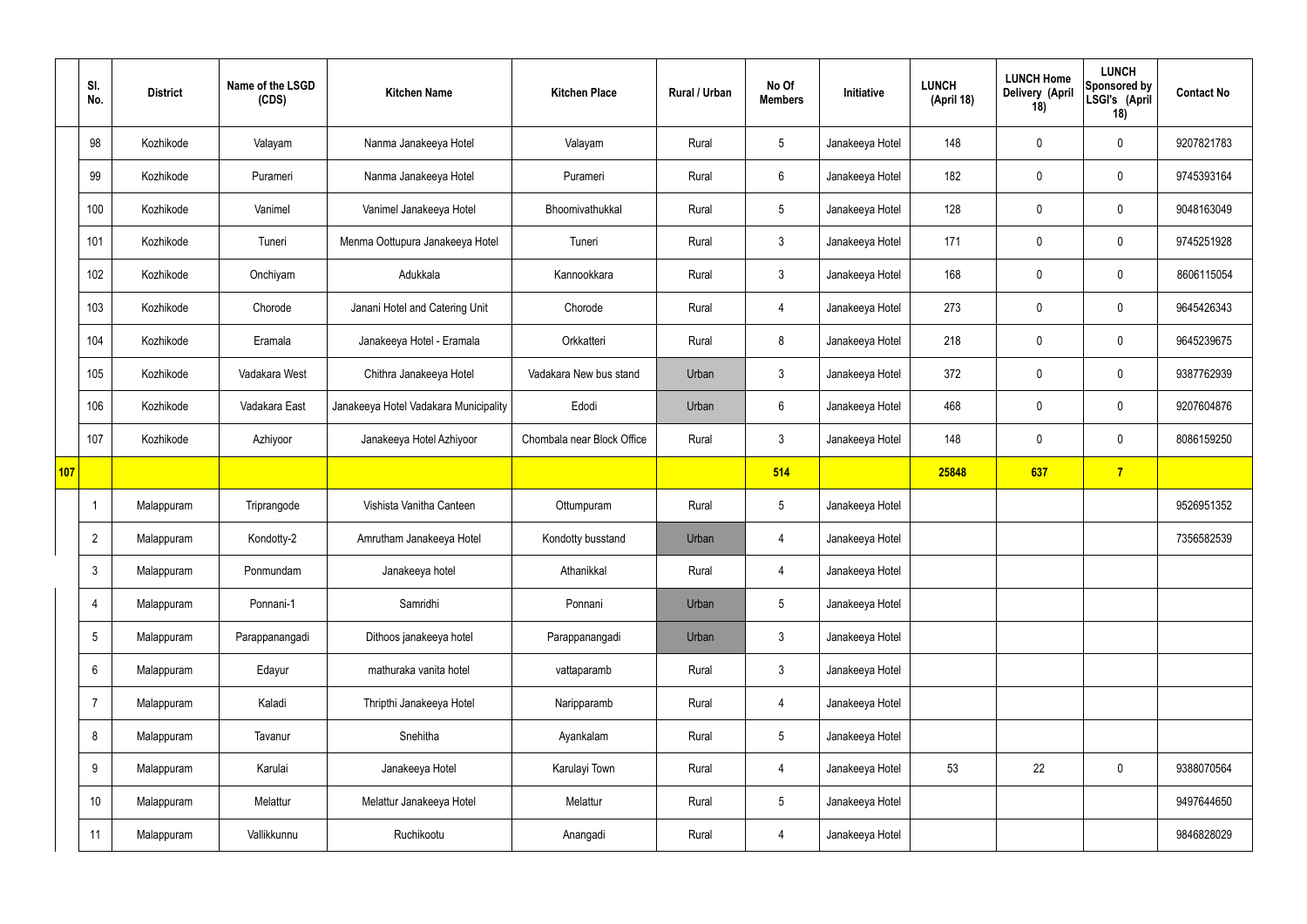|  | Sl. No. | District | Name of the LSGD (CDS) | Kitchen Name | Kitchen Place | Rural / Urban | No Of Members | Initiative | LUNCH (April 18) | LUNCH Home Delivery (April 18) | LUNCH Sponsored by LSGI's (April 18) | Contact No |
|---|---|---|---|---|---|---|---|---|---|---|---|---|
|  | 98 | Kozhikode | Valayam | Nanma Janakeeya Hotel | Valayam | Rural | 5 | Janakeeya Hotel | 148 | 0 | 0 | 9207821783 |
|  | 99 | Kozhikode | Purameri | Nanma Janakeeya Hotel | Purameri | Rural | 6 | Janakeeya Hotel | 182 | 0 | 0 | 9745393164 |
|  | 100 | Kozhikode | Vanimel | Vanimel Janakeeya Hotel | Bhoomivathukkal | Rural | 5 | Janakeeya Hotel | 128 | 0 | 0 | 9048163049 |
|  | 101 | Kozhikode | Tuneri | Menma Oottupura Janakeeya Hotel | Tuneri | Rural | 3 | Janakeeya Hotel | 171 | 0 | 0 | 9745251928 |
|  | 102 | Kozhikode | Onchiyam | Adukkala | Kannookkara | Rural | 3 | Janakeeya Hotel | 168 | 0 | 0 | 8606115054 |
|  | 103 | Kozhikode | Chorode | Janani Hotel and Catering Unit | Chorode | Rural | 4 | Janakeeya Hotel | 273 | 0 | 0 | 9645426343 |
|  | 104 | Kozhikode | Eramala | Janakeeya Hotel - Eramala | Orkkatteri | Rural | 8 | Janakeeya Hotel | 218 | 0 | 0 | 9645239675 |
|  | 105 | Kozhikode | Vadakara West | Chithra Janakeeya Hotel | Vadakara New bus stand | Urban | 3 | Janakeeya Hotel | 372 | 0 | 0 | 9387762939 |
|  | 106 | Kozhikode | Vadakara East | Janakeeya Hotel Vadakara Municipality | Edodi | Urban | 6 | Janakeeya Hotel | 468 | 0 | 0 | 9207604876 |
|  | 107 | Kozhikode | Azhiyoor | Janakeeya Hotel Azhiyoor | Chombala near Block Office | Rural | 3 | Janakeeya Hotel | 148 | 0 | 0 | 8086159250 |
| 107 |  |  |  |  |  |  | 514 |  | 25848 | 637 | 7 |  |
|  | 1 | Malappuram | Triprangode | Vishista Vanitha Canteen | Ottumpuram | Rural | 5 | Janakeeya Hotel |  |  |  | 9526951352 |
|  | 2 | Malappuram | Kondotty-2 | Amrutham Janakeeya Hotel | Kondotty busstand | Urban | 4 | Janakeeya Hotel |  |  |  | 7356582539 |
|  | 3 | Malappuram | Ponmundam | Janakeeya hotel | Athanikkal | Rural | 4 | Janakeeya Hotel |  |  |  |  |
|  | 4 | Malappuram | Ponnani-1 | Samridhi | Ponnani | Urban | 5 | Janakeeya Hotel |  |  |  |  |
|  | 5 | Malappuram | Parappanangadi | Dithoos janakeeya hotel | Parappanangadi | Urban | 3 | Janakeeya Hotel |  |  |  |  |
|  | 6 | Malappuram | Edayur | mathuraka vanita hotel | vattaparamb | Rural | 3 | Janakeeya Hotel |  |  |  |  |
|  | 7 | Malappuram | Kaladi | Thripthi Janakeeya Hotel | Naripparamb | Rural | 4 | Janakeeya Hotel |  |  |  |  |
|  | 8 | Malappuram | Tavanur | Snehitha | Ayankalam | Rural | 5 | Janakeeya Hotel |  |  |  |  |
|  | 9 | Malappuram | Karulai | Janakeeya Hotel | Karulayi Town | Rural | 4 | Janakeeya Hotel | 53 | 22 | 0 | 9388070564 |
|  | 10 | Malappuram | Melattur | Melattur Janakeeya Hotel | Melattur | Rural | 5 | Janakeeya Hotel |  |  |  | 9497644650 |
|  | 11 | Malappuram | Vallikkunnu | Ruchikootu | Anangadi | Rural | 4 | Janakeeya Hotel |  |  |  | 9846828029 |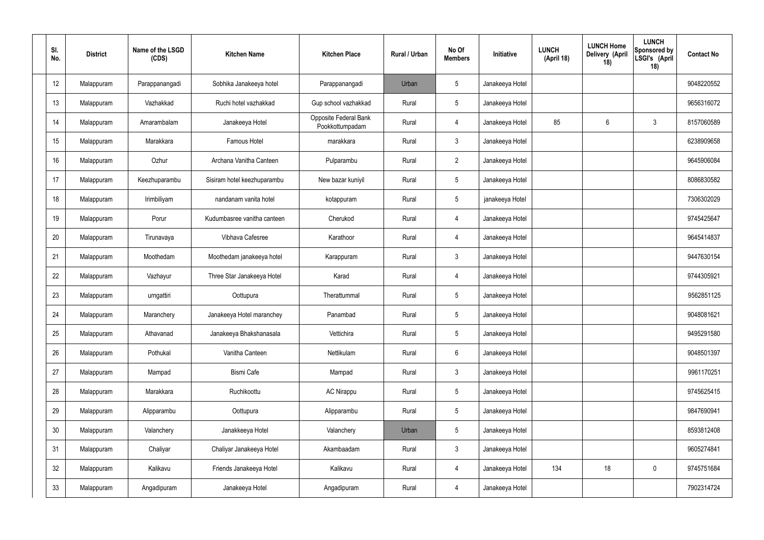| Sl. No. | District | Name of the LSGD (CDS) | Kitchen Name | Kitchen Place | Rural / Urban | No Of Members | Initiative | LUNCH (April 18) | LUNCH Home Delivery (April 18) | LUNCH Sponsored by LSGI's (April 18) | Contact No |
|---|---|---|---|---|---|---|---|---|---|---|---|
| 12 | Malappuram | Parappanangadi | Sobhika Janakeeya hotel | Parappanangadi | Urban | 5 | Janakeeya Hotel | | | | 9048220552 |
| 13 | Malappuram | Vazhakkad | Ruchi hotel vazhakkad | Gup school vazhakkad | Rural | 5 | Janakeeya Hotel | | | | 9656316072 |
| 14 | Malappuram | Amarambalam | Janakeeya Hotel | Opposite Federal Bank Pookkottumpadam | Rural | 4 | Janakeeya Hotel | 85 | 6 | 3 | 8157060589 |
| 15 | Malappuram | Marakkara | Famous Hotel | marakkara | Rural | 3 | Janakeeya Hotel | | | | 6238909658 |
| 16 | Malappuram | Ozhur | Archana Vanitha Canteen | Pulparambu | Rural | 2 | Janakeeya Hotel | | | | 9645906084 |
| 17 | Malappuram | Keezhuparambu | Sisiram hotel keezhuparambu | New bazar kuniyil | Rural | 5 | Janakeeya Hotel | | | | 8086830582 |
| 18 | Malappuram | Irimbiliyam | nandanam vanita hotel | kotappuram | Rural | 5 | janakeeya Hotel | | | | 7306302029 |
| 19 | Malappuram | Porur | Kudumbasree vanitha canteen | Cherukod | Rural | 4 | Janakeeya Hotel | | | | 9745425647 |
| 20 | Malappuram | Tirunavaya | Vibhava Cafesree | Karathoor | Rural | 4 | Janakeeya Hotel | | | | 9645414837 |
| 21 | Malappuram | Moothedam | Moothedam janakeeya hotel | Karappuram | Rural | 3 | Janakeeya Hotel | | | | 9447630154 |
| 22 | Malappuram | Vazhayur | Three Star Janakeeya Hotel | Karad | Rural | 4 | Janakeeya Hotel | | | | 9744305921 |
| 23 | Malappuram | urngattiri | Oottupura | Therattummal | Rural | 5 | Janakeeya Hotel | | | | 9562851125 |
| 24 | Malappuram | Maranchery | Janakeeya Hotel maranchey | Panambad | Rural | 5 | Janakeeya Hotel | | | | 9048081621 |
| 25 | Malappuram | Athavanad | Janakeeya Bhakshanasala | Vettichira | Rural | 5 | Janakeeya Hotel | | | | 9495291580 |
| 26 | Malappuram | Pothukal | Vanitha Canteen | Nettikulam | Rural | 6 | Janakeeya Hotel | | | | 9048501397 |
| 27 | Malappuram | Mampad | Bismi Cafe | Mampad | Rural | 3 | Janakeeya Hotel | | | | 9961170251 |
| 28 | Malappuram | Marakkara | Ruchikoottu | AC Nirappu | Rural | 5 | Janakeeya Hotel | | | | 9745625415 |
| 29 | Malappuram | Alipparambu | Oottupura | Alipparambu | Rural | 5 | Janakeeya Hotel | | | | 9847690941 |
| 30 | Malappuram | Valanchery | Janakkeeya Hotel | Valanchery | Urban | 5 | Janakeeya Hotel | | | | 8593812408 |
| 31 | Malappuram | Chaliyar | Chaliyar Janakeeya Hotel | Akambaadam | Rural | 3 | Janakeeya Hotel | | | | 9605274841 |
| 32 | Malappuram | Kalikavu | Friends Janakeeya Hotel | Kalikavu | Rural | 4 | Janakeeya Hotel | 134 | 18 | 0 | 9745751684 |
| 33 | Malappuram | Angadipuram | Janakeeya Hotel | Angadipuram | Rural | 4 | Janakeeya Hotel | | | | 7902314724 |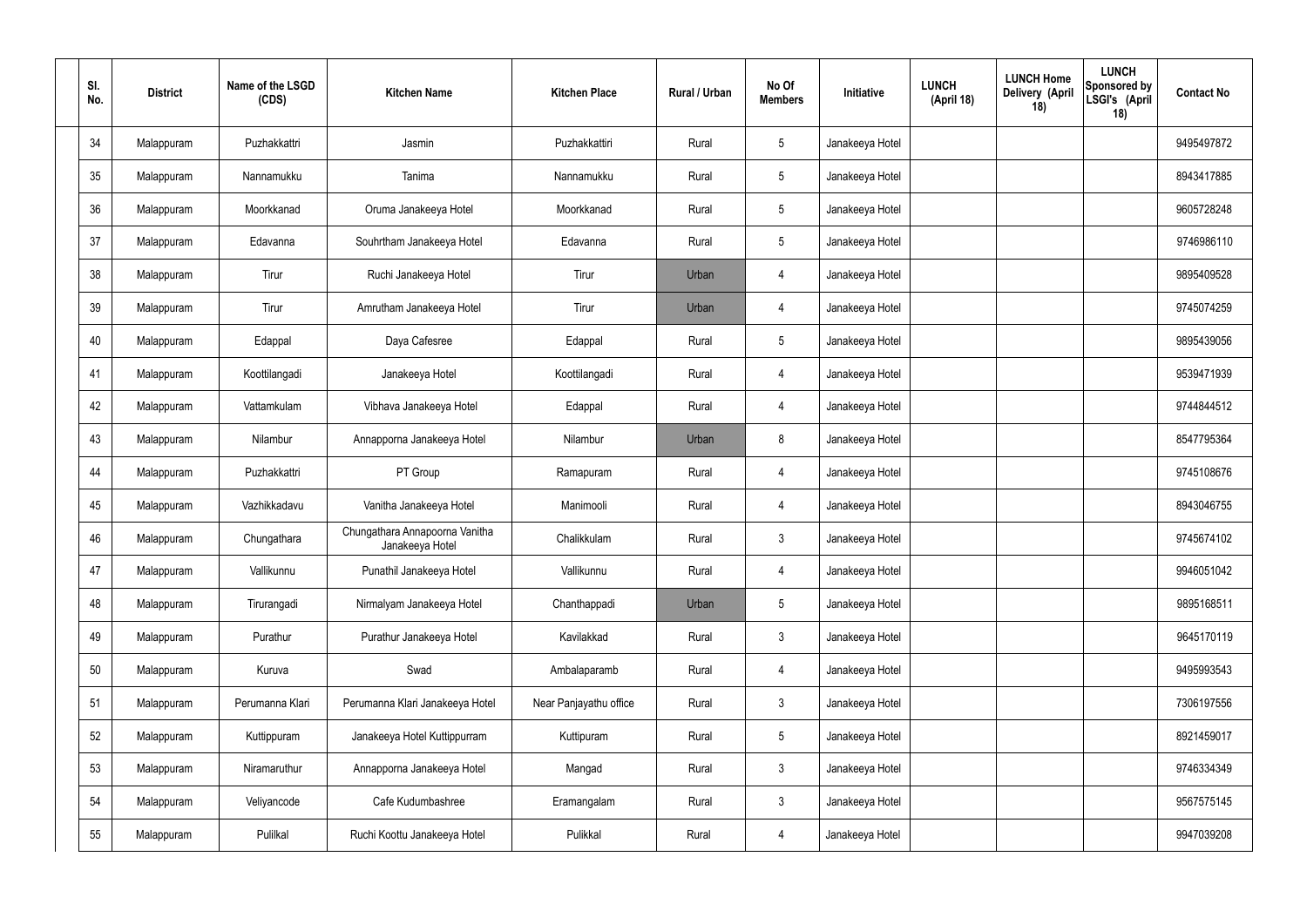| Sl. No. | District | Name of the LSGD (CDS) | Kitchen Name | Kitchen Place | Rural / Urban | No Of Members | Initiative | LUNCH (April 18) | LUNCH Home Delivery (April 18) | LUNCH Sponsored by LSGI's (April 18) | Contact No |
|---|---|---|---|---|---|---|---|---|---|---|---|
| 34 | Malappuram | Puzhakkattri | Jasmin | Puzhakkattiri | Rural | 5 | Janakeeya Hotel | | | | 9495497872 |
| 35 | Malappuram | Nannamukku | Tanima | Nannamukku | Rural | 5 | Janakeeya Hotel | | | | 8943417885 |
| 36 | Malappuram | Moorkkanad | Oruma Janakeeya Hotel | Moorkkanad | Rural | 5 | Janakeeya Hotel | | | | 9605728248 |
| 37 | Malappuram | Edavanna | Souhrtham Janakeeya Hotel | Edavanna | Rural | 5 | Janakeeya Hotel | | | | 9746986110 |
| 38 | Malappuram | Tirur | Ruchi Janakeeya Hotel | Tirur | Urban | 4 | Janakeeya Hotel | | | | 9895409528 |
| 39 | Malappuram | Tirur | Amrutham Janakeeya Hotel | Tirur | Urban | 4 | Janakeeya Hotel | | | | 9745074259 |
| 40 | Malappuram | Edappal | Daya Cafesree | Edappal | Rural | 5 | Janakeeya Hotel | | | | 9895439056 |
| 41 | Malappuram | Koottilangadi | Janakeeya Hotel | Koottilangadi | Rural | 4 | Janakeeya Hotel | | | | 9539471939 |
| 42 | Malappuram | Vattamkulam | Vibhava Janakeeya Hotel | Edappal | Rural | 4 | Janakeeya Hotel | | | | 9744844512 |
| 43 | Malappuram | Nilambur | Annapporna Janakeeya Hotel | Nilambur | Urban | 8 | Janakeeya Hotel | | | | 8547795364 |
| 44 | Malappuram | Puzhakkattri | PT Group | Ramapuram | Rural | 4 | Janakeeya Hotel | | | | 9745108676 |
| 45 | Malappuram | Vazhikkadavu | Vanitha Janakeeya Hotel | Manimooli | Rural | 4 | Janakeeya Hotel | | | | 8943046755 |
| 46 | Malappuram | Chungathara | Chungathara Annapoorna Vanitha Janakeeya Hotel | Chalikkulam | Rural | 3 | Janakeeya Hotel | | | | 9745674102 |
| 47 | Malappuram | Vallikunnu | Punathil Janakeeya Hotel | Vallikunnu | Rural | 4 | Janakeeya Hotel | | | | 9946051042 |
| 48 | Malappuram | Tirurangadi | Nirmalyam Janakeeya Hotel | Chanthappadi | Urban | 5 | Janakeeya Hotel | | | | 9895168511 |
| 49 | Malappuram | Purathur | Purathur Janakeeya Hotel | Kavilakkad | Rural | 3 | Janakeeya Hotel | | | | 9645170119 |
| 50 | Malappuram | Kuruva | Swad | Ambalaparamb | Rural | 4 | Janakeeya Hotel | | | | 9495993543 |
| 51 | Malappuram | Perumanna Klari | Perumanna Klari Janakeeya Hotel | Near Panjayathu office | Rural | 3 | Janakeeya Hotel | | | | 7306197556 |
| 52 | Malappuram | Kuttippuram | Janakeeya Hotel Kuttippurram | Kuttipuram | Rural | 5 | Janakeeya Hotel | | | | 8921459017 |
| 53 | Malappuram | Niramaruthur | Annapporna Janakeeya Hotel | Mangad | Rural | 3 | Janakeeya Hotel | | | | 9746334349 |
| 54 | Malappuram | Veliyancode | Cafe Kudumbashree | Eramangalam | Rural | 3 | Janakeeya Hotel | | | | 9567575145 |
| 55 | Malappuram | Pulilkal | Ruchi Koottu Janakeeya Hotel | Pulikkal | Rural | 4 | Janakeeya Hotel | | | | 9947039208 |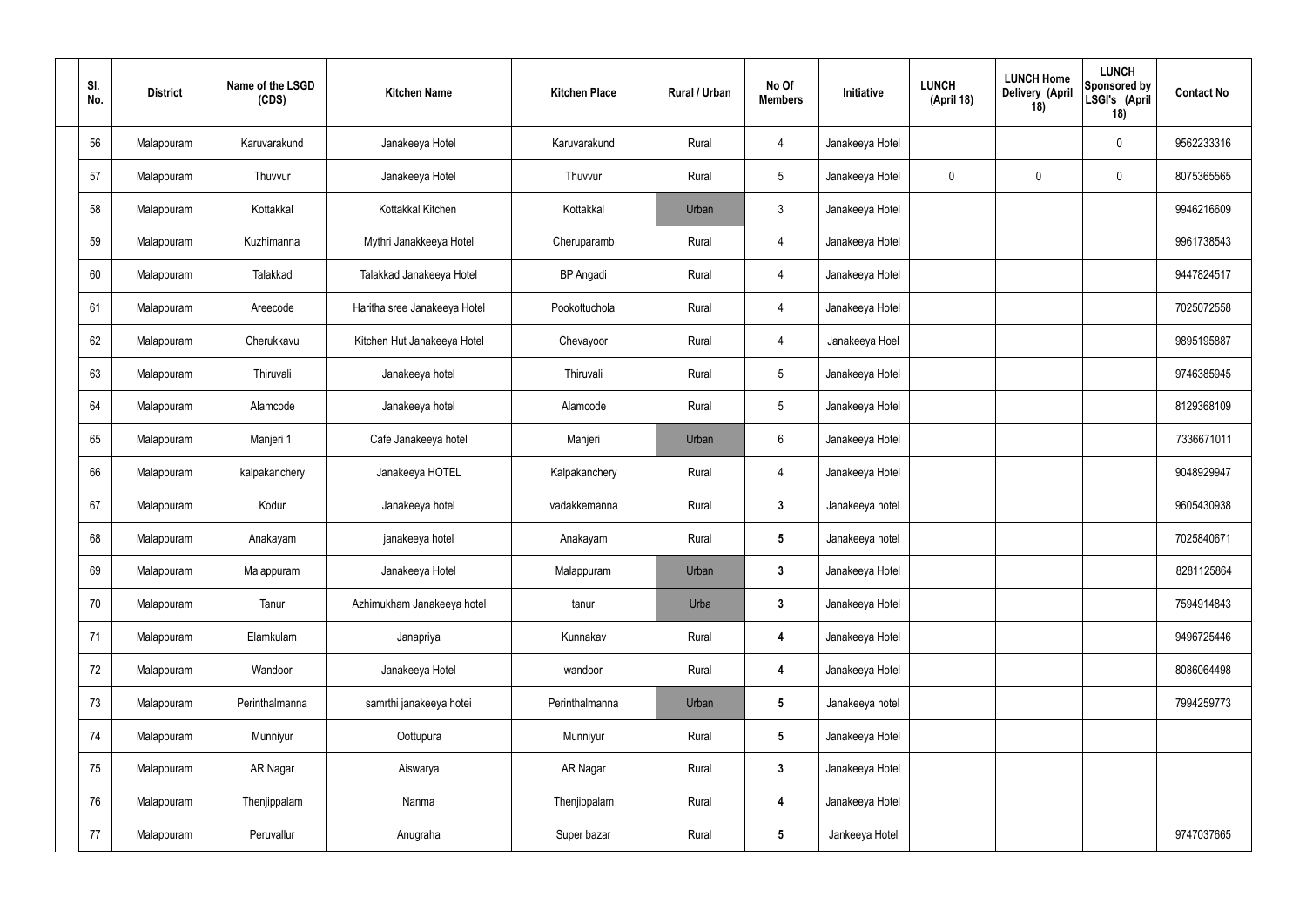| Sl. No. | District | Name of the LSGD (CDS) | Kitchen Name | Kitchen Place | Rural / Urban | No Of Members | Initiative | LUNCH (April 18) | LUNCH Home Delivery (April 18) | LUNCH Sponsored by LSGI's (April 18) | Contact No |
|---|---|---|---|---|---|---|---|---|---|---|---|
| 56 | Malappuram | Karuvarakund | Janakeeya Hotel | Karuvarakund | Rural | 4 | Janakeeya Hotel | | | 0 | 9562233316 |
| 57 | Malappuram | Thuvvur | Janakeeya Hotel | Thuvvur | Rural | 5 | Janakeeya Hotel | 0 | 0 | 0 | 8075365565 |
| 58 | Malappuram | Kottakkal | Kottakkal Kitchen | Kottakkal | Urban | 3 | Janakeeya Hotel | | | | 9946216609 |
| 59 | Malappuram | Kuzhimanna | Mythri Janakkeeya Hotel | Cheruparamb | Rural | 4 | Janakeeya Hotel | | | | 9961738543 |
| 60 | Malappuram | Talakkad | Talakkad Janakeeya Hotel | BP Angadi | Rural | 4 | Janakeeya Hotel | | | | 9447824517 |
| 61 | Malappuram | Areecode | Haritha sree Janakeeya Hotel | Pookottuchola | Rural | 4 | Janakeeya Hotel | | | | 7025072558 |
| 62 | Malappuram | Cherukkavu | Kitchen Hut Janakeeya Hotel | Chevayoor | Rural | 4 | Janakeeya Hoel | | | | 9895195887 |
| 63 | Malappuram | Thiruvali | Janakeeya hotel | Thiruvali | Rural | 5 | Janakeeya Hotel | | | | 9746385945 |
| 64 | Malappuram | Alamcode | Janakeeya hotel | Alamcode | Rural | 5 | Janakeeya Hotel | | | | 8129368109 |
| 65 | Malappuram | Manjeri 1 | Cafe Janakeeya hotel | Manjeri | Urban | 6 | Janakeeya Hotel | | | | 7336671011 |
| 66 | Malappuram | kalpakanchery | Janakeeya HOTEL | Kalpakanchery | Rural | 4 | Janakeeya Hotel | | | | 9048929947 |
| 67 | Malappuram | Kodur | Janakeeya hotel | vadakkemanna | Rural | **3** | Janakeeya hotel | | | | 9605430938 |
| 68 | Malappuram | Anakayam | janakeeya hotel | Anakayam | Rural | **5** | Janakeeya hotel | | | | 7025840671 |
| 69 | Malappuram | Malappuram | Janakeeya Hotel | Malappuram | Urban | **3** | Janakeeya Hotel | | | | 8281125864 |
| 70 | Malappuram | Tanur | Azhimukham Janakeeya hotel | tanur | Urba | **3** | Janakeeya Hotel | | | | 7594914843 |
| 71 | Malappuram | Elamkulam | Janapriya | Kunnakav | Rural | **4** | Janakeeya Hotel | | | | 9496725446 |
| 72 | Malappuram | Wandoor | Janakeeya Hotel | wandoor | Rural | **4** | Janakeeya Hotel | | | | 8086064498 |
| 73 | Malappuram | Perinthalmanna | samrthi janakeeya hotei | Perinthalmanna | Urban | **5** | Janakeeya hotel | | | | 7994259773 |
| 74 | Malappuram | Munniyur | Oottupura | Munniyur | Rural | **5** | Janakeeya Hotel | | | | |
| 75 | Malappuram | AR Nagar | Aiswarya | AR Nagar | Rural | **3** | Janakeeya Hotel | | | | |
| 76 | Malappuram | Thenjippalam | Nanma | Thenjippalam | Rural | **4** | Janakeeya Hotel | | | | |
| 77 | Malappuram | Peruvallur | Anugraha | Super bazar | Rural | **5** | Jankeeya Hotel | | | | 9747037665 |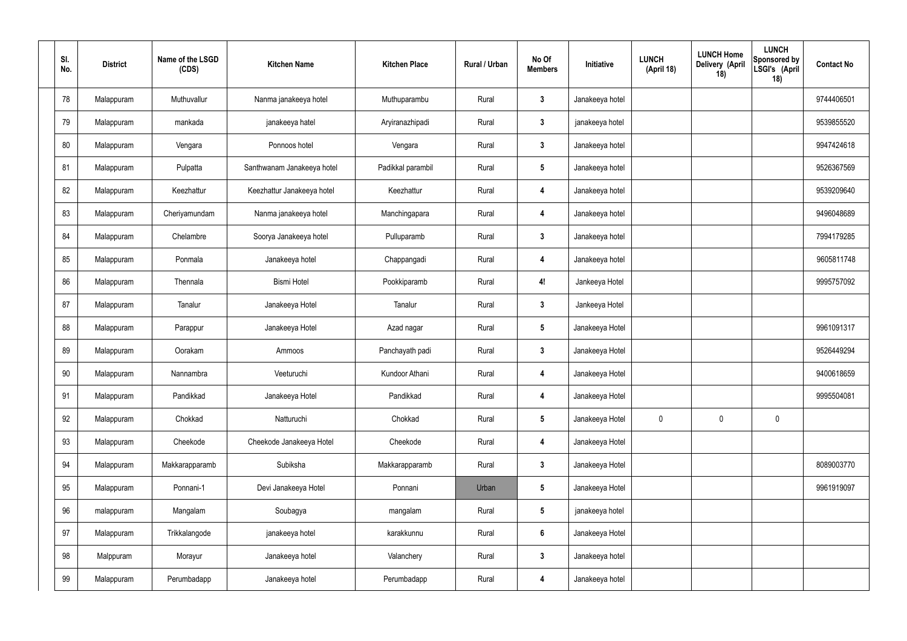| Sl. No. | District | Name of the LSGD (CDS) | Kitchen Name | Kitchen Place | Rural / Urban | No Of Members | Initiative | LUNCH (April 18) | LUNCH Home Delivery (April 18) | LUNCH Sponsored by LSGI's (April 18) | Contact No |
|---|---|---|---|---|---|---|---|---|---|---|---|
| 78 | Malappuram | Muthuvallur | Nanma janakeeya hotel | Muthuparambu | Rural | 3 | Janakeeya hotel | | | | 9744406501 |
| 79 | Malappuram | mankada | janakeeya hatel | Aryiranazhipadi | Rural | 3 | janakeeya hotel | | | | 9539855520 |
| 80 | Malappuram | Vengara | Ponnoos hotel | Vengara | Rural | 3 | Janakeeya hotel | | | | 9947424618 |
| 81 | Malappuram | Pulpatta | Santhwanam Janakeeya hotel | Padikkal parambil | Rural | 5 | Janakeeya hotel | | | | 9526367569 |
| 82 | Malappuram | Keezhattur | Keezhattur Janakeeya hotel | Keezhattur | Rural | 4 | Janakeeya hotel | | | | 9539209640 |
| 83 | Malappuram | Cheriyamundam | Nanma janakeeya hotel | Manchingapara | Rural | 4 | Janakeeya hotel | | | | 9496048689 |
| 84 | Malappuram | Chelambre | Soorya Janakeeya hotel | Pulluparamb | Rural | 3 | Janakeeya hotel | | | | 7994179285 |
| 85 | Malappuram | Ponmala | Janakeeya hotel | Chappangadi | Rural | 4 | Janakeeya hotel | | | | 9605811748 |
| 86 | Malappuram | Thennala | Bismi Hotel | Pookkiparamb | Rural | 4! | Jankeeya Hotel | | | | 9995757092 |
| 87 | Malappuram | Tanalur | Janakeeya Hotel | Tanalur | Rural | 3 | Jankeeya Hotel | | | | |
| 88 | Malappuram | Parappur | Janakeeya Hotel | Azad nagar | Rural | 5 | Janakeeya Hotel | | | | 9961091317 |
| 89 | Malappuram | Oorakam | Ammoos | Panchayath padi | Rural | 3 | Janakeeya Hotel | | | | 9526449294 |
| 90 | Malappuram | Nannambra | Veeturuchi | Kundoor Athani | Rural | 4 | Janakeeya Hotel | | | | 9400618659 |
| 91 | Malappuram | Pandikkad | Janakeeya Hotel | Pandikkad | Rural | 4 | Janakeeya Hotel | | | | 9995504081 |
| 92 | Malappuram | Chokkad | Natturuchi | Chokkad | Rural | 5 | Janakeeya Hotel | 0 | 0 | 0 | |
| 93 | Malappuram | Cheekode | Cheekode Janakeeya Hotel | Cheekode | Rural | 4 | Janakeeya Hotel | | | | |
| 94 | Malappuram | Makkarapparamb | Subiksha | Makkarapparamb | Rural | 3 | Janakeeya Hotel | | | | 8089003770 |
| 95 | Malappuram | Ponnani-1 | Devi Janakeeya Hotel | Ponnani | Urban | 5 | Janakeeya Hotel | | | | 9961919097 |
| 96 | malappuram | Mangalam | Soubagya | mangalam | Rural | 5 | janakeeya hotel | | | | |
| 97 | Malappuram | Trikkalangode | janakeeya hotel | karakkunnu | Rural | 6 | Janakeeya Hotel | | | | |
| 98 | Malppuram | Morayur | Janakeeya hotel | Valanchery | Rural | 3 | Janakeeya hotel | | | | |
| 99 | Malappuram | Perumbadapp | Janakeeya hotel | Perumbadapp | Rural | 4 | Janakeeya hotel | | | | |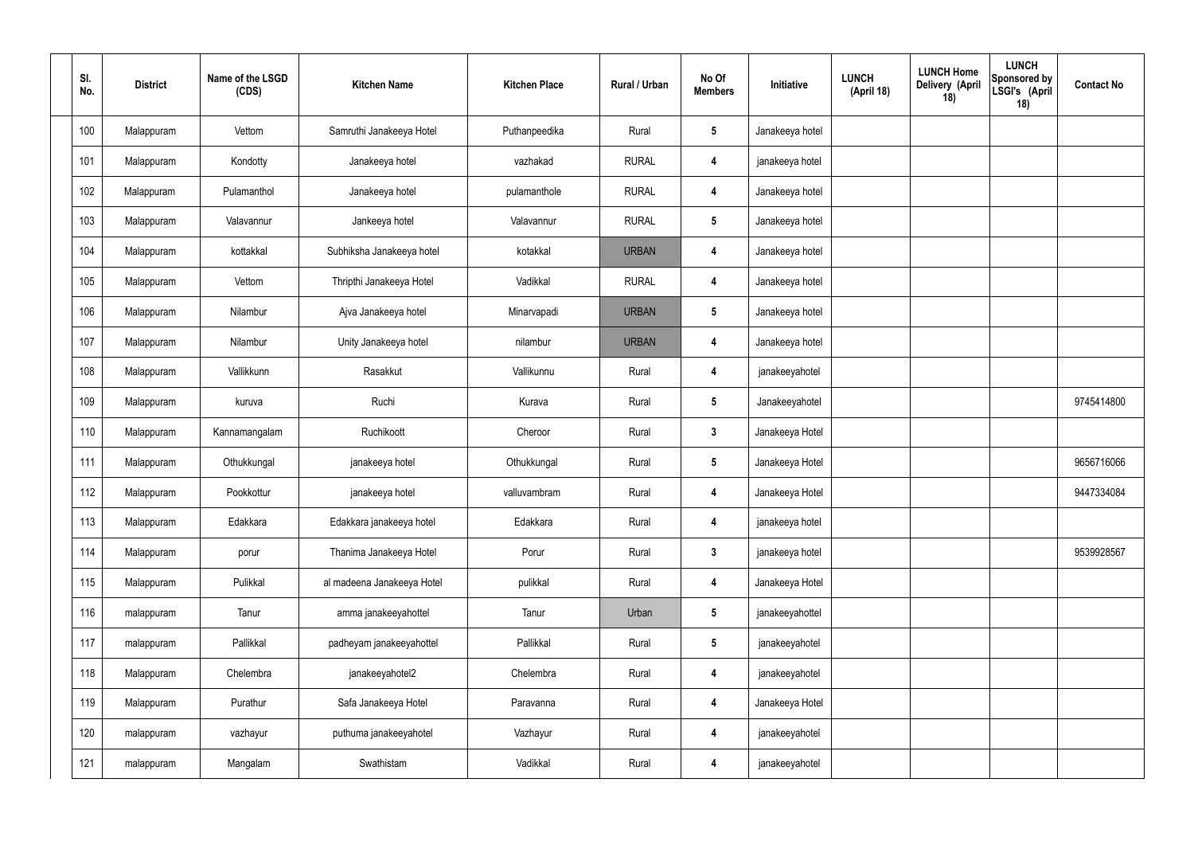| Sl. No. | District | Name of the LSGD (CDS) | Kitchen Name | Kitchen Place | Rural / Urban | No Of Members | Initiative | LUNCH (April 18) | LUNCH Home Delivery (April 18) | LUNCH Sponsored by LSGI's (April 18) | Contact No |
|---|---|---|---|---|---|---|---|---|---|---|---|
| 100 | Malappuram | Vettom | Samruthi Janakeeya Hotel | Puthanpeedika | Rural | 5 | Janakeeya hotel | | | | |
| 101 | Malappuram | Kondotty | Janakeeya hotel | vazhakad | RURAL | 4 | janakeeya hotel | | | | |
| 102 | Malappuram | Pulamanthol | Janakeeya hotel | pulamanthole | RURAL | 4 | Janakeeya hotel | | | | |
| 103 | Malappuram | Valavannur | Jankeeya hotel | Valavannur | RURAL | 5 | Janakeeya hotel | | | | |
| 104 | Malappuram | kottakkal | Subhiksha Janakeeya hotel | kotakkal | URBAN | 4 | Janakeeya hotel | | | | |
| 105 | Malappuram | Vettom | Thripthi Janakeeya Hotel | Vadikkal | RURAL | 4 | Janakeeya hotel | | | | |
| 106 | Malappuram | Nilambur | Ajva Janakeeya hotel | Minarvapadi | URBAN | 5 | Janakeeya hotel | | | | |
| 107 | Malappuram | Nilambur | Unity Janakeeya hotel | nilambur | URBAN | 4 | Janakeeya hotel | | | | |
| 108 | Malappuram | Vallikkunn | Rasakkut | Vallikunnu | Rural | 4 | janakeeyahotel | | | | |
| 109 | Malappuram | kuruva | Ruchi | Kurava | Rural | 5 | Janakeeyahotel | | | | 9745414800 |
| 110 | Malappuram | Kannamangalam | Ruchikoott | Cheroor | Rural | 3 | Janakeeya Hotel | | | | |
| 111 | Malappuram | Othukkungal | janakeeya hotel | Othukkungal | Rural | 5 | Janakeeya Hotel | | | | 9656716066 |
| 112 | Malappuram | Pookkottur | janakeeya hotel | valluvambram | Rural | 4 | Janakeeya Hotel | | | | 9447334084 |
| 113 | Malappuram | Edakkara | Edakkara janakeeya hotel | Edakkara | Rural | 4 | janakeeya hotel | | | | |
| 114 | Malappuram | porur | Thanima Janakeeya Hotel | Porur | Rural | 3 | janakeeya hotel | | | | 9539928567 |
| 115 | Malappuram | Pulikkal | al madeena Janakeeya Hotel | pulikkal | Rural | 4 | Janakeeya Hotel | | | | |
| 116 | malappuram | Tanur | amma janakeeyahottel | Tanur | Urban | 5 | janakeeyahottel | | | | |
| 117 | malappuram | Pallikkal | padheyam janakeeyahottel | Pallikkal | Rural | 5 | janakeeyahotel | | | | |
| 118 | Malappuram | Chelembra | janakeeyahotel2 | Chelembra | Rural | 4 | janakeeyahotel | | | | |
| 119 | Malappuram | Purathur | Safa Janakeeya Hotel | Paravanna | Rural | 4 | Janakeeya Hotel | | | | |
| 120 | malappuram | vazhayur | puthuma janakeeyahotel | Vazhayur | Rural | 4 | janakeeyahotel | | | | |
| 121 | malappuram | Mangalam | Swathistam | Vadikkal | Rural | 4 | janakeeyahotel | | | | |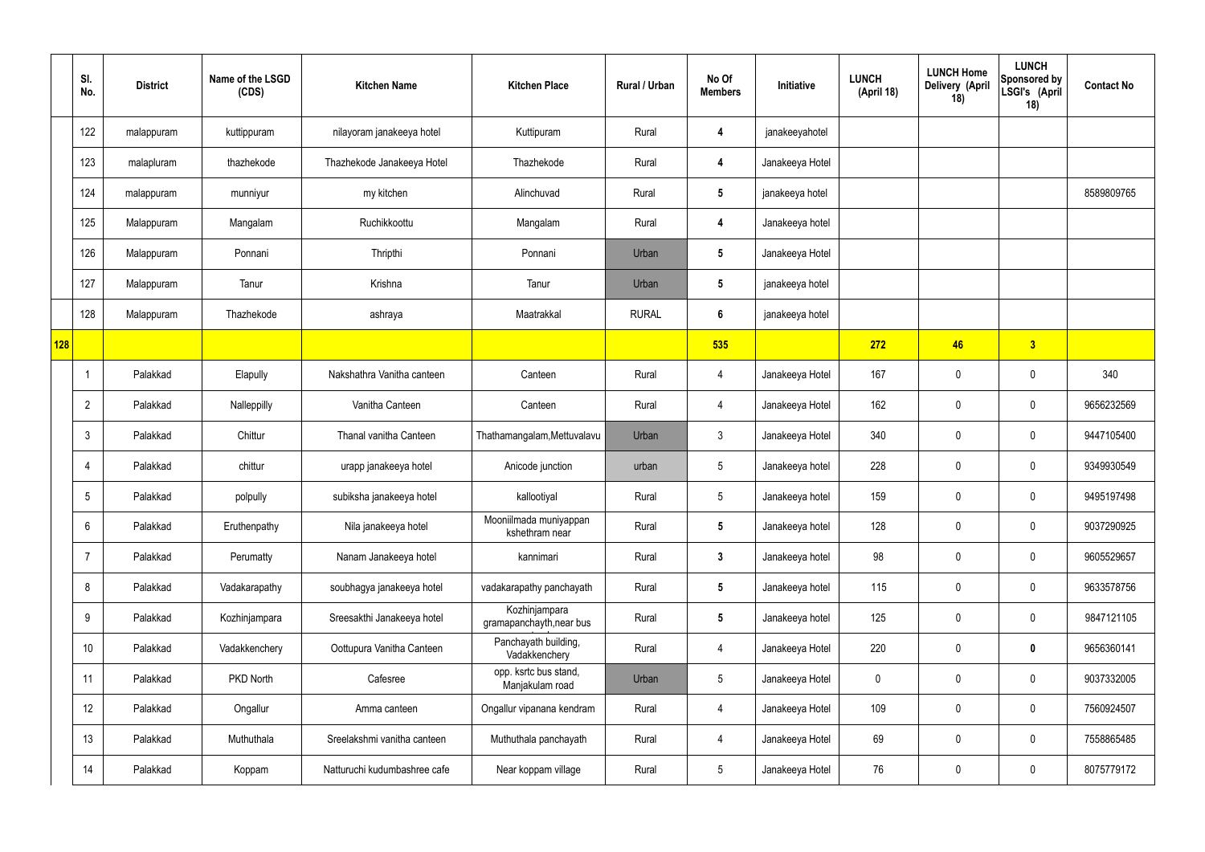|  | Sl. No. | District | Name of the LSGD (CDS) | Kitchen Name | Kitchen Place | Rural / Urban | No Of Members | Initiative | LUNCH (April 18) | LUNCH Home Delivery (April 18) | LUNCH Sponsored by LSGI's (April 18) | Contact No |
|---|---|---|---|---|---|---|---|---|---|---|---|---|
|  | 122 | malappuram | kuttippuram | nilayoram janakeeya hotel | Kuttipuram | Rural | 4 | janakeeyahotel |  |  |  |  |
|  | 123 | malapluram | thazhekode | Thazhekode Janakeeya Hotel | Thazhekode | Rural | 4 | Janakeeya Hotel |  |  |  |  |
|  | 124 | malappuram | munniyur | my kitchen | Alinchuvad | Rural | 5 | janakeeya hotel |  |  |  | 8589809765 |
|  | 125 | Malappuram | Mangalam | Ruchikkoottu | Mangalam | Rural | 4 | Janakeeya hotel |  |  |  |  |
|  | 126 | Malappuram | Ponnani | Thripthi | Ponnani | Urban | 5 | Janakeeya Hotel |  |  |  |  |
|  | 127 | Malappuram | Tanur | Krishna | Tanur | Urban | 5 | janakeeya hotel |  |  |  |  |
|  | 128 | Malappuram | Thazhekode | ashraya | Maatrakkal | RURAL | 6 | janakeeya hotel |  |  |  |  |
| 128 |  |  |  |  |  |  | 535 |  | 272 | 46 | 3 |  |
|  | 1 | Palakkad | Elapully | Nakshathra Vanitha canteen | Canteen | Rural | 4 | Janakeeya Hotel | 167 | 0 | 0 | 340 |
|  | 2 | Palakkad | Nalleppilly | Vanitha Canteen | Canteen | Rural | 4 | Janakeeya Hotel | 162 | 0 | 0 | 9656232569 |
|  | 3 | Palakkad | Chittur | Thanal vanitha Canteen | Thathamangalam,Mettuvalavu | Urban | 3 | Janakeeya Hotel | 340 | 0 | 0 | 9447105400 |
|  | 4 | Palakkad | chittur | urapp janakeeya hotel | Anicode junction | urban | 5 | Janakeeya hotel | 228 | 0 | 0 | 9349930549 |
|  | 5 | Palakkad | polpully | subiksha janakeeya hotel | kallootiyal | Rural | 5 | Janakeeya hotel | 159 | 0 | 0 | 9495197498 |
|  | 6 | Palakkad | Eruthenpathy | Nila janakeeya hotel | Mooniilmada muniyappan kshethram near | Rural | 5 | Janakeeya hotel | 128 | 0 | 0 | 9037290925 |
|  | 7 | Palakkad | Perumatty | Nanam Janakeeya hotel | kannimari | Rural | 3 | Janakeeya hotel | 98 | 0 | 0 | 9605529657 |
|  | 8 | Palakkad | Vadakarapathy | soubhagya janakeeya hotel | vadakarapathy panchayath | Rural | 5 | Janakeeya hotel | 115 | 0 | 0 | 9633578756 |
|  | 9 | Palakkad | Kozhinjampara | Sreesakthi Janakeeya hotel | Kozhinjampara gramapanchayth,near bus | Rural | 5 | Janakeeya hotel | 125 | 0 | 0 | 9847121105 |
|  | 10 | Palakkad | Vadakkenchery | Oottupura Vanitha Canteen | Panchayath building, Vadakkenchery | Rural | 4 | Janakeeya Hotel | 220 | 0 | 0 | 9656360141 |
|  | 11 | Palakkad | PKD North | Cafesree | opp. ksrtc bus stand, Manjakulam road | Urban | 5 | Janakeeya Hotel | 0 | 0 | 0 | 9037332005 |
|  | 12 | Palakkad | Ongallur | Amma canteen | Ongallur vipanana kendram | Rural | 4 | Janakeeya Hotel | 109 | 0 | 0 | 7560924507 |
|  | 13 | Palakkad | Muthuthala | Sreelakshmi vanitha canteen | Muthuthala panchayath | Rural | 4 | Janakeeya Hotel | 69 | 0 | 0 | 7558865485 |
|  | 14 | Palakkad | Koppam | Natturuchi kudumbashree cafe | Near koppam village | Rural | 5 | Janakeeya Hotel | 76 | 0 | 0 | 8075779172 |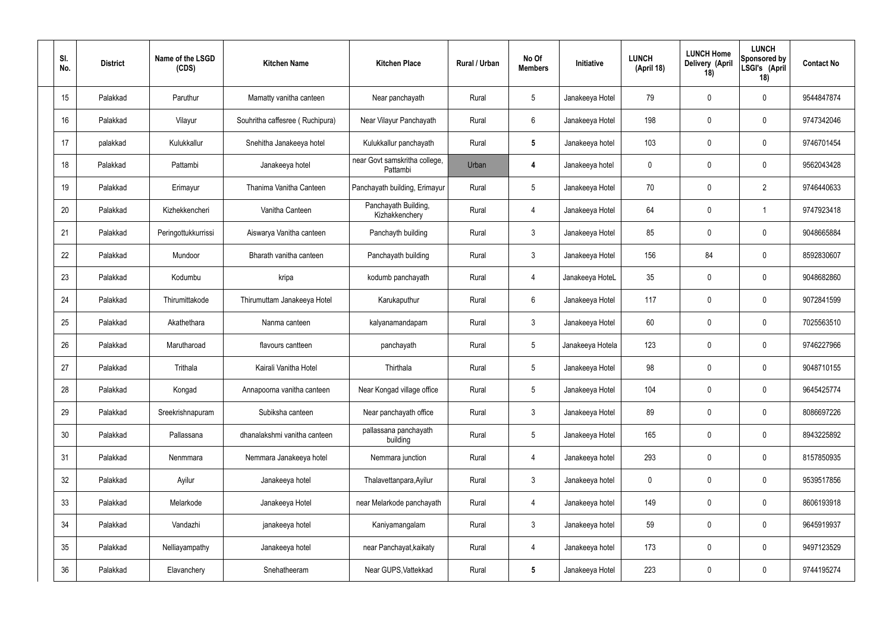| Sl. No. | District | Name of the LSGD (CDS) | Kitchen Name | Kitchen Place | Rural / Urban | No Of Members | Initiative | LUNCH (April 18) | LUNCH Home Delivery (April 18) | LUNCH Sponsored by LSGI's (April 18) | Contact No |
|---|---|---|---|---|---|---|---|---|---|---|---|
| 15 | Palakkad | Paruthur | Mamatty vanitha canteen | Near panchayath | Rural | 5 | Janakeeya Hotel | 79 | 0 | 0 | 9544847874 |
| 16 | Palakkad | Vilayur | Souhritha caffesree ( Ruchipura) | Near Vilayur Panchayath | Rural | 6 | Janakeeya Hotel | 198 | 0 | 0 | 9747342046 |
| 17 | palakkad | Kulukkallur | Snehitha Janakeeya hotel | Kulukkallur panchayath | Rural | **5** | Janakeeya hotel | 103 | 0 | 0 | 9746701454 |
| 18 | Palakkad | Pattambi | Janakeeya hotel | near Govt samskritha college, Pattambi | Urban | **4** | Janakeeya hotel | 0 | 0 | 0 | 9562043428 |
| 19 | Palakkad | Erimayur | Thanima Vanitha Canteen | Panchayath building, Erimayur | Rural | 5 | Janakeeya Hotel | 70 | 0 | 2 | 9746440633 |
| 20 | Palakkad | Kizhekkencheri | Vanitha Canteen | Panchayath Building, Kizhakkenchery | Rural | 4 | Janakeeya Hotel | 64 | 0 | 1 | 9747923418 |
| 21 | Palakkad | Peringottukkurrissi | Aiswarya Vanitha canteen | Panchayth building | Rural | 3 | Janakeeya Hotel | 85 | 0 | 0 | 9048665884 |
| 22 | Palakkad | Mundoor | Bharath vanitha canteen | Panchayath building | Rural | 3 | Janakeeya Hotel | 156 | 84 | 0 | 8592830607 |
| 23 | Palakkad | Kodumbu | kripa | kodumb panchayath | Rural | 4 | Janakeeya HoteL | 35 | 0 | 0 | 9048682860 |
| 24 | Palakkad | Thirumittakode | Thirumuttam Janakeeya Hotel | Karukaputhur | Rural | 6 | Janakeeya Hotel | 117 | 0 | 0 | 9072841599 |
| 25 | Palakkad | Akathethara | Nanma canteen | kalyanamandapam | Rural | 3 | Janakeeya Hotel | 60 | 0 | 0 | 7025563510 |
| 26 | Palakkad | Marutharoad | flavours cantteen | panchayath | Rural | 5 | Janakeeya Hotela | 123 | 0 | 0 | 9746227966 |
| 27 | Palakkad | Trithala | Kairali Vanitha Hotel | Thirthala | Rural | 5 | Janakeeya Hotel | 98 | 0 | 0 | 9048710155 |
| 28 | Palakkad | Kongad | Annapoorna vanitha canteen | Near Kongad village office | Rural | 5 | Janakeeya Hotel | 104 | 0 | 0 | 9645425774 |
| 29 | Palakkad | Sreekrishnapuram | Subiksha canteen | Near panchayath office | Rural | 3 | Janakeeya Hotel | 89 | 0 | 0 | 8086697226 |
| 30 | Palakkad | Pallassana | dhanalakshmi vanitha canteen | pallassana panchayath building | Rural | 5 | Janakeeya Hotel | 165 | 0 | 0 | 8943225892 |
| 31 | Palakkad | Nenmmara | Nemmara Janakeeya hotel | Nemmara junction | Rural | 4 | Janakeeya hotel | 293 | 0 | 0 | 8157850935 |
| 32 | Palakkad | Ayilur | Janakeeya hotel | Thalavettanpara,Ayilur | Rural | 3 | Janakeeya hotel | 0 | 0 | 0 | 9539517856 |
| 33 | Palakkad | Melarkode | Janakeeya Hotel | near Melarkode panchayath | Rural | 4 | Janakeeya hotel | 149 | 0 | 0 | 8606193918 |
| 34 | Palakkad | Vandazhi | janakeeya hotel | Kaniyamangalam | Rural | 3 | Janakeeya hotel | 59 | 0 | 0 | 9645919937 |
| 35 | Palakkad | Nelliayampathy | Janakeeya hotel | near Panchayat,kaikaty | Rural | 4 | Janakeeya hotel | 173 | 0 | 0 | 9497123529 |
| 36 | Palakkad | Elavanchery | Snehatheeram | Near GUPS,Vattekkad | Rural | **5** | Janakeeya Hotel | 223 | 0 | 0 | 9744195274 |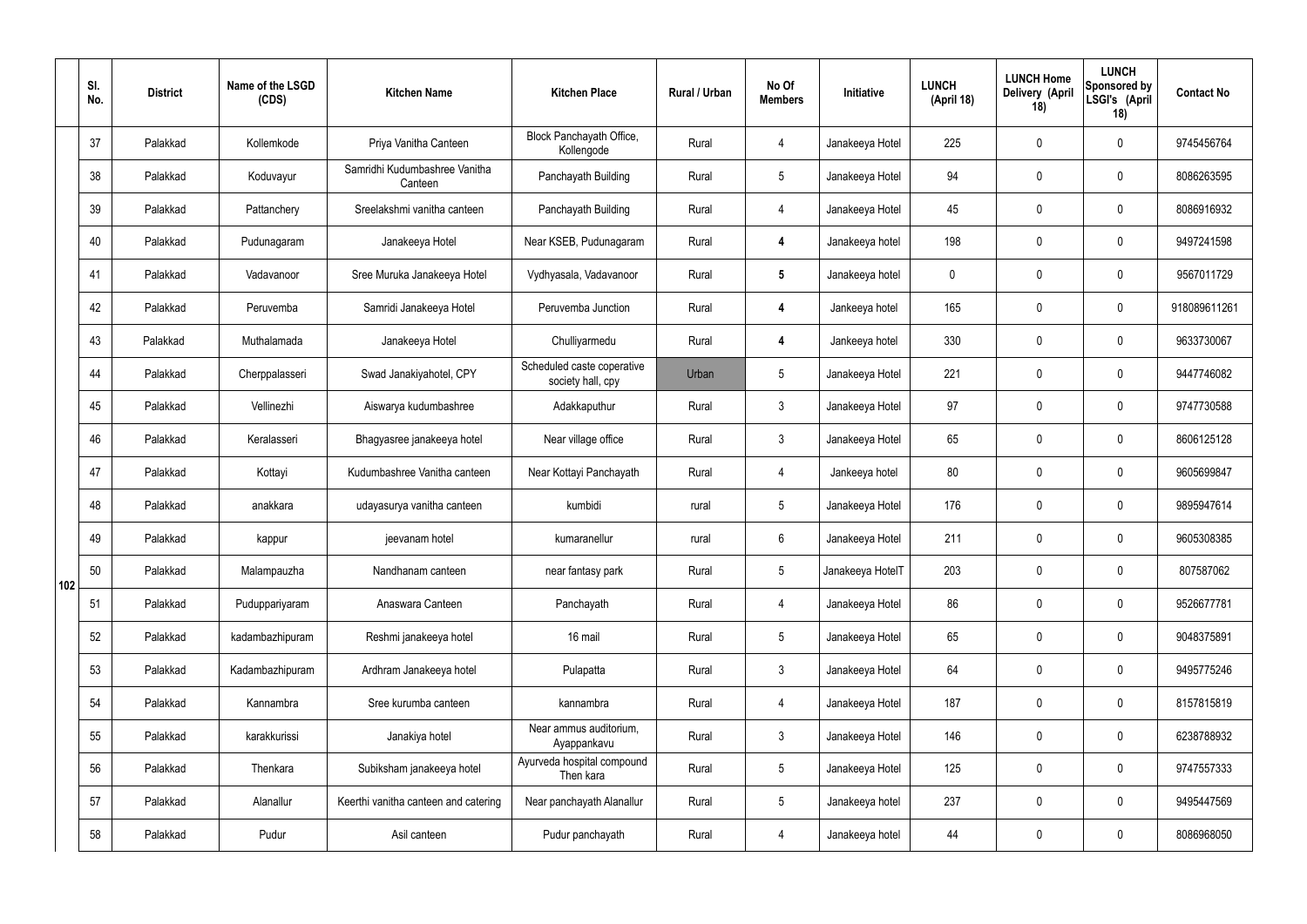| | Sl. No. | District | Name of the LSGD (CDS) | Kitchen Name | Kitchen Place | Rural / Urban | No Of Members | Initiative | LUNCH (April 18) | LUNCH Home Delivery (April 18) | LUNCH Sponsored by LSGI's (April 18) | Contact No |
|---|---|---|---|---|---|---|---|---|---|---|---|---|
| 102 | 37 | Palakkad | Kollemkode | Priya Vanitha Canteen | Block Panchayath Office, Kollengode | Rural | 4 | Janakeeya Hotel | 225 | 0 | 0 | 9745456764 |
| | 38 | Palakkad | Koduvayur | Samridhi Kudumbashree Vanitha Canteen | Panchayath Building | Rural | 5 | Janakeeya Hotel | 94 | 0 | 0 | 8086263595 |
| | 39 | Palakkad | Pattanchery | Sreelakshmi vanitha canteen | Panchayath Building | Rural | 4 | Janakeeya Hotel | 45 | 0 | 0 | 8086916932 |
| | 40 | Palakkad | Pudunagaram | Janakeeya Hotel | Near KSEB, Pudunagaram | Rural | 4 | Janakeeya hotel | 198 | 0 | 0 | 9497241598 |
| | 41 | Palakkad | Vadavanoor | Sree Muruka Janakeeya Hotel | Vydhyasala, Vadavanoor | Rural | 5 | Janakeeya hotel | 0 | 0 | 0 | 9567011729 |
| | 42 | Palakkad | Peruvemba | Samridi Janakeeya Hotel | Peruvemba Junction | Rural | 4 | Jankeeya hotel | 165 | 0 | 0 | 918089611261 |
| | 43 | Palakkad | Muthalamada | Janakeeya Hotel | Chulliyarmedu | Rural | 4 | Jankeeya hotel | 330 | 0 | 0 | 9633730067 |
| | 44 | Palakkad | Cherppalasseri | Swad Janakiyahotel, CPY | Scheduled caste coperative society hall, cpy | Urban | 5 | Janakeeya Hotel | 221 | 0 | 0 | 9447746082 |
| | 45 | Palakkad | Vellinezhi | Aiswarya kudumbashree | Adakkaputhur | Rural | 3 | Janakeeya Hotel | 97 | 0 | 0 | 9747730588 |
| | 46 | Palakkad | Keralasseri | Bhagyasree janakeeya hotel | Near village office | Rural | 3 | Janakeeya Hotel | 65 | 0 | 0 | 8606125128 |
| | 47 | Palakkad | Kottayi | Kudumbashree Vanitha canteen | Near Kottayi Panchayath | Rural | 4 | Jankeeya hotel | 80 | 0 | 0 | 9605699847 |
| | 48 | Palakkad | anakkara | udayasurya vanitha canteen | kumbidi | rural | 5 | Janakeeya Hotel | 176 | 0 | 0 | 9895947614 |
| | 49 | Palakkad | kappur | jeevanam hotel | kumaranellur | rural | 6 | Janakeeya Hotel | 211 | 0 | 0 | 9605308385 |
| | 50 | Palakkad | Malampauzha | Nandhanam canteen | near fantasy park | Rural | 5 | Janakeeya HotelT | 203 | 0 | 0 | 807587062 |
| | 51 | Palakkad | Puduppariyaram | Anaswara Canteen | Panchayath | Rural | 4 | Janakeeya Hotel | 86 | 0 | 0 | 9526677781 |
| | 52 | Palakkad | kadambazhipuram | Reshmi janakeeya hotel | 16 mail | Rural | 5 | Janakeeya Hotel | 65 | 0 | 0 | 9048375891 |
| | 53 | Palakkad | Kadambazhipuram | Ardhram Janakeeya hotel | Pulapatta | Rural | 3 | Janakeeya Hotel | 64 | 0 | 0 | 9495775246 |
| | 54 | Palakkad | Kannambra | Sree kurumba canteen | kannambra | Rural | 4 | Janakeeya Hotel | 187 | 0 | 0 | 8157815819 |
| | 55 | Palakkad | karakkurissi | Janakiya hotel | Near ammus auditorium, Ayappankavu | Rural | 3 | Janakeeya Hotel | 146 | 0 | 0 | 6238788932 |
| | 56 | Palakkad | Thenkara | Subiksham janakeeya hotel | Ayurveda hospital compound Then kara | Rural | 5 | Janakeeya Hotel | 125 | 0 | 0 | 9747557333 |
| | 57 | Palakkad | Alanallur | Keerthi vanitha canteen and catering | Near panchayath Alanallur | Rural | 5 | Janakeeya hotel | 237 | 0 | 0 | 9495447569 |
| | 58 | Palakkad | Pudur | Asil canteen | Pudur panchayath | Rural | 4 | Janakeeya hotel | 44 | 0 | 0 | 8086968050 |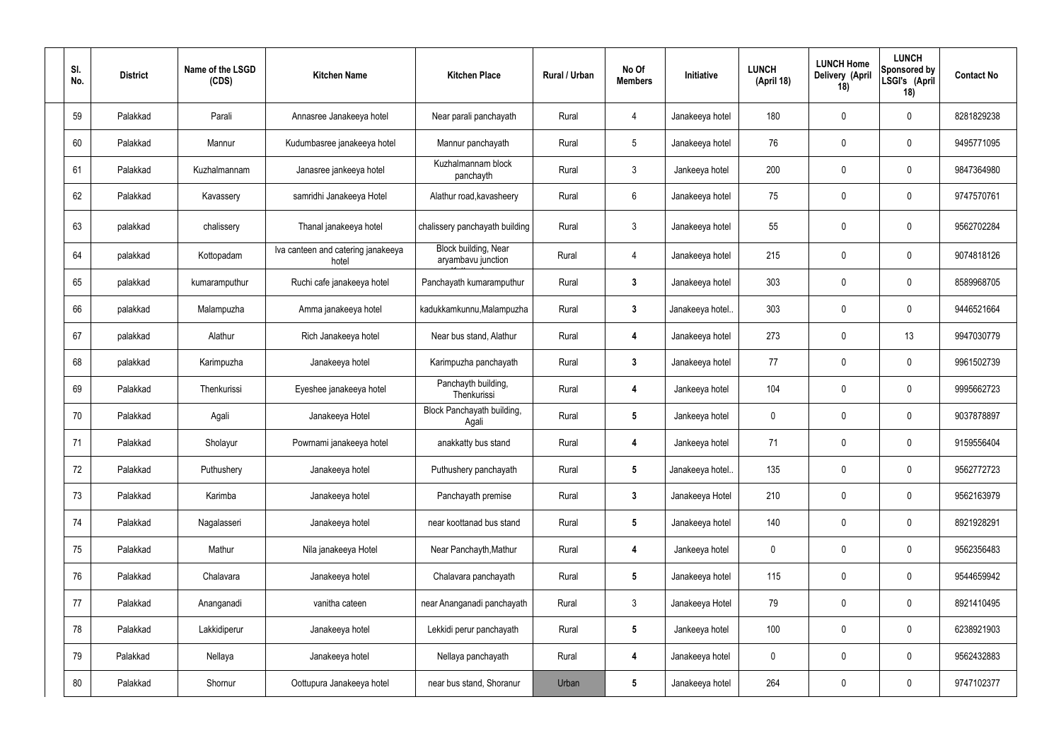| Sl. No. | District | Name of the LSGD (CDS) | Kitchen Name | Kitchen Place | Rural / Urban | No Of Members | Initiative | LUNCH (April 18) | LUNCH Home Delivery (April 18) | LUNCH Sponsored by LSGI's (April 18) | Contact No |
|---|---|---|---|---|---|---|---|---|---|---|---|
| 59 | Palakkad | Parali | Annasree Janakeeya hotel | Near parali panchayath | Rural | 4 | Janakeeya hotel | 180 | 0 | 0 | 8281829238 |
| 60 | Palakkad | Mannur | Kudumbasree janakeeya hotel | Mannur panchayath | Rural | 5 | Janakeeya hotel | 76 | 0 | 0 | 9495771095 |
| 61 | Palakkad | Kuzhalmannam | Janasree jankeeya hotel | Kuzhalmannam block panchayth | Rural | 3 | Jankeeya hotel | 200 | 0 | 0 | 9847364980 |
| 62 | Palakkad | Kavassery | samridhi Janakeeya Hotel | Alathur road,kavasheery | Rural | 6 | Janakeeya hotel | 75 | 0 | 0 | 9747570761 |
| 63 | palakkad | chalissery | Thanal janakeeya hotel | chalissery panchayath building | Rural | 3 | Janakeeya hotel | 55 | 0 | 0 | 9562702284 |
| 64 | palakkad | Kottopadam | Iva canteen and catering janakeeya hotel | Block building, Near aryambavu junction | Rural | 4 | Janakeeya hotel | 215 | 0 | 0 | 9074818126 |
| 65 | palakkad | kumaramputhur | Ruchi cafe janakeeya hotel | Panchayath kumaramputhur | Rural | 3 | Janakeeya hotel | 303 | 0 | 0 | 8589968705 |
| 66 | palakkad | Malampuzha | Amma janakeeya hotel | kadukkamkunnu,Malampuzha | Rural | 3 | Janakeeya hotel.. | 303 | 0 | 0 | 9446521664 |
| 67 | palakkad | Alathur | Rich Janakeeya hotel | Near bus stand, Alathur | Rural | 4 | Janakeeya hotel | 273 | 0 | 13 | 9947030779 |
| 68 | palakkad | Karimpuzha | Janakeeya hotel | Karimpuzha panchayath | Rural | 3 | Janakeeya hotel | 77 | 0 | 0 | 9961502739 |
| 69 | Palakkad | Thenkurissi | Eyeshee janakeeya hotel | Panchayth building, Thenkurissi | Rural | 4 | Jankeeya hotel | 104 | 0 | 0 | 9995662723 |
| 70 | Palakkad | Agali | Janakeeya Hotel | Block Panchayath building, Agali | Rural | 5 | Jankeeya hotel | 0 | 0 | 0 | 9037878897 |
| 71 | Palakkad | Sholayur | Powrnami janakeeya hotel | anakkatty bus stand | Rural | 4 | Jankeeya hotel | 71 | 0 | 0 | 9159556404 |
| 72 | Palakkad | Puthushery | Janakeeya hotel | Puthushery panchayath | Rural | 5 | Janakeeya hotel.. | 135 | 0 | 0 | 9562772723 |
| 73 | Palakkad | Karimba | Janakeeya hotel | Panchayath premise | Rural | 3 | Janakeeya Hotel | 210 | 0 | 0 | 9562163979 |
| 74 | Palakkad | Nagalasseri | Janakeeya hotel | near koottanad bus stand | Rural | 5 | Janakeeya hotel | 140 | 0 | 0 | 8921928291 |
| 75 | Palakkad | Mathur | Nila janakeeya Hotel | Near Panchayth,Mathur | Rural | 4 | Jankeeya hotel | 0 | 0 | 0 | 9562356483 |
| 76 | Palakkad | Chalavara | Janakeeya hotel | Chalavara panchayath | Rural | 5 | Janakeeya hotel | 115 | 0 | 0 | 9544659942 |
| 77 | Palakkad | Ananganadi | vanitha cateen | near Ananganadi panchayath | Rural | 3 | Janakeeya Hotel | 79 | 0 | 0 | 8921410495 |
| 78 | Palakkad | Lakkidiperur | Janakeeya hotel | Lekkidi perur panchayath | Rural | 5 | Jankeeya hotel | 100 | 0 | 0 | 6238921903 |
| 79 | Palakkad | Nellaya | Janakeeya hotel | Nellaya panchayath | Rural | 4 | Janakeeya hotel | 0 | 0 | 0 | 9562432883 |
| 80 | Palakkad | Shornur | Oottupura Janakeeya hotel | near bus stand, Shoranur | Urban | 5 | Janakeeya hotel | 264 | 0 | 0 | 9747102377 |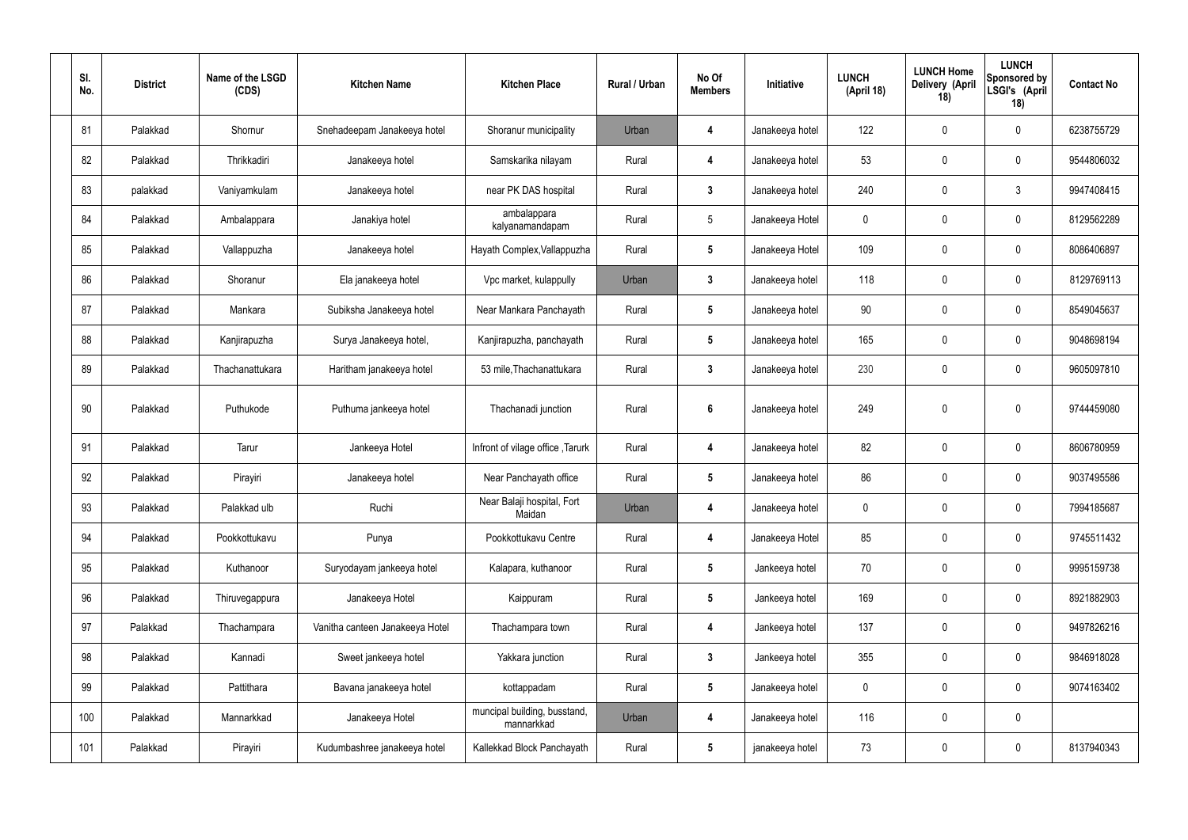| Sl. No. | District | Name of the LSGD (CDS) | Kitchen Name | Kitchen Place | Rural / Urban | No Of Members | Initiative | LUNCH (April 18) | LUNCH Home Delivery (April 18) | LUNCH Sponsored by LSGI's (April 18) | Contact No |
|---|---|---|---|---|---|---|---|---|---|---|---|
| 81 | Palakkad | Shornur | Snehadeepam Janakeeya hotel | Shoranur municipality | Urban | 4 | Janakeeya hotel | 122 | 0 | 0 | 6238755729 |
| 82 | Palakkad | Thrikkadiri | Janakeeya hotel | Samskarika nilayam | Rural | 4 | Janakeeya hotel | 53 | 0 | 0 | 9544806032 |
| 83 | palakkad | Vaniyamkulam | Janakeeya hotel | near PK DAS hospital | Rural | 3 | Janakeeya hotel | 240 | 0 | 3 | 9947408415 |
| 84 | Palakkad | Ambalappara | Janakiya hotel | ambalappara kalyanamandapam | Rural | 5 | Janakeeya Hotel | 0 | 0 | 0 | 8129562289 |
| 85 | Palakkad | Vallappuzha | Janakeeya hotel | Hayath Complex,Vallappuzha | Rural | 5 | Janakeeya Hotel | 109 | 0 | 0 | 8086406897 |
| 86 | Palakkad | Shoranur | Ela janakeeya hotel | Vpc market, kulappully | Urban | 3 | Janakeeya hotel | 118 | 0 | 0 | 8129769113 |
| 87 | Palakkad | Mankara | Subiksha Janakeeya hotel | Near Mankara Panchayath | Rural | 5 | Janakeeya hotel | 90 | 0 | 0 | 8549045637 |
| 88 | Palakkad | Kanjirapuzha | Surya Janakeeya hotel, | Kanjirapuzha, panchayath | Rural | 5 | Janakeeya hotel | 165 | 0 | 0 | 9048698194 |
| 89 | Palakkad | Thachanattukara | Haritham janakeeya hotel | 53 mile,Thachanattukara | Rural | 3 | Janakeeya hotel | 230 | 0 | 0 | 9605097810 |
| 90 | Palakkad | Puthukode | Puthuma jankeeya hotel | Thachanadi junction | Rural | 6 | Janakeeya hotel | 249 | 0 | 0 | 9744459080 |
| 91 | Palakkad | Tarur | Jankeeya Hotel | Infront of vilage office ,Tarurk | Rural | 4 | Janakeeya hotel | 82 | 0 | 0 | 8606780959 |
| 92 | Palakkad | Pirayiri | Janakeeya hotel | Near Panchayath office | Rural | 5 | Janakeeya hotel | 86 | 0 | 0 | 9037495586 |
| 93 | Palakkad | Palakkad ulb | Ruchi | Near Balaji hospital, Fort Maidan | Urban | 4 | Janakeeya hotel | 0 | 0 | 0 | 7994185687 |
| 94 | Palakkad | Pookkottukavu | Punya | Pookkottukavu Centre | Rural | 4 | Janakeeya Hotel | 85 | 0 | 0 | 9745511432 |
| 95 | Palakkad | Kuthanoor | Suryodayam jankeeya hotel | Kalapara, kuthanoor | Rural | 5 | Jankeeya hotel | 70 | 0 | 0 | 9995159738 |
| 96 | Palakkad | Thiruvegappura | Janakeeya Hotel | Kaippuram | Rural | 5 | Jankeeya hotel | 169 | 0 | 0 | 8921882903 |
| 97 | Palakkad | Thachampara | Vanitha canteen Janakeeya Hotel | Thachampara town | Rural | 4 | Jankeeya hotel | 137 | 0 | 0 | 9497826216 |
| 98 | Palakkad | Kannadi | Sweet jankeeya hotel | Yakkara junction | Rural | 3 | Jankeeya hotel | 355 | 0 | 0 | 9846918028 |
| 99 | Palakkad | Pattithara | Bavana janakeeya hotel | kottappadam | Rural | 5 | Janakeeya hotel | 0 | 0 | 0 | 9074163402 |
| 100 | Palakkad | Mannarkkad | Janakeeya Hotel | muncipal building, busstand, mannarkkad | Urban | 4 | Janakeeya hotel | 116 | 0 | 0 | |
| 101 | Palakkad | Pirayiri | Kudumbashree janakeeya hotel | Kallekkad Block Panchayath | Rural | 5 | janakeeya hotel | 73 | 0 | 0 | 8137940343 |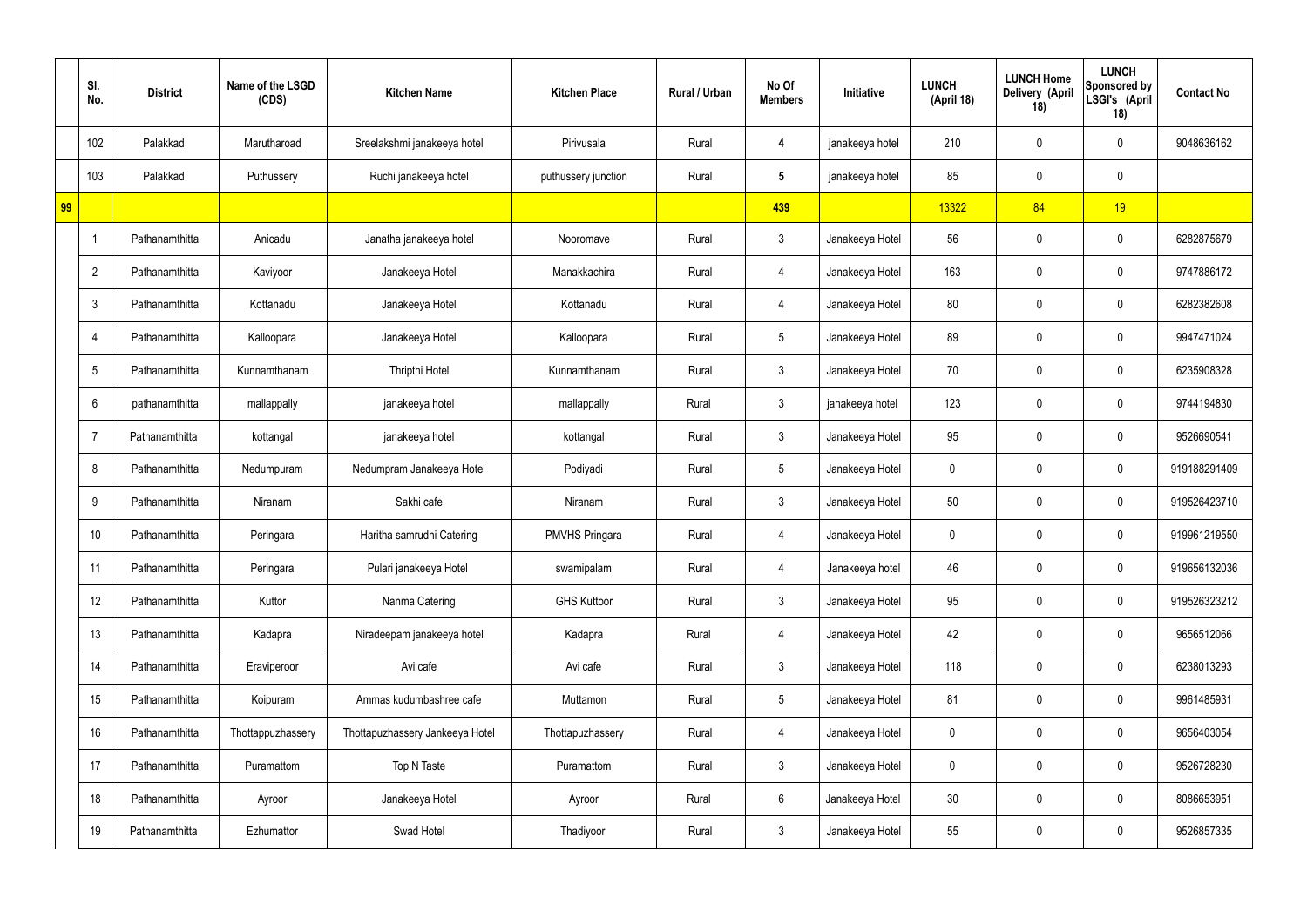|  | Sl. No. | District | Name of the LSGD (CDS) | Kitchen Name | Kitchen Place | Rural / Urban | No Of Members | Initiative | LUNCH (April 18) | LUNCH Home Delivery (April 18) | LUNCH Sponsored by LSGI's (April 18) | Contact No |
|---|---|---|---|---|---|---|---|---|---|---|---|---|
|  | 102 | Palakkad | Marutharoad | Sreelakshmi janakeeya hotel | Pirivusala | Rural | 4 | janakeeya hotel | 210 | 0 | 0 | 9048636162 |
|  | 103 | Palakkad | Puthussery | Ruchi janakeeya hotel | puthussery junction | Rural | 5 | janakeeya hotel | 85 | 0 | 0 |  |
| 99 |  |  |  |  |  |  | 439 |  | 13322 | 84 | 19 |  |
|  | 1 | Pathanamthitta | Anicadu | Janatha janakeeya hotel | Nooromave | Rural | 3 | Janakeeya Hotel | 56 | 0 | 0 | 6282875679 |
|  | 2 | Pathanamthitta | Kaviyoor | Janakeeya Hotel | Manakkachira | Rural | 4 | Janakeeya Hotel | 163 | 0 | 0 | 9747886172 |
|  | 3 | Pathanamthitta | Kottanadu | Janakeeya Hotel | Kottanadu | Rural | 4 | Janakeeya Hotel | 80 | 0 | 0 | 6282382608 |
|  | 4 | Pathanamthitta | Kalloopara | Janakeeya Hotel | Kalloopara | Rural | 5 | Janakeeya Hotel | 89 | 0 | 0 | 9947471024 |
|  | 5 | Pathanamthitta | Kunnamthanam | Thripthi Hotel | Kunnamthanam | Rural | 3 | Janakeeya Hotel | 70 | 0 | 0 | 6235908328 |
|  | 6 | pathanamthitta | mallappally | janakeeya hotel | mallappally | Rural | 3 | janakeeya hotel | 123 | 0 | 0 | 9744194830 |
|  | 7 | Pathanamthitta | kottangal | janakeeya hotel | kottangal | Rural | 3 | Janakeeya Hotel | 95 | 0 | 0 | 9526690541 |
|  | 8 | Pathanamthitta | Nedumpuram | Nedumpram Janakeeya Hotel | Podiyadi | Rural | 5 | Janakeeya Hotel | 0 | 0 | 0 | 919188291409 |
|  | 9 | Pathanamthitta | Niranam | Sakhi cafe | Niranam | Rural | 3 | Janakeeya Hotel | 50 | 0 | 0 | 919526423710 |
|  | 10 | Pathanamthitta | Peringara | Haritha samrudhi Catering | PMVHS Pringara | Rural | 4 | Janakeeya Hotel | 0 | 0 | 0 | 919961219550 |
|  | 11 | Pathanamthitta | Peringara | Pulari janakeeya Hotel | swamipalam | Rural | 4 | Janakeeya hotel | 46 | 0 | 0 | 919656132036 |
|  | 12 | Pathanamthitta | Kuttor | Nanma Catering | GHS Kuttoor | Rural | 3 | Janakeeya Hotel | 95 | 0 | 0 | 919526323212 |
|  | 13 | Pathanamthitta | Kadapra | Niradeepam janakeeya hotel | Kadapra | Rural | 4 | Janakeeya Hotel | 42 | 0 | 0 | 9656512066 |
|  | 14 | Pathanamthitta | Eraviperoor | Avi cafe | Avi cafe | Rural | 3 | Janakeeya Hotel | 118 | 0 | 0 | 6238013293 |
|  | 15 | Pathanamthitta | Koipuram | Ammas kudumbashree cafe | Muttamon | Rural | 5 | Janakeeya Hotel | 81 | 0 | 0 | 9961485931 |
|  | 16 | Pathanamthitta | Thottappuzhassery | Thottapuzhassery Jankeeya Hotel | Thottapuzhassery | Rural | 4 | Janakeeya Hotel | 0 | 0 | 0 | 9656403054 |
|  | 17 | Pathanamthitta | Puramattom | Top N Taste | Puramattom | Rural | 3 | Janakeeya Hotel | 0 | 0 | 0 | 9526728230 |
|  | 18 | Pathanamthitta | Ayroor | Janakeeya Hotel | Ayroor | Rural | 6 | Janakeeya Hotel | 30 | 0 | 0 | 8086653951 |
|  | 19 | Pathanamthitta | Ezhumattor | Swad Hotel | Thadiyoor | Rural | 3 | Janakeeya Hotel | 55 | 0 | 0 | 9526857335 |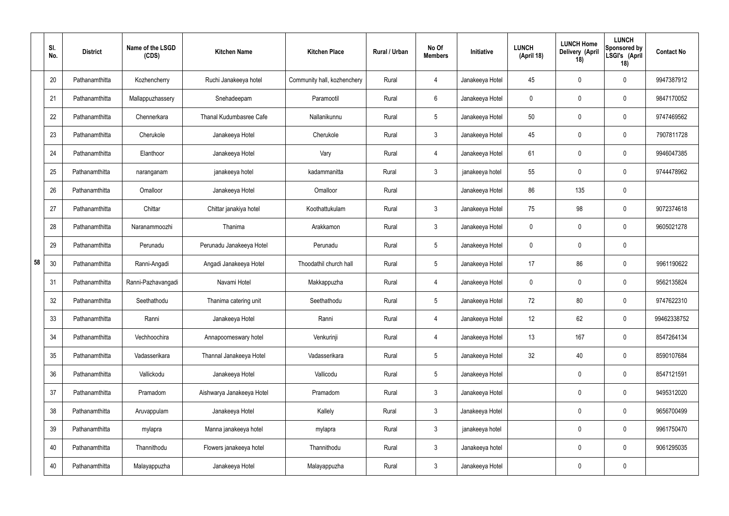|  | Sl. No. | District | Name of the LSGD (CDS) | Kitchen Name | Kitchen Place | Rural / Urban | No Of Members | Initiative | LUNCH (April 18) | LUNCH Home Delivery (April 18) | LUNCH Sponsored by LSGI's (April 18) | Contact No |
|---|---|---|---|---|---|---|---|---|---|---|---|---|
| 58 | 20 | Pathanamthitta | Kozhencherry | Ruchi Janakeeya hotel | Community hall, kozhenchery | Rural | 4 | Janakeeya Hotel | 45 | 0 | 0 | 9947387912 |
|  | 21 | Pathanamthitta | Mallappuzhassery | Snehadeepam | Paramootil | Rural | 6 | Janakeeya Hotel | 0 | 0 | 0 | 9847170052 |
|  | 22 | Pathanamthitta | Chennerkara | Thanal Kudumbasree Cafe | Nallanikunnu | Rural | 5 | Janakeeya Hotel | 50 | 0 | 0 | 9747469562 |
|  | 23 | Pathanamthitta | Cherukole | Janakeeya Hotel | Cherukole | Rural | 3 | Janakeeya Hotel | 45 | 0 | 0 | 7907811728 |
|  | 24 | Pathanamthitta | Elanthoor | Janakeeya Hotel | Vary | Rural | 4 | Janakeeya Hotel | 61 | 0 | 0 | 9946047385 |
|  | 25 | Pathanamthitta | naranganam | janakeeya hotel | kadammanitta | Rural | 3 | janakeeya hotel | 55 | 0 | 0 | 9744478962 |
|  | 26 | Pathanamthitta | Omalloor | Janakeeya Hotel | Omalloor | Rural |  | Janakeeya Hotel | 86 | 135 | 0 |  |
|  | 27 | Pathanamthitta | Chittar | Chittar janakiya hotel | Koothattukulam | Rural | 3 | Janakeeya Hotel | 75 | 98 | 0 | 9072374618 |
|  | 28 | Pathanamthitta | Naranammoozhi | Thanima | Arakkamon | Rural | 3 | Janakeeya Hotel | 0 | 0 | 0 | 9605021278 |
|  | 29 | Pathanamthitta | Perunadu | Perunadu Janakeeya Hotel | Perunadu | Rural | 5 | Janakeeya Hotel | 0 | 0 | 0 |  |
|  | 30 | Pathanamthitta | Ranni-Angadi | Angadi Janakeeya Hotel | Thoodathil church hall | Rural | 5 | Janakeeya Hotel | 17 | 86 | 0 | 9961190622 |
|  | 31 | Pathanamthitta | Ranni-Pazhavangadi | Navami Hotel | Makkappuzha | Rural | 4 | Janakeeya Hotel | 0 | 0 | 0 | 9562135824 |
|  | 32 | Pathanamthitta | Seethathodu | Thanima catering unit | Seethathodu | Rural | 5 | Janakeeya Hotel | 72 | 80 | 0 | 9747622310 |
|  | 33 | Pathanamthitta | Ranni | Janakeeya Hotel | Ranni | Rural | 4 | Janakeeya Hotel | 12 | 62 | 0 | 99462338752 |
|  | 34 | Pathanamthitta | Vechhoochira | Annapoorneswary hotel | Venkurinji | Rural | 4 | Janakeeya Hotel | 13 | 167 | 0 | 8547264134 |
|  | 35 | Pathanamthitta | Vadasserikara | Thannal Janakeeya Hotel | Vadasserikara | Rural | 5 | Janakeeya Hotel | 32 | 40 | 0 | 8590107684 |
|  | 36 | Pathanamthitta | Vallickodu | Janakeeya Hotel | Vallicodu | Rural | 5 | Janakeeya Hotel |  | 0 | 0 | 8547121591 |
|  | 37 | Pathanamthitta | Pramadom | Aishwarya Janakeeya Hotel | Pramadom | Rural | 3 | Janakeeya Hotel |  | 0 | 0 | 9495312020 |
|  | 38 | Pathanamthitta | Aruvappulam | Janakeeya Hotel | Kallely | Rural | 3 | Janakeeya Hotel |  | 0 | 0 | 9656700499 |
|  | 39 | Pathanamthitta | mylapra | Manna janakeeya hotel | mylapra | Rural | 3 | janakeeya hotel |  | 0 | 0 | 9961750470 |
|  | 40 | Pathanamthitta | Thannithodu | Flowers janakeeya hotel | Thannithodu | Rural | 3 | Janakeeya hotel |  | 0 | 0 | 9061295035 |
|  | 40 | Pathanamthitta | Malayappuzha | Janakeeya Hotel | Malayappuzha | Rural | 3 | Janakeeya Hotel |  | 0 | 0 |  |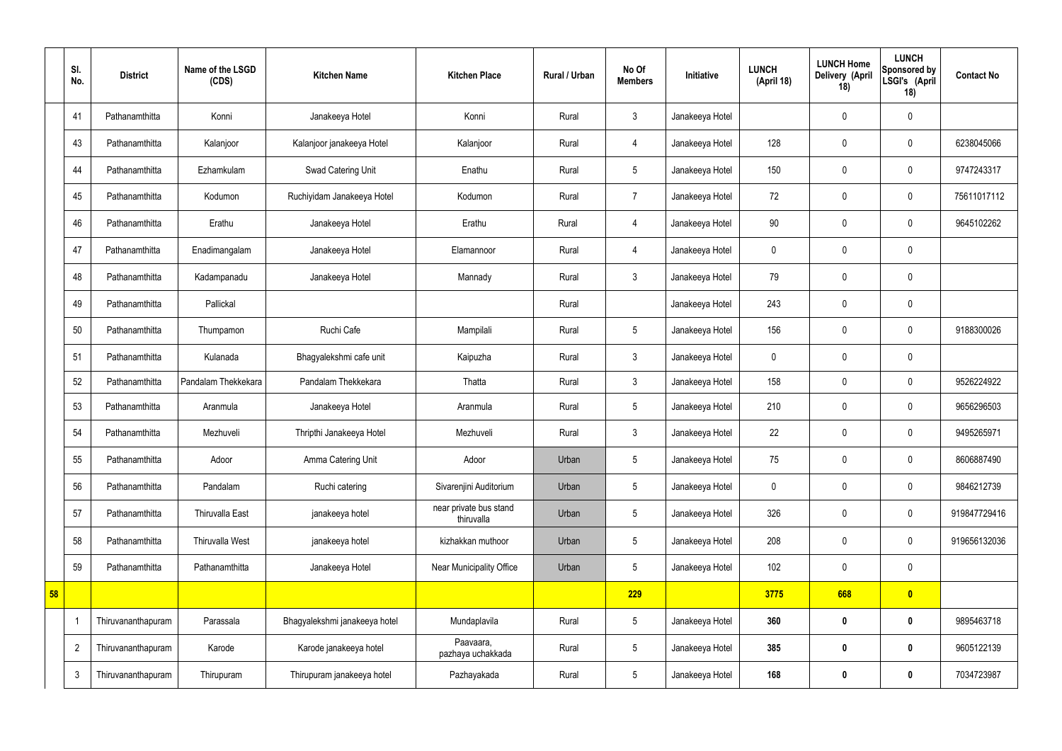|  | Sl. No. | District | Name of the LSGD (CDS) | Kitchen Name | Kitchen Place | Rural / Urban | No Of Members | Initiative | LUNCH (April 18) | LUNCH Home Delivery (April 18) | LUNCH Sponsored by LSGI's (April 18) | Contact No |
|---|---|---|---|---|---|---|---|---|---|---|---|---|
|  | 41 | Pathanamthitta | Konni | Janakeeya Hotel | Konni | Rural | 3 | Janakeeya Hotel |  | 0 | 0 |  |
|  | 43 | Pathanamthitta | Kalanjoor | Kalanjoor janakeeya Hotel | Kalanjoor | Rural | 4 | Janakeeya Hotel | 128 | 0 | 0 | 6238045066 |
|  | 44 | Pathanamthitta | Ezhamkulam | Swad Catering Unit | Enathu | Rural | 5 | Janakeeya Hotel | 150 | 0 | 0 | 9747243317 |
|  | 45 | Pathanamthitta | Kodumon | Ruchiyidam Janakeeya Hotel | Kodumon | Rural | 7 | Janakeeya Hotel | 72 | 0 | 0 | 75611017112 |
|  | 46 | Pathanamthitta | Erathu | Janakeeya Hotel | Erathu | Rural | 4 | Janakeeya Hotel | 90 | 0 | 0 | 9645102262 |
|  | 47 | Pathanamthitta | Enadimangalam | Janakeeya Hotel | Elamannoor | Rural | 4 | Janakeeya Hotel | 0 | 0 | 0 |  |
|  | 48 | Pathanamthitta | Kadampanadu | Janakeeya Hotel | Mannady | Rural | 3 | Janakeeya Hotel | 79 | 0 | 0 |  |
|  | 49 | Pathanamthitta | Pallickal |  |  | Rural |  | Janakeeya Hotel | 243 | 0 | 0 |  |
|  | 50 | Pathanamthitta | Thumpamon | Ruchi Cafe | Mampilali | Rural | 5 | Janakeeya Hotel | 156 | 0 | 0 | 9188300026 |
|  | 51 | Pathanamthitta | Kulanada | Bhagyalekshmi cafe unit | Kaipuzha | Rural | 3 | Janakeeya Hotel | 0 | 0 | 0 |  |
|  | 52 | Pathanamthitta | Pandalam Thekkekara | Pandalam Thekkekara | Thatta | Rural | 3 | Janakeeya Hotel | 158 | 0 | 0 | 9526224922 |
|  | 53 | Pathanamthitta | Aranmula | Janakeeya Hotel | Aranmula | Rural | 5 | Janakeeya Hotel | 210 | 0 | 0 | 9656296503 |
|  | 54 | Pathanamthitta | Mezhuveli | Thripthi Janakeeya Hotel | Mezhuveli | Rural | 3 | Janakeeya Hotel | 22 | 0 | 0 | 9495265971 |
|  | 55 | Pathanamthitta | Adoor | Amma Catering Unit | Adoor | Urban | 5 | Janakeeya Hotel | 75 | 0 | 0 | 8606887490 |
|  | 56 | Pathanamthitta | Pandalam | Ruchi catering | Sivarenjini Auditorium | Urban | 5 | Janakeeya Hotel | 0 | 0 | 0 | 9846212739 |
|  | 57 | Pathanamthitta | Thiruvalla East | janakeeya hotel | near private bus stand thiruvalla | Urban | 5 | Janakeeya Hotel | 326 | 0 | 0 | 919847729416 |
|  | 58 | Pathanamthitta | Thiruvalla West | janakeeya hotel | kizhakkan muthoor | Urban | 5 | Janakeeya Hotel | 208 | 0 | 0 | 919656132036 |
|  | 59 | Pathanamthitta | Pathanamthitta | Janakeeya Hotel | Near Municipality Office | Urban | 5 | Janakeeya Hotel | 102 | 0 | 0 |  |
| **58** |  |  |  |  |  |  | **229** |  | **3775** | **668** | **0** |  |
|  | 1 | Thiruvananthapuram | Parassala | Bhagyalekshmi janakeeya hotel | Mundaplavila | Rural | 5 | Janakeeya Hotel | **360** | **0** | **0** | 9895463718 |
|  | 2 | Thiruvananthapuram | Karode | Karode janakeeya hotel | Paavaara, pazhaya uchakkada | Rural | 5 | Janakeeya Hotel | **385** | **0** | **0** | 9605122139 |
|  | 3 | Thiruvananthapuram | Thirupuram | Thirupuram janakeeya hotel | Pazhayakada | Rural | 5 | Janakeeya Hotel | **168** | **0** | **0** | 7034723987 |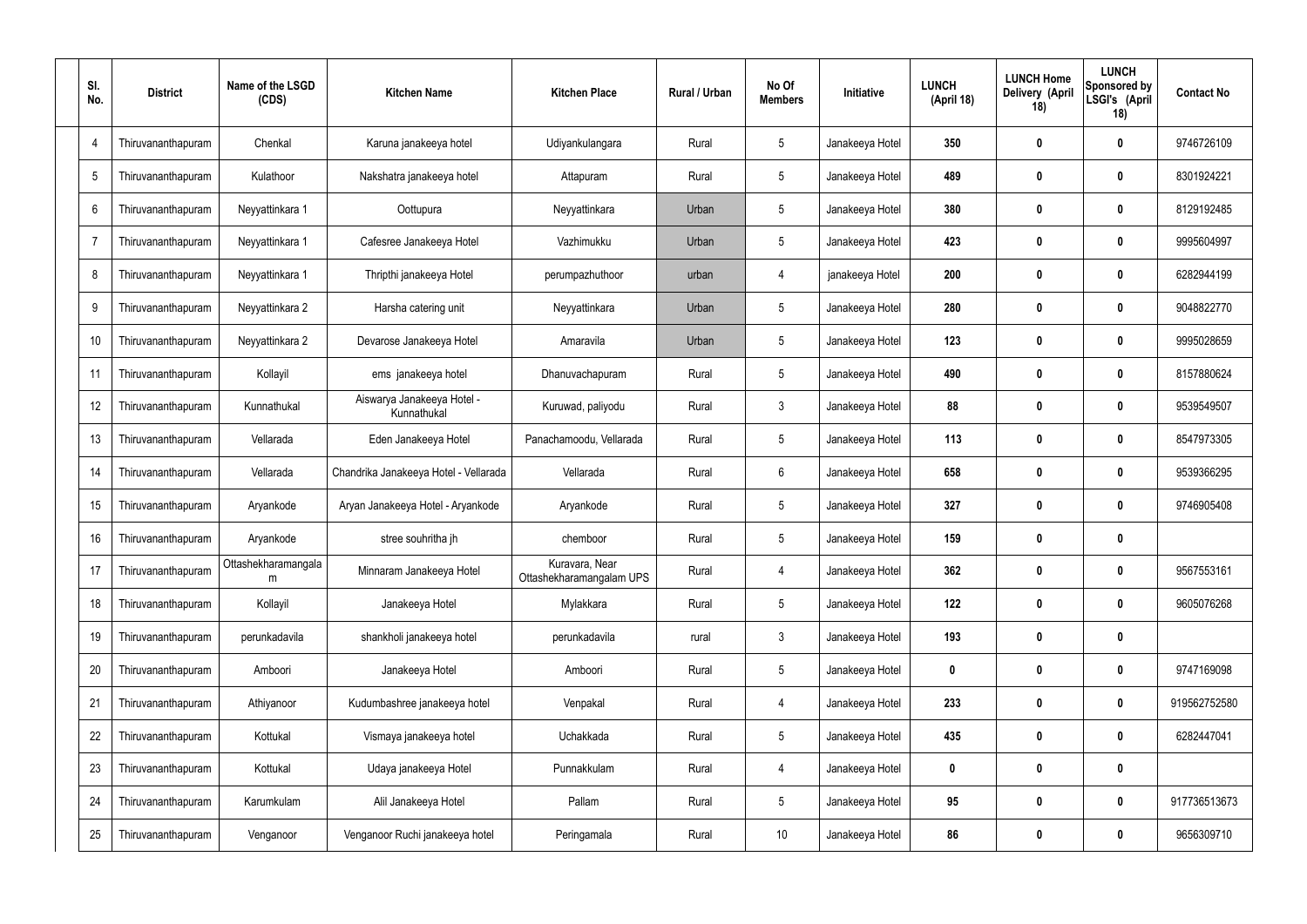| Sl. No. | District | Name of the LSGD (CDS) | Kitchen Name | Kitchen Place | Rural / Urban | No Of Members | Initiative | LUNCH (April 18) | LUNCH Home Delivery (April 18) | LUNCH Sponsored by LSGI's (April 18) | Contact No |
|---|---|---|---|---|---|---|---|---|---|---|---|
| 4 | Thiruvananthapuram | Chenkal | Karuna janakeeya hotel | Udiyankulangara | Rural | 5 | Janakeeya Hotel | 350 | 0 | 0 | 9746726109 |
| 5 | Thiruvananthapuram | Kulathoor | Nakshatra janakeeya hotel | Attapuram | Rural | 5 | Janakeeya Hotel | 489 | 0 | 0 | 8301924221 |
| 6 | Thiruvananthapuram | Neyyattinkara 1 | Oottupura | Neyyattinkara | Urban | 5 | Janakeeya Hotel | 380 | 0 | 0 | 8129192485 |
| 7 | Thiruvananthapuram | Neyyattinkara 1 | Cafesree Janakeeya Hotel | Vazhimukku | Urban | 5 | Janakeeya Hotel | 423 | 0 | 0 | 9995604997 |
| 8 | Thiruvananthapuram | Neyyattinkara 1 | Thripthi janakeeya Hotel | perumpazhuthoor | urban | 4 | janakeeya Hotel | 200 | 0 | 0 | 6282944199 |
| 9 | Thiruvananthapuram | Neyyattinkara 2 | Harsha catering unit | Neyyattinkara | Urban | 5 | Janakeeya Hotel | 280 | 0 | 0 | 9048822770 |
| 10 | Thiruvananthapuram | Neyyattinkara 2 | Devarose Janakeeya Hotel | Amaravila | Urban | 5 | Janakeeya Hotel | 123 | 0 | 0 | 9995028659 |
| 11 | Thiruvananthapuram | Kollayil | ems janakeeya hotel | Dhanuvachapuram | Rural | 5 | Janakeeya Hotel | 490 | 0 | 0 | 8157880624 |
| 12 | Thiruvananthapuram | Kunnathukal | Aiswarya Janakeeya Hotel - Kunnathukal | Kuruwad, paliyodu | Rural | 3 | Janakeeya Hotel | 88 | 0 | 0 | 9539549507 |
| 13 | Thiruvananthapuram | Vellarada | Eden Janakeeya Hotel | Panachamoodu, Vellarada | Rural | 5 | Janakeeya Hotel | 113 | 0 | 0 | 8547973305 |
| 14 | Thiruvananthapuram | Vellarada | Chandrika Janakeeya Hotel - Vellarada | Vellarada | Rural | 6 | Janakeeya Hotel | 658 | 0 | 0 | 9539366295 |
| 15 | Thiruvananthapuram | Aryankode | Aryan Janakeeya Hotel - Aryankode | Aryankode | Rural | 5 | Janakeeya Hotel | 327 | 0 | 0 | 9746905408 |
| 16 | Thiruvananthapuram | Aryankode | stree souhritha jh | chemboor | Rural | 5 | Janakeeya Hotel | 159 | 0 | 0 | |
| 17 | Thiruvananthapuram | Ottashekharamangalam | Minnaram Janakeeya Hotel | Kuravara, Near Ottashekharamangalam UPS | Rural | 4 | Janakeeya Hotel | 362 | 0 | 0 | 9567553161 |
| 18 | Thiruvananthapuram | Kollayil | Janakeeya Hotel | Mylakkara | Rural | 5 | Janakeeya Hotel | 122 | 0 | 0 | 9605076268 |
| 19 | Thiruvananthapuram | perunkadavila | shankholi janakeeya hotel | perunkadavila | rural | 3 | Janakeeya Hotel | 193 | 0 | 0 | |
| 20 | Thiruvananthapuram | Amboori | Janakeeya Hotel | Amboori | Rural | 5 | Janakeeya Hotel | 0 | 0 | 0 | 9747169098 |
| 21 | Thiruvananthapuram | Athiyanoor | Kudumbashree janakeeya hotel | Venpakal | Rural | 4 | Janakeeya Hotel | 233 | 0 | 0 | 919562752580 |
| 22 | Thiruvananthapuram | Kottukal | Vismaya janakeeya hotel | Uchakkada | Rural | 5 | Janakeeya Hotel | 435 | 0 | 0 | 6282447041 |
| 23 | Thiruvananthapuram | Kottukal | Udaya janakeeya Hotel | Punnakkulam | Rural | 4 | Janakeeya Hotel | 0 | 0 | 0 | |
| 24 | Thiruvananthapuram | Karumkulam | Alil Janakeeya Hotel | Pallam | Rural | 5 | Janakeeya Hotel | 95 | 0 | 0 | 917736513673 |
| 25 | Thiruvananthapuram | Venganoor | Venganoor Ruchi janakeeya hotel | Peringamala | Rural | 10 | Janakeeya Hotel | 86 | 0 | 0 | 9656309710 |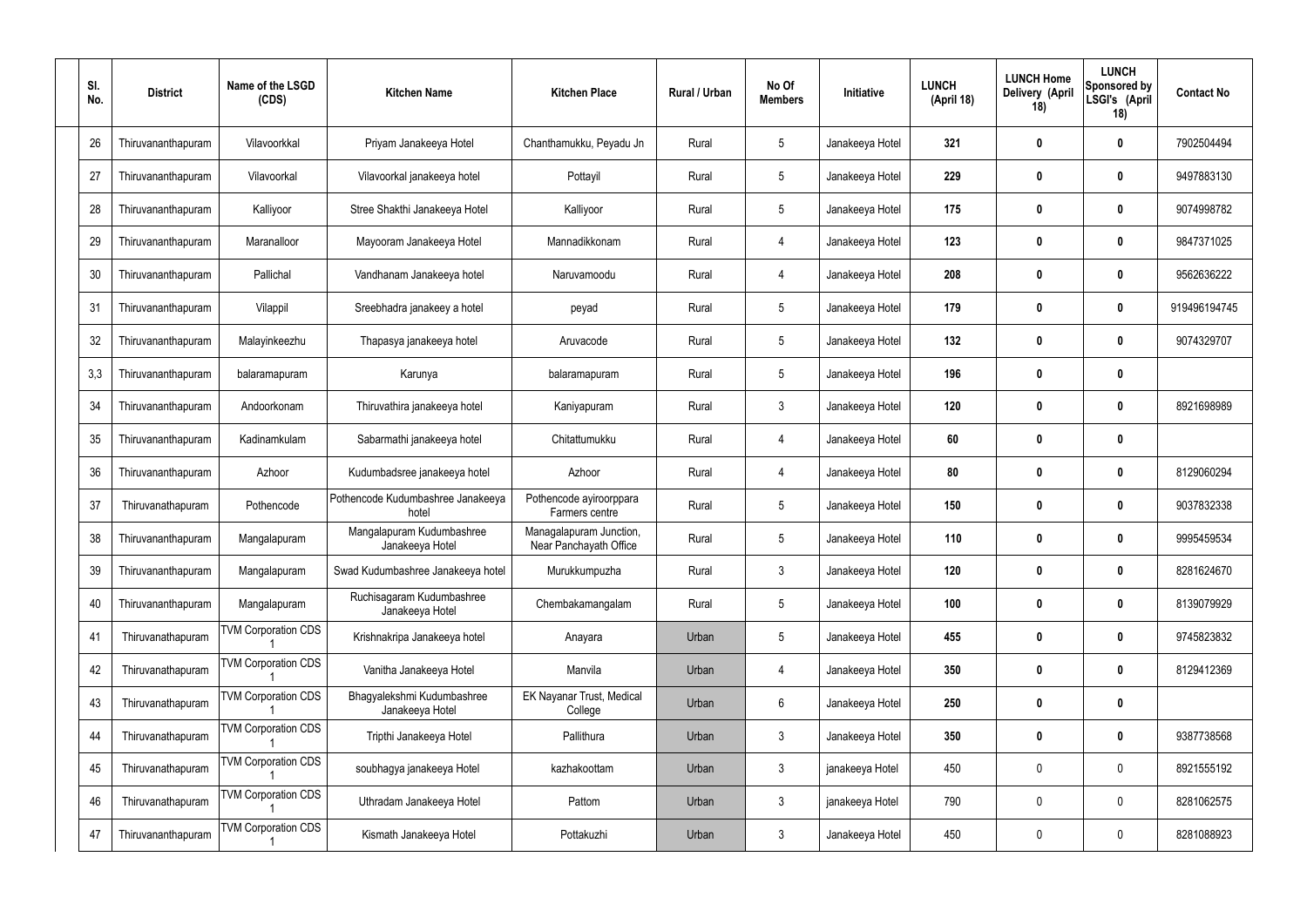| Sl. No. | District | Name of the LSGD (CDS) | Kitchen Name | Kitchen Place | Rural / Urban | No Of Members | Initiative | LUNCH (April 18) | LUNCH Home Delivery (April 18) | LUNCH Sponsored by LSGI's (April 18) | Contact No |
|---|---|---|---|---|---|---|---|---|---|---|---|
| 26 | Thiruvananthapuram | Vilavoorkkal | Priyam Janakeeya Hotel | Chanthamukku, Peyadu Jn | Rural | 5 | Janakeeya Hotel | **321** | **0** | **0** | 7902504494 |
| 27 | Thiruvananthapuram | Vilavoorkal | Vilavoorkal janakeeya hotel | Pottayil | Rural | 5 | Janakeeya Hotel | **229** | **0** | **0** | 9497883130 |
| 28 | Thiruvananthapuram | Kalliyoor | Stree Shakthi Janakeeya Hotel | Kalliyoor | Rural | 5 | Janakeeya Hotel | **175** | **0** | **0** | 9074998782 |
| 29 | Thiruvananthapuram | Maranalloor | Mayooram Janakeeya Hotel | Mannadikkonam | Rural | 4 | Janakeeya Hotel | **123** | **0** | **0** | 9847371025 |
| 30 | Thiruvananthapuram | Pallichal | Vandhanam Janakeeya hotel | Naruvamoodu | Rural | 4 | Janakeeya Hotel | **208** | **0** | **0** | 9562636222 |
| 31 | Thiruvananthapuram | Vilappil | Sreebhadra janakeey a hotel | peyad | Rural | 5 | Janakeeya Hotel | **179** | **0** | **0** | 919496194745 |
| 32 | Thiruvananthapuram | Malayinkeezhu | Thapasya janakeeya hotel | Aruvacode | Rural | 5 | Janakeeya Hotel | **132** | **0** | **0** | 9074329707 |
| 3,3 | Thiruvananthapuram | balaramapuram | Karunya | balaramapuram | Rural | 5 | Janakeeya Hotel | **196** | **0** | **0** | |
| 34 | Thiruvananthapuram | Andoorkonam | Thiruvathira janakeeya hotel | Kaniyapuram | Rural | 3 | Janakeeya Hotel | **120** | **0** | **0** | 8921698989 |
| 35 | Thiruvananthapuram | Kadinamkulam | Sabarmathi janakeeya hotel | Chitattumukku | Rural | 4 | Janakeeya Hotel | **60** | **0** | **0** | |
| 36 | Thiruvananthapuram | Azhoor | Kudumbadsree janakeeya hotel | Azhoor | Rural | 4 | Janakeeya Hotel | **80** | **0** | **0** | 8129060294 |
| 37 | Thiruvanathapuram | Pothencode | Pothencode Kudumbashree Janakeeya hotel | Pothencode ayiroorppara Farmers centre | Rural | 5 | Janakeeya Hotel | **150** | **0** | **0** | 9037832338 |
| 38 | Thiruvananthapuram | Mangalapuram | Mangalapuram Kudumbashree Janakeeya Hotel | Managalapuram Junction, Near Panchayath Office | Rural | 5 | Janakeeya Hotel | **110** | **0** | **0** | 9995459534 |
| 39 | Thiruvananthapuram | Mangalapuram | Swad Kudumbashree Janakeeya hotel | Murukkumpuzha | Rural | 3 | Janakeeya Hotel | **120** | **0** | **0** | 8281624670 |
| 40 | Thiruvananthapuram | Mangalapuram | Ruchisagaram Kudumbashree Janakeeya Hotel | Chembakamangalam | Rural | 5 | Janakeeya Hotel | **100** | **0** | **0** | 8139079929 |
| 41 | Thiruvanathapuram | TVM Corporation CDS 1 | Krishnakripa Janakeeya hotel | Anayara | Urban | 5 | Janakeeya Hotel | **455** | **0** | **0** | 9745823832 |
| 42 | Thiruvanathapuram | TVM Corporation CDS 1 | Vanitha Janakeeya Hotel | Manvila | Urban | 4 | Janakeeya Hotel | **350** | **0** | **0** | 8129412369 |
| 43 | Thiruvanathapuram | TVM Corporation CDS 1 | Bhagyalekshmi Kudumbashree Janakeeya Hotel | EK Nayanar Trust, Medical College | Urban | 6 | Janakeeya Hotel | **250** | **0** | **0** | |
| 44 | Thiruvanathapuram | TVM Corporation CDS 1 | Tripthi Janakeeya Hotel | Pallithura | Urban | 3 | Janakeeya Hotel | **350** | **0** | **0** | 9387738568 |
| 45 | Thiruvanathapuram | TVM Corporation CDS 1 | soubhagya janakeeya Hotel | kazhakoottam | Urban | 3 | janakeeya Hotel | 450 | 0 | 0 | 8921555192 |
| 46 | Thiruvanathapuram | TVM Corporation CDS 1 | Uthradam Janakeeya Hotel | Pattom | Urban | 3 | janakeeya Hotel | 790 | 0 | 0 | 8281062575 |
| 47 | Thiruvananthapuram | TVM Corporation CDS 1 | Kismath Janakeeya Hotel | Pottakuzhi | Urban | 3 | Janakeeya Hotel | 450 | 0 | 0 | 8281088923 |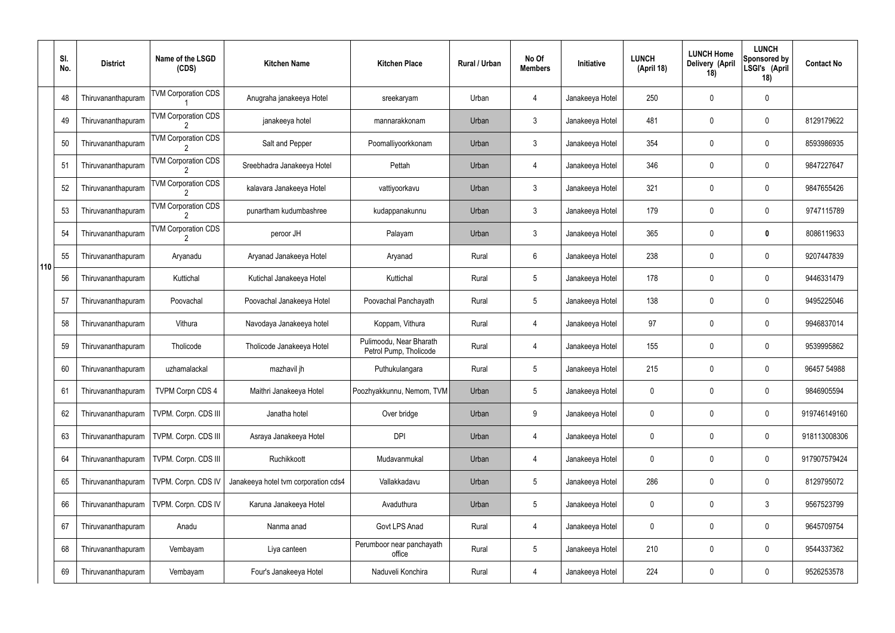|  | Sl. No. | District | Name of the LSGD (CDS) | Kitchen Name | Kitchen Place | Rural / Urban | No Of Members | Initiative | LUNCH (April 18) | LUNCH Home Delivery (April 18) | LUNCH Sponsored by LSGI's (April 18) | Contact No |
|---|---|---|---|---|---|---|---|---|---|---|---|---|
| 110 | 48 | Thiruvananthapuram | TVM Corporation CDS 1 | Anugraha janakeeya Hotel | sreekaryam | Urban | 4 | Janakeeya Hotel | 250 | 0 | 0 | |
| | 49 | Thiruvananthapuram | TVM Corporation CDS 2 | janakeeya hotel | mannarakkonam | Urban | 3 | Janakeeya Hotel | 481 | 0 | 0 | 8129179622 |
| | 50 | Thiruvananthapuram | TVM Corporation CDS 2 | Salt and Pepper | Poomalliyoorkkonam | Urban | 3 | Janakeeya Hotel | 354 | 0 | 0 | 8593986935 |
| | 51 | Thiruvananthapuram | TVM Corporation CDS 2 | Sreebhadra Janakeeya Hotel | Pettah | Urban | 4 | Janakeeya Hotel | 346 | 0 | 0 | 9847227647 |
| | 52 | Thiruvananthapuram | TVM Corporation CDS 2 | kalavara Janakeeya Hotel | vattiyoorkavu | Urban | 3 | Janakeeya Hotel | 321 | 0 | 0 | 9847655426 |
| | 53 | Thiruvananthapuram | TVM Corporation CDS 2 | punartham kudumbashree | kudappanakunnu | Urban | 3 | Janakeeya Hotel | 179 | 0 | 0 | 9747115789 |
| | 54 | Thiruvananthapuram | TVM Corporation CDS 2 | peroor JH | Palayam | Urban | 3 | Janakeeya Hotel | 365 | 0 | **0** | 8086119633 |
| | 55 | Thiruvananthapuram | Aryanadu | Aryanad Janakeeya Hotel | Aryanad | Rural | 6 | Janakeeya Hotel | 238 | 0 | 0 | 9207447839 |
| | 56 | Thiruvananthapuram | Kuttichal | Kutichal Janakeeya Hotel | Kuttichal | Rural | 5 | Janakeeya Hotel | 178 | 0 | 0 | 9446331479 |
| | 57 | Thiruvananthapuram | Poovachal | Poovachal Janakeeya Hotel | Poovachal Panchayath | Rural | 5 | Janakeeya Hotel | 138 | 0 | 0 | 9495225046 |
| | 58 | Thiruvananthapuram | Vithura | Navodaya Janakeeya hotel | Koppam, Vithura | Rural | 4 | Janakeeya Hotel | 97 | 0 | 0 | 9946837014 |
| | 59 | Thiruvananthapuram | Tholicode | Tholicode Janakeeya Hotel | Pulimoodu, Near Bharath Petrol Pump, Tholicode | Rural | 4 | Janakeeya Hotel | 155 | 0 | 0 | 9539995862 |
| | 60 | Thiruvananthapuram | uzhamalackal | mazhavil jh | Puthukulangara | Rural | 5 | Janakeeya Hotel | 215 | 0 | 0 | 96457 54988 |
| | 61 | Thiruvananthapuram | TVPM Corpn CDS 4 | Maithri Janakeeya Hotel | Poozhyakkunnu, Nemom, TVM | Urban | 5 | Janakeeya Hotel | 0 | 0 | 0 | 9846905594 |
| | 62 | Thiruvananthapuram | TVPM. Corpn. CDS III | Janatha hotel | Over bridge | Urban | 9 | Janakeeya Hotel | 0 | 0 | 0 | 919746149160 |
| | 63 | Thiruvananthapuram | TVPM. Corpn. CDS III | Asraya Janakeeya Hotel | DPI | Urban | 4 | Janakeeya Hotel | 0 | 0 | 0 | 918113008306 |
| | 64 | Thiruvananthapuram | TVPM. Corpn. CDS III | Ruchikkoott | Mudavanmukal | Urban | 4 | Janakeeya Hotel | 0 | 0 | 0 | 917907579424 |
| | 65 | Thiruvananthapuram | TVPM. Corpn. CDS IV | Janakeeya hotel tvm corporation cds4 | Vallakkadavu | Urban | 5 | Janakeeya Hotel | 286 | 0 | 0 | 8129795072 |
| | 66 | Thiruvananthapuram | TVPM. Corpn. CDS IV | Karuna Janakeeya Hotel | Avaduthura | Urban | 5 | Janakeeya Hotel | 0 | 0 | 3 | 9567523799 |
| | 67 | Thiruvananthapuram | Anadu | Nanma anad | Govt LPS Anad | Rural | 4 | Janakeeya Hotel | 0 | 0 | 0 | 9645709754 |
| | 68 | Thiruvananthapuram | Vembayam | Liya canteen | Perumboor near panchayath office | Rural | 5 | Janakeeya Hotel | 210 | 0 | 0 | 9544337362 |
| | 69 | Thiruvananthapuram | Vembayam | Four's Janakeeya Hotel | Naduveli Konchira | Rural | 4 | Janakeeya Hotel | 224 | 0 | 0 | 9526253578 |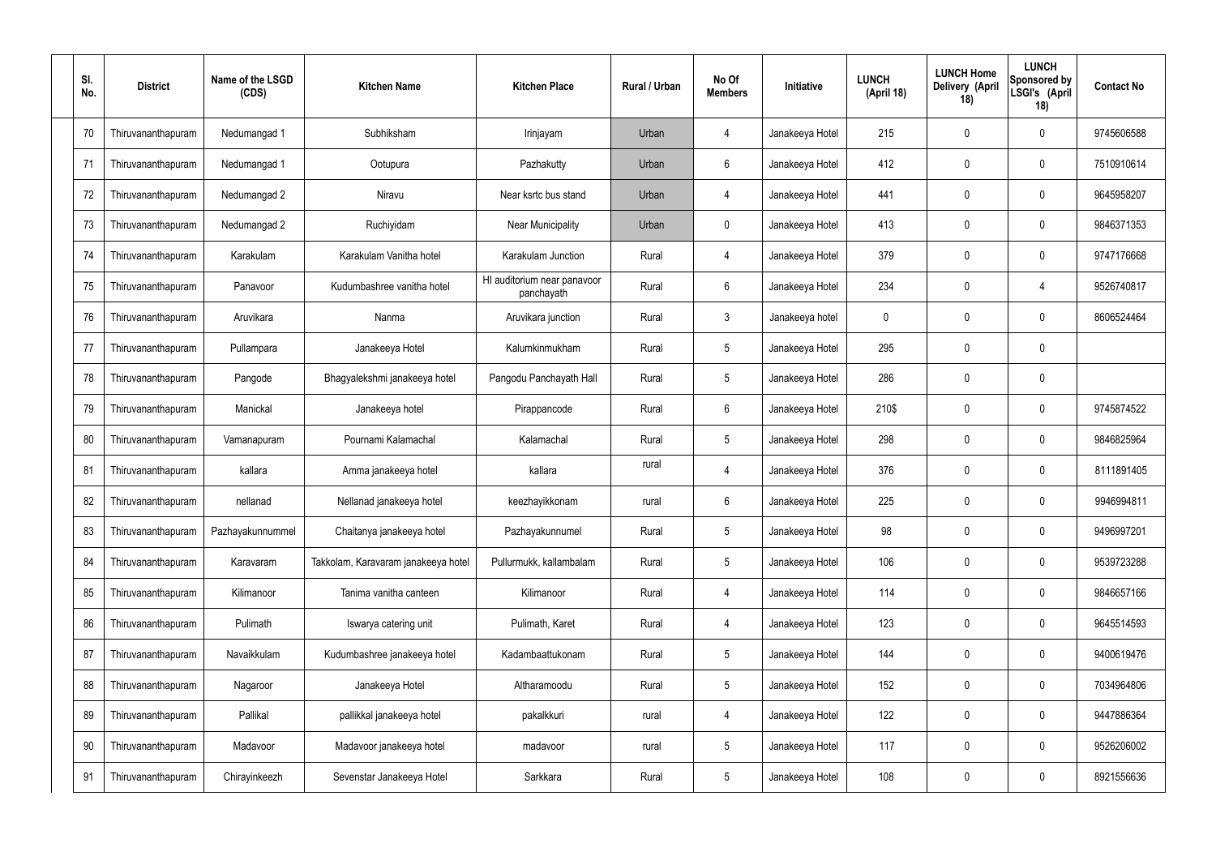| Sl. No. | District | Name of the LSGD (CDS) | Kitchen Name | Kitchen Place | Rural / Urban | No Of Members | Initiative | LUNCH (April 18) | LUNCH Home Delivery (April 18) | LUNCH Sponsored by LSGI's (April 18) | Contact No |
|---|---|---|---|---|---|---|---|---|---|---|---|
| 70 | Thiruvananthapuram | Nedumangad 1 | Subhiksham | Irinjayam | Urban | 4 | Janakeeya Hotel | 215 | 0 | 0 | 9745606588 |
| 71 | Thiruvananthapuram | Nedumangad 1 | Ootupura | Pazhakutty | Urban | 6 | Janakeeya Hotel | 412 | 0 | 0 | 7510910614 |
| 72 | Thiruvananthapuram | Nedumangad 2 | Niravu | Near ksrtc bus stand | Urban | 4 | Janakeeya Hotel | 441 | 0 | 0 | 9645958207 |
| 73 | Thiruvananthapuram | Nedumangad 2 | Ruchiyidam | Near Municipality | Urban | 0 | Janakeeya Hotel | 413 | 0 | 0 | 9846371353 |
| 74 | Thiruvananthapuram | Karakulam | Karakulam Vanitha hotel | Karakulam Junction | Rural | 4 | Janakeeya Hotel | 379 | 0 | 0 | 9747176668 |
| 75 | Thiruvananthapuram | Panavoor | Kudumbashree vanitha hotel | HI auditorium near panavoor panchayath | Rural | 6 | Janakeeya Hotel | 234 | 0 | 4 | 9526740817 |
| 76 | Thiruvananthapuram | Aruvikara | Nanma | Aruvikara junction | Rural | 3 | Janakeeya hotel | 0 | 0 | 0 | 8606524464 |
| 77 | Thiruvananthapuram | Pullampara | Janakeeya Hotel | Kalumkinmukham | Rural | 5 | Janakeeya Hotel | 295 | 0 | 0 | |
| 78 | Thiruvananthapuram | Pangode | Bhagyalekshmi janakeeya hotel | Pangodu Panchayath Hall | Rural | 5 | Janakeeya Hotel | 286 | 0 | 0 | |
| 79 | Thiruvananthapuram | Manickal | Janakeeya hotel | Pirappancode | Rural | 6 | Janakeeya Hotel | 210$ | 0 | 0 | 9745874522 |
| 80 | Thiruvananthapuram | Vamanapuram | Pournami Kalamachal | Kalamachal | Rural | 5 | Janakeeya Hotel | 298 | 0 | 0 | 9846825964 |
| 81 | Thiruvananthapuram | kallara | Amma janakeeya hotel | kallara | rural | 4 | Janakeeya Hotel | 376 | 0 | 0 | 8111891405 |
| 82 | Thiruvananthapuram | nellanad | Nellanad janakeeya hotel | keezhayikkonam | rural | 6 | Janakeeya Hotel | 225 | 0 | 0 | 9946994811 |
| 83 | Thiruvananthapuram | Pazhayakunnummel | Chaitanya janakeeya hotel | Pazhayakunnumel | Rural | 5 | Janakeeya Hotel | 98 | 0 | 0 | 9496997201 |
| 84 | Thiruvananthapuram | Karavaram | Takkolam, Karavaram janakeeya hotel | Pullurmukk, kallambalam | Rural | 5 | Janakeeya Hotel | 106 | 0 | 0 | 9539723288 |
| 85 | Thiruvananthapuram | Kilimanoor | Tanima vanitha canteen | Kilimanoor | Rural | 4 | Janakeeya Hotel | 114 | 0 | 0 | 9846657166 |
| 86 | Thiruvananthapuram | Pulimath | Iswarya catering unit | Pulimath, Karet | Rural | 4 | Janakeeya Hotel | 123 | 0 | 0 | 9645514593 |
| 87 | Thiruvananthapuram | Navaikkulam | Kudumbashree janakeeya hotel | Kadambaattukonam | Rural | 5 | Janakeeya Hotel | 144 | 0 | 0 | 9400619476 |
| 88 | Thiruvananthapuram | Nagaroor | Janakeeya Hotel | Altharamoodu | Rural | 5 | Janakeeya Hotel | 152 | 0 | 0 | 7034964806 |
| 89 | Thiruvananthapuram | Pallikal | pallikkal janakeeya hotel | pakalkkuri | rural | 4 | Janakeeya Hotel | 122 | 0 | 0 | 9447886364 |
| 90 | Thiruvananthapuram | Madavoor | Madavoor janakeeya hotel | madavoor | rural | 5 | Janakeeya Hotel | 117 | 0 | 0 | 9526206002 |
| 91 | Thiruvananthapuram | Chirayinkeezh | Sevenstar Janakeeya Hotel | Sarkkara | Rural | 5 | Janakeeya Hotel | 108 | 0 | 0 | 8921556636 |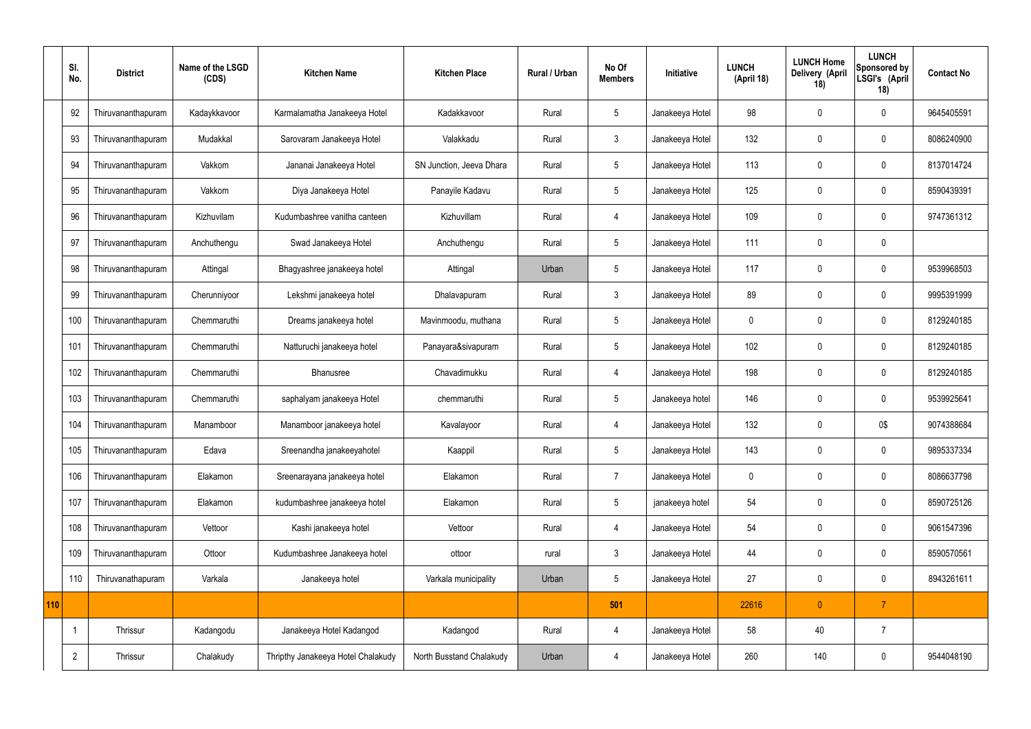| | Sl. No. | District | Name of the LSGD (CDS) | Kitchen Name | Kitchen Place | Rural / Urban | No Of Members | Initiative | LUNCH (April 18) | LUNCH Home Delivery (April 18) | LUNCH Sponsored by LSGI's (April 18) | Contact No |
|---|---|---|---|---|---|---|---|---|---|---|---|---|
| | 92 | Thiruvananthapuram | Kadaykkavoor | Karmalamatha Janakeeya Hotel | Kadakkavoor | Rural | 5 | Janakeeya Hotel | 98 | 0 | 0 | 9645405591 |
| | 93 | Thiruvananthapuram | Mudakkal | Sarovaram Janakeeya Hotel | Valakkadu | Rural | 3 | Janakeeya Hotel | 132 | 0 | 0 | 8086240900 |
| | 94 | Thiruvananthapuram | Vakkom | Jananai Janakeeya Hotel | SN Junction, Jeeva Dhara | Rural | 5 | Janakeeya Hotel | 113 | 0 | 0 | 8137014724 |
| | 95 | Thiruvananthapuram | Vakkom | Diya Janakeeya Hotel | Panayile Kadavu | Rural | 5 | Janakeeya Hotel | 125 | 0 | 0 | 8590439391 |
| | 96 | Thiruvananthapuram | Kizhuvilam | Kudumbashree vanitha canteen | Kizhuvillam | Rural | 4 | Janakeeya Hotel | 109 | 0 | 0 | 9747361312 |
| | 97 | Thiruvananthapuram | Anchuthengu | Swad Janakeeya Hotel | Anchuthengu | Rural | 5 | Janakeeya Hotel | 111 | 0 | 0 | |
| | 98 | Thiruvananthapuram | Attingal | Bhagyashree janakeeya hotel | Attingal | Urban | 5 | Janakeeya Hotel | 117 | 0 | 0 | 9539968503 |
| | 99 | Thiruvananthapuram | Cherunniyoor | Lekshmi janakeeya hotel | Dhalavapuram | Rural | 3 | Janakeeya Hotel | 89 | 0 | 0 | 9995391999 |
| | 100 | Thiruvananthapuram | Chemmaruthi | Dreams janakeeya hotel | Mavinmoodu, muthana | Rural | 5 | Janakeeya Hotel | 0 | 0 | 0 | 8129240185 |
| | 101 | Thiruvananthapuram | Chemmaruthi | Natturuchi janakeeya hotel | Panayara&sivapuram | Rural | 5 | Janakeeya Hotel | 102 | 0 | 0 | 8129240185 |
| | 102 | Thiruvananthapuram | Chemmaruthi | Bhanusree | Chavadimukku | Rural | 4 | Janakeeya Hotel | 198 | 0 | 0 | 8129240185 |
| | 103 | Thiruvananthapuram | Chemmaruthi | saphalyam janakeeya Hotel | chemmaruthi | Rural | 5 | Janakeeya hotel | 146 | 0 | 0 | 9539925641 |
| | 104 | Thiruvananthapuram | Manamboor | Manamboor janakeeya hotel | Kavalayoor | Rural | 4 | Janakeeya Hotel | 132 | 0 | 0$ | 9074388684 |
| | 105 | Thiruvananthapuram | Edava | Sreenandha janakeeyahotel | Kaappil | Rural | 5 | Janakeeya Hotel | 143 | 0 | 0 | 9895337334 |
| | 106 | Thiruvananthapuram | Elakamon | Sreenarayana janakeeya hotel | Elakamon | Rural | 7 | Janakeeya Hotel | 0 | 0 | 0 | 8086637798 |
| | 107 | Thiruvananthapuram | Elakamon | kudumbashree janakeeya hotel | Elakamon | Rural | 5 | janakeeya hotel | 54 | 0 | 0 | 8590725126 |
| | 108 | Thiruvananthapuram | Vettoor | Kashi janakeeya hotel | Vettoor | Rural | 4 | Janakeeya Hotel | 54 | 0 | 0 | 9061547396 |
| | 109 | Thiruvananthapuram | Ottoor | Kudumbashree Janakeeya hotel | ottoor | rural | 3 | Janakeeya Hotel | 44 | 0 | 0 | 8590570561 |
| | 110 | Thiruvanathapuram | Varkala | Janakeeya hotel | Varkala municipality | Urban | 5 | Janakeeya Hotel | 27 | 0 | 0 | 8943261611 |
| 110 | | | | | | | 501 | | 22616 | 0 | 7 | |
| | 1 | Thrissur | Kadangodu | Janakeeya Hotel Kadangod | Kadangod | Rural | 4 | Janakeeya Hotel | 58 | 40 | 7 | |
| | 2 | Thrissur | Chalakudy | Thripthy Janakeeya Hotel Chalakudy | North Busstand Chalakudy | Urban | 4 | Janakeeya Hotel | 260 | 140 | 0 | 9544048190 |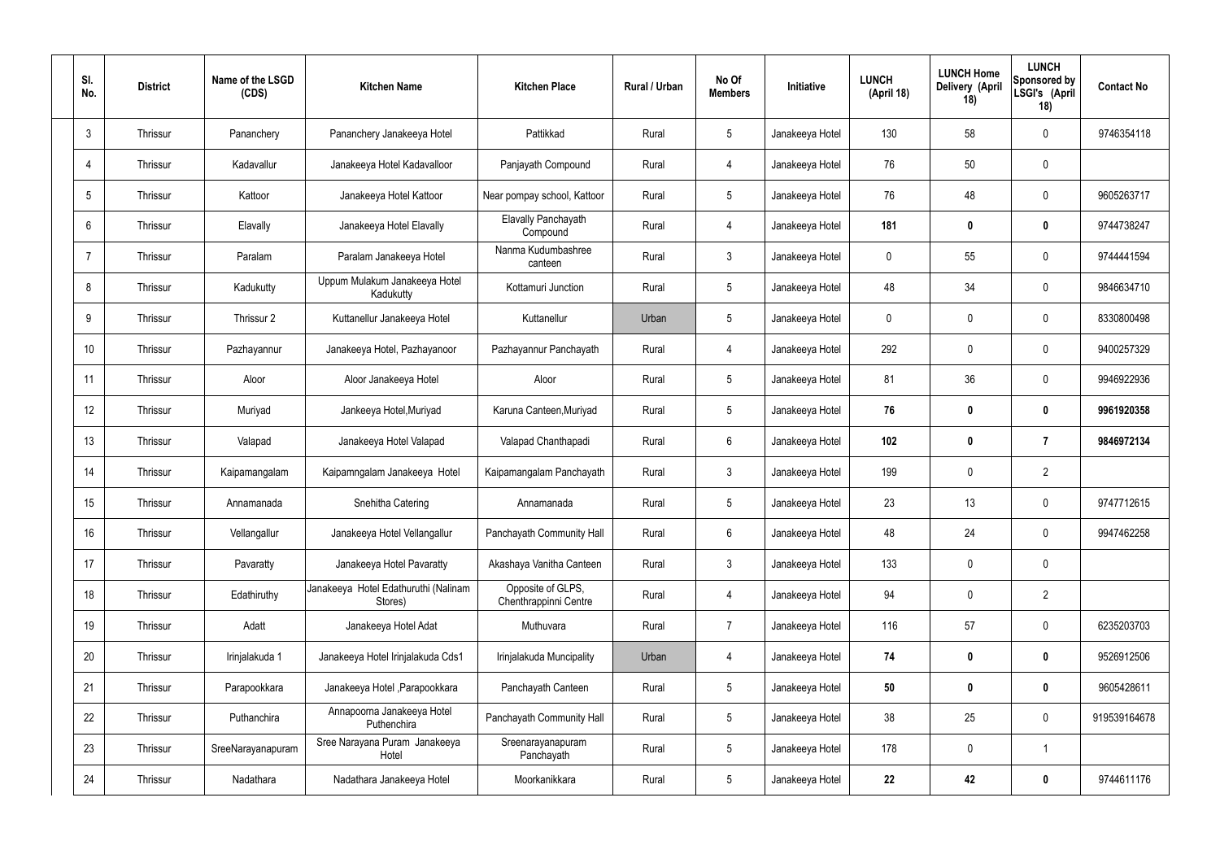| Sl. No. | District | Name of the LSGD (CDS) | Kitchen Name | Kitchen Place | Rural / Urban | No Of Members | Initiative | LUNCH (April 18) | LUNCH Home Delivery (April 18) | LUNCH Sponsored by LSGI's (April 18) | Contact No |
|---|---|---|---|---|---|---|---|---|---|---|---|
| 3 | Thrissur | Pananchery | Pananchery Janakeeya Hotel | Pattikkad | Rural | 5 | Janakeeya Hotel | 130 | 58 | 0 | 9746354118 |
| 4 | Thrissur | Kadavallur | Janakeeya Hotel Kadavalloor | Panjayath Compound | Rural | 4 | Janakeeya Hotel | 76 | 50 | 0 | |
| 5 | Thrissur | Kattoor | Janakeeya Hotel Kattoor | Near pompay school, Kattoor | Rural | 5 | Janakeeya Hotel | 76 | 48 | 0 | 9605263717 |
| 6 | Thrissur | Elavally | Janakeeya Hotel Elavally | Elavally Panchayath Compound | Rural | 4 | Janakeeya Hotel | **181** | **0** | **0** | 9744738247 |
| 7 | Thrissur | Paralam | Paralam Janakeeya Hotel | Nanma Kudumbashree canteen | Rural | 3 | Janakeeya Hotel | 0 | 55 | 0 | 9744441594 |
| 8 | Thrissur | Kadukutty | Uppum Mulakum Janakeeya Hotel Kadukutty | Kottamuri Junction | Rural | 5 | Janakeeya Hotel | 48 | 34 | 0 | 9846634710 |
| 9 | Thrissur | Thrissur 2 | Kuttanellur Janakeeya Hotel | Kuttanellur | Urban | 5 | Janakeeya Hotel | 0 | 0 | 0 | 8330800498 |
| 10 | Thrissur | Pazhayannur | Janakeeya Hotel, Pazhayanoor | Pazhayannur Panchayath | Rural | 4 | Janakeeya Hotel | 292 | 0 | 0 | 9400257329 |
| 11 | Thrissur | Aloor | Aloor Janakeeya Hotel | Aloor | Rural | 5 | Janakeeya Hotel | 81 | 36 | 0 | 9946922936 |
| 12 | Thrissur | Muriyad | Jankeeya Hotel,Muriyad | Karuna Canteen,Muriyad | Rural | 5 | Janakeeya Hotel | **76** | **0** | **0** | **9961920358** |
| 13 | Thrissur | Valapad | Janakeeya Hotel Valapad | Valapad Chanthapadi | Rural | 6 | Janakeeya Hotel | **102** | **0** | **7** | **9846972134** |
| 14 | Thrissur | Kaipamangalam | Kaipamngalam Janakeeya Hotel | Kaipamangalam Panchayath | Rural | 3 | Janakeeya Hotel | 199 | 0 | 2 | |
| 15 | Thrissur | Annamanada | Snehitha Catering | Annamanada | Rural | 5 | Janakeeya Hotel | 23 | 13 | 0 | 9747712615 |
| 16 | Thrissur | Vellangallur | Janakeeya Hotel Vellangallur | Panchayath Community Hall | Rural | 6 | Janakeeya Hotel | 48 | 24 | 0 | 9947462258 |
| 17 | Thrissur | Pavaratty | Janakeeya Hotel Pavaratty | Akashaya Vanitha Canteen | Rural | 3 | Janakeeya Hotel | 133 | 0 | 0 | |
| 18 | Thrissur | Edathiruthy | Janakeeya Hotel Edathuruthi (Nalinam Stores) | Opposite of GLPS, Chenthrappinni Centre | Rural | 4 | Janakeeya Hotel | 94 | 0 | 2 | |
| 19 | Thrissur | Adatt | Janakeeya Hotel Adat | Muthuvara | Rural | 7 | Janakeeya Hotel | 116 | 57 | 0 | 6235203703 |
| 20 | Thrissur | Irinjalakuda 1 | Janakeeya Hotel Irinjalakuda Cds1 | Irinjalakuda Muncipality | Urban | 4 | Janakeeya Hotel | **74** | **0** | **0** | 9526912506 |
| 21 | Thrissur | Parapookkara | Janakeeya Hotel ,Parapookkara | Panchayath Canteen | Rural | 5 | Janakeeya Hotel | **50** | **0** | **0** | 9605428611 |
| 22 | Thrissur | Puthanchira | Annapoorna Janakeeya Hotel Puthenchira | Panchayath Community Hall | Rural | 5 | Janakeeya Hotel | 38 | 25 | 0 | 919539164678 |
| 23 | Thrissur | SreeNarayanapuram | Sree Narayana Puram Janakeeya Hotel | Sreenarayanapuram Panchayath | Rural | 5 | Janakeeya Hotel | 178 | 0 | 1 | |
| 24 | Thrissur | Nadathara | Nadathara Janakeeya Hotel | Moorkanikkara | Rural | 5 | Janakeeya Hotel | **22** | **42** | **0** | 9744611176 |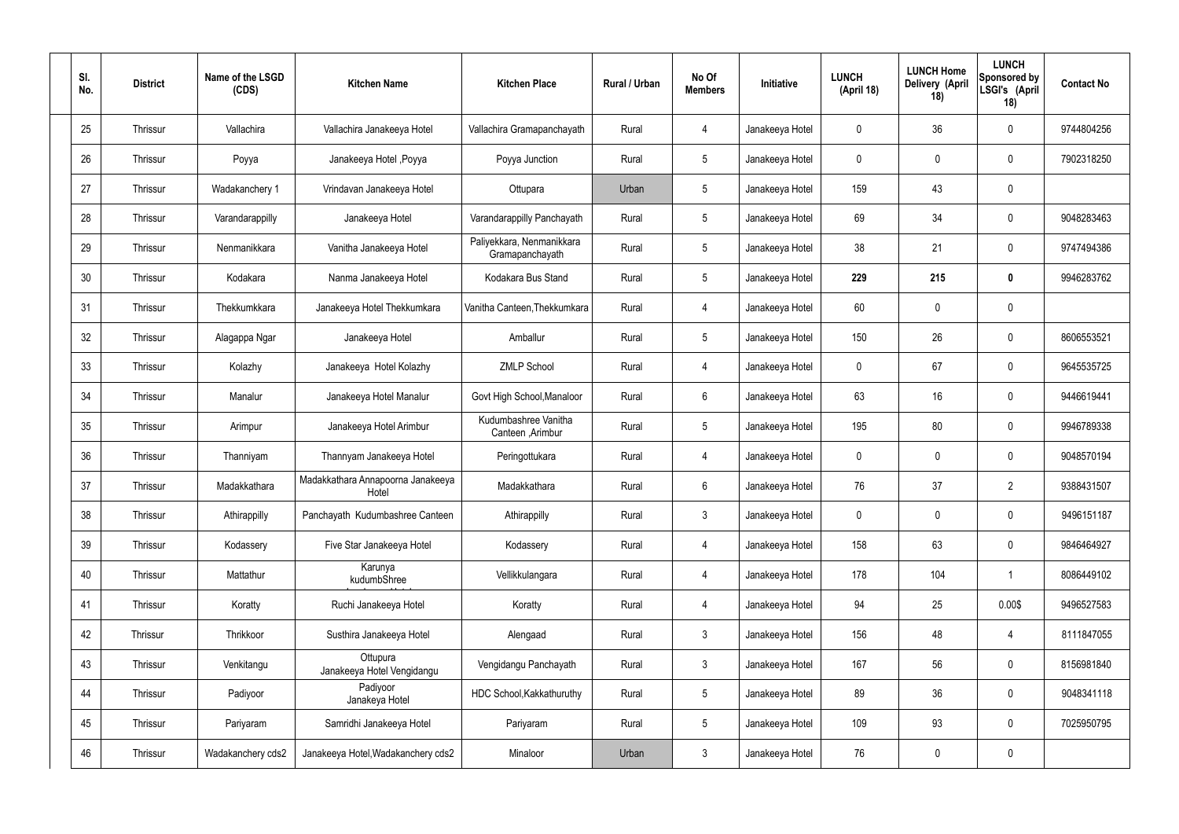| Sl. No. | District | Name of the LSGD (CDS) | Kitchen Name | Kitchen Place | Rural / Urban | No Of Members | Initiative | LUNCH (April 18) | LUNCH Home Delivery (April 18) | LUNCH Sponsored by LSGI's (April 18) | Contact No |
|---|---|---|---|---|---|---|---|---|---|---|---|
| 25 | Thrissur | Vallachira | Vallachira Janakeeya Hotel | Vallachira Gramapanchayath | Rural | 4 | Janakeeya Hotel | 0 | 36 | 0 | 9744804256 |
| 26 | Thrissur | Poyya | Janakeeya Hotel ,Poyya | Poyya Junction | Rural | 5 | Janakeeya Hotel | 0 | 0 | 0 | 7902318250 |
| 27 | Thrissur | Wadakanchery 1 | Vrindavan Janakeeya Hotel | Ottupara | Urban | 5 | Janakeeya Hotel | 159 | 43 | 0 | |
| 28 | Thrissur | Varandarappilly | Janakeeya Hotel | Varandarappilly Panchayath | Rural | 5 | Janakeeya Hotel | 69 | 34 | 0 | 9048283463 |
| 29 | Thrissur | Nenmanikkara | Vanitha Janakeeya Hotel | Paliyekkara, Nenmanikkara Gramapanchayath | Rural | 5 | Janakeeya Hotel | 38 | 21 | 0 | 9747494386 |
| 30 | Thrissur | Kodakara | Nanma Janakeeya Hotel | Kodakara Bus Stand | Rural | 5 | Janakeeya Hotel | **229** | **215** | **0** | 9946283762 |
| 31 | Thrissur | Thekkumkkara | Janakeeya Hotel Thekkumkara | Vanitha Canteen,Thekkumkara | Rural | 4 | Janakeeya Hotel | 60 | 0 | 0 | |
| 32 | Thrissur | Alagappa Ngar | Janakeeya Hotel | Amballur | Rural | 5 | Janakeeya Hotel | 150 | 26 | 0 | 8606553521 |
| 33 | Thrissur | Kolazhy | Janakeeya Hotel Kolazhy | ZMLP School | Rural | 4 | Janakeeya Hotel | 0 | 67 | 0 | 9645535725 |
| 34 | Thrissur | Manalur | Janakeeya Hotel Manalur | Govt High School,Manaloor | Rural | 6 | Janakeeya Hotel | 63 | 16 | 0 | 9446619441 |
| 35 | Thrissur | Arimpur | Janakeeya Hotel Arimbur | Kudumbashree Vanitha Canteen ,Arimbur | Rural | 5 | Janakeeya Hotel | 195 | 80 | 0 | 9946789338 |
| 36 | Thrissur | Thanniyam | Thannyam Janakeeya Hotel | Peringottukara | Rural | 4 | Janakeeya Hotel | 0 | 0 | 0 | 9048570194 |
| 37 | Thrissur | Madakkathara | Madakkathara Annapoorna Janakeeya Hotel | Madakkathara | Rural | 6 | Janakeeya Hotel | 76 | 37 | 2 | 9388431507 |
| 38 | Thrissur | Athirappilly | Panchayath Kudumbashree Canteen | Athirappilly | Rural | 3 | Janakeeya Hotel | 0 | 0 | 0 | 9496151187 |
| 39 | Thrissur | Kodassery | Five Star Janakeeya Hotel | Kodassery | Rural | 4 | Janakeeya Hotel | 158 | 63 | 0 | 9846464927 |
| 40 | Thrissur | Mattathur | Karunya kudumbShree | Vellikkulangara | Rural | 4 | Janakeeya Hotel | 178 | 104 | 1 | 8086449102 |
| 41 | Thrissur | Koratty | Ruchi Janakeeya Hotel | Koratty | Rural | 4 | Janakeeya Hotel | 94 | 25 | 0.00$ | 9496527583 |
| 42 | Thrissur | Thrikkoor | Susthira Janakeeya Hotel | Alengaad | Rural | 3 | Janakeeya Hotel | 156 | 48 | 4 | 8111847055 |
| 43 | Thrissur | Venkitangu | Ottupura Janakeeya Hotel Vengidangu | Vengidangu Panchayath | Rural | 3 | Janakeeya Hotel | 167 | 56 | 0 | 8156981840 |
| 44 | Thrissur | Padiyoor | Padiyoor Janakeya Hotel | HDC School,Kakkathuruthy | Rural | 5 | Janakeeya Hotel | 89 | 36 | 0 | 9048341118 |
| 45 | Thrissur | Pariyaram | Samridhi Janakeeya Hotel | Pariyaram | Rural | 5 | Janakeeya Hotel | 109 | 93 | 0 | 7025950795 |
| 46 | Thrissur | Wadakanchery cds2 | Janakeeya Hotel,Wadakanchery cds2 | Minaloor | Urban | 3 | Janakeeya Hotel | 76 | 0 | 0 | |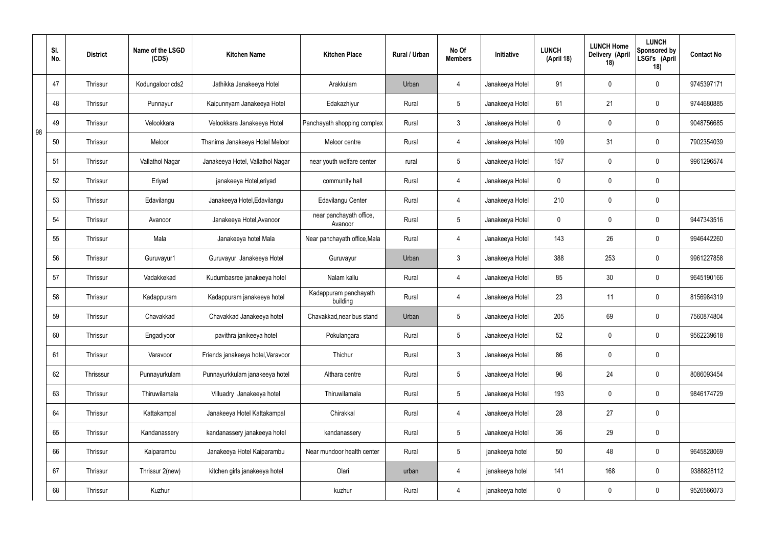| | Sl. No. | District | Name of the LSGD (CDS) | Kitchen Name | Kitchen Place | Rural / Urban | No Of Members | Initiative | LUNCH (April 18) | LUNCH Home Delivery (April 18) | LUNCH Sponsored by LSGI's (April 18) | Contact No |
|---|---|---|---|---|---|---|---|---|---|---|---|---|
| 98 | 47 | Thrissur | Kodungaloor cds2 | Jathikka Janakeeya Hotel | Arakkulam | Urban | 4 | Janakeeya Hotel | 91 | 0 | 0 | 9745397171 |
| | 48 | Thrissur | Punnayur | Kaipunnyam Janakeeya Hotel | Edakazhiyur | Rural | 5 | Janakeeya Hotel | 61 | 21 | 0 | 9744680885 |
| | 49 | Thrissur | Velookkara | Velookkara Janakeeya Hotel | Panchayath shopping complex | Rural | 3 | Janakeeya Hotel | 0 | 0 | 0 | 9048756685 |
| | 50 | Thrissur | Meloor | Thanima Janakeeya Hotel Meloor | Meloor centre | Rural | 4 | Janakeeya Hotel | 109 | 31 | 0 | 7902354039 |
| | 51 | Thrissur | Vallathol Nagar | Janakeeya Hotel, Vallathol Nagar | near youth welfare center | rural | 5 | Janakeeya Hotel | 157 | 0 | 0 | 9961296574 |
| | 52 | Thrissur | Eriyad | janakeeya Hotel,eriyad | community hall | Rural | 4 | Janakeeya Hotel | 0 | 0 | 0 | |
| | 53 | Thrissur | Edavilangu | Janakeeya Hotel,Edavilangu | Edavilangu Center | Rural | 4 | Janakeeya Hotel | 210 | 0 | 0 | |
| | 54 | Thrissur | Avanoor | Janakeeya Hotel,Avanoor | near panchayath office, Avanoor | Rural | 5 | Janakeeya Hotel | 0 | 0 | 0 | 9447343516 |
| | 55 | Thrissur | Mala | Janakeeya hotel Mala | Near panchayath office,Mala | Rural | 4 | Janakeeya Hotel | 143 | 26 | 0 | 9946442260 |
| | 56 | Thrissur | Guruvayur1 | Guruvayur Janakeeya Hotel | Guruvayur | Urban | 3 | Janakeeya Hotel | 388 | 253 | 0 | 9961227858 |
| | 57 | Thrissur | Vadakkekad | Kudumbasree janakeeya hotel | Nalam kallu | Rural | 4 | Janakeeya Hotel | 85 | 30 | 0 | 9645190166 |
| | 58 | Thrissur | Kadappuram | Kadappuram janakeeya hotel | Kadappuram panchayath building | Rural | 4 | Janakeeya Hotel | 23 | 11 | 0 | 8156984319 |
| | 59 | Thrissur | Chavakkad | Chavakkad Janakeeya hotel | Chavakkad,near bus stand | Urban | 5 | Janakeeya Hotel | 205 | 69 | 0 | 7560874804 |
| | 60 | Thrissur | Engadiyoor | pavithra janikeeya hotel | Pokulangara | Rural | 5 | Janakeeya Hotel | 52 | 0 | 0 | 9562239618 |
| | 61 | Thrissur | Varavoor | Friends janakeeya hotel,Varavoor | Thichur | Rural | 3 | Janakeeya Hotel | 86 | 0 | 0 | |
| | 62 | Thrisssur | Punnayurkulam | Punnayurkkulam janakeeya hotel | Althara centre | Rural | 5 | Janakeeya Hotel | 96 | 24 | 0 | 8086093454 |
| | 63 | Thrissur | Thiruwilamala | Villuadry Janakeeya hotel | Thiruwilamala | Rural | 5 | Janakeeya Hotel | 193 | 0 | 0 | 9846174729 |
| | 64 | Thrissur | Kattakampal | Janakeeya Hotel Kattakampal | Chirakkal | Rural | 4 | Janakeeya Hotel | 28 | 27 | 0 | |
| | 65 | Thrissur | Kandanassery | kandanassery janakeeya hotel | kandanassery | Rural | 5 | Janakeeya Hotel | 36 | 29 | 0 | |
| | 66 | Thrissur | Kaiparambu | Janakeeya Hotel Kaiparambu | Near mundoor health center | Rural | 5 | janakeeya hotel | 50 | 48 | 0 | 9645828069 |
| | 67 | Thrissur | Thrissur 2(new) | kitchen girls janakeeya hotel | Olari | urban | 4 | janakeeya hotel | 141 | 168 | 0 | 9388828112 |
| | 68 | Thrissur | Kuzhur | | kuzhur | Rural | 4 | janakeeya hotel | 0 | 0 | 0 | 9526566073 |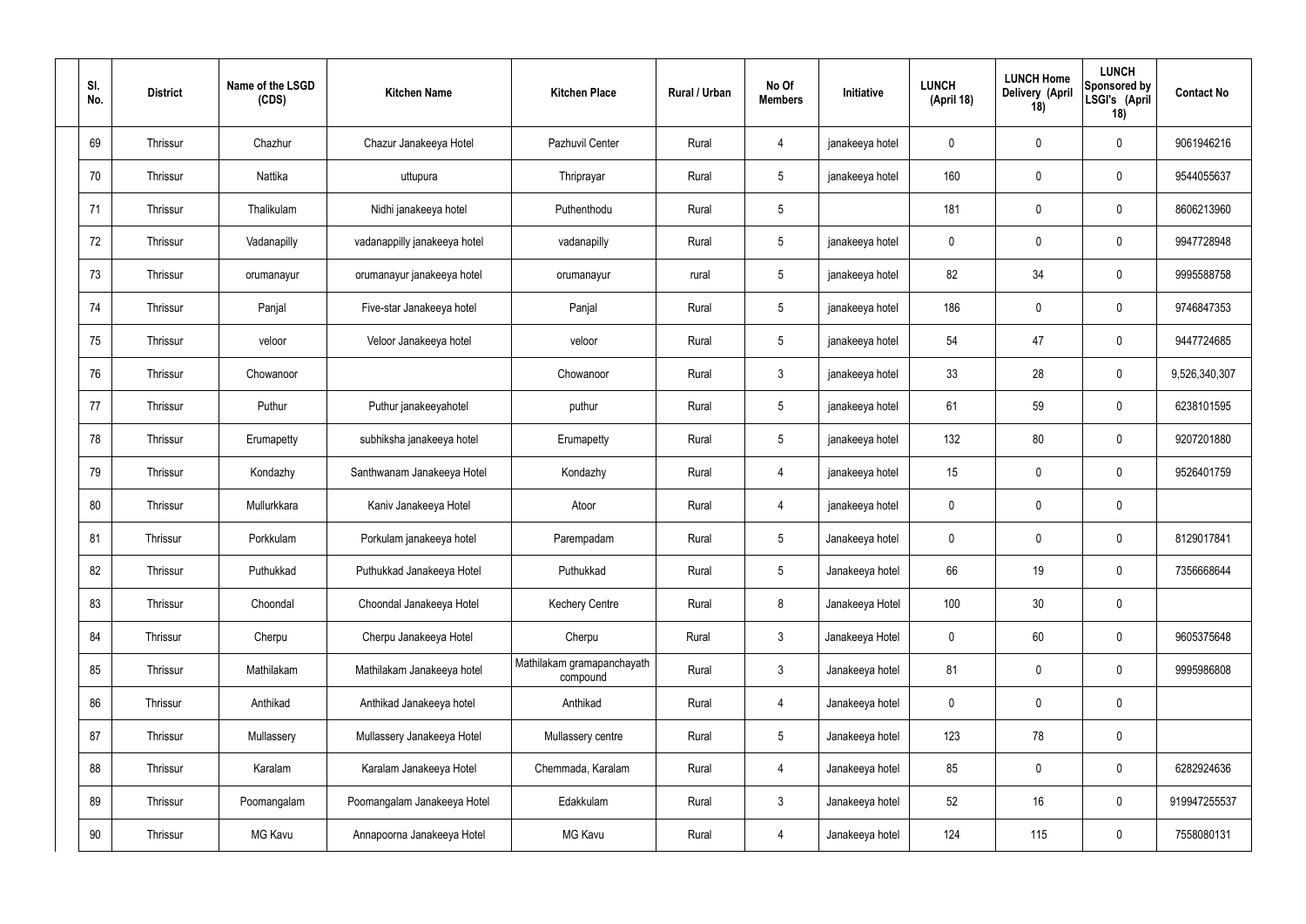| Sl. No. | District | Name of the LSGD (CDS) | Kitchen Name | Kitchen Place | Rural / Urban | No Of Members | Initiative | LUNCH (April 18) | LUNCH Home Delivery (April 18) | LUNCH Sponsored by LSGI's (April 18) | Contact No |
|---|---|---|---|---|---|---|---|---|---|---|---|
| 69 | Thrissur | Chazhur | Chazur Janakeeya Hotel | Pazhuvil Center | Rural | 4 | janakeeya hotel | 0 | 0 | 0 | 9061946216 |
| 70 | Thrissur | Nattika | uttupura | Thriprayar | Rural | 5 | janakeeya hotel | 160 | 0 | 0 | 9544055637 |
| 71 | Thrissur | Thalikulam | Nidhi janakeeya hotel | Puthenthodu | Rural | 5 | | 181 | 0 | 0 | 8606213960 |
| 72 | Thrissur | Vadanapilly | vadanappilly janakeeya hotel | vadanapilly | Rural | 5 | janakeeya hotel | 0 | 0 | 0 | 9947728948 |
| 73 | Thrissur | orumanayur | orumanayur janakeeya hotel | orumanayur | rural | 5 | janakeeya hotel | 82 | 34 | 0 | 9995588758 |
| 74 | Thrissur | Panjal | Five-star Janakeeya hotel | Panjal | Rural | 5 | janakeeya hotel | 186 | 0 | 0 | 9746847353 |
| 75 | Thrissur | veloor | Veloor Janakeeya hotel | veloor | Rural | 5 | janakeeya hotel | 54 | 47 | 0 | 9447724685 |
| 76 | Thrissur | Chowanoor | | Chowanoor | Rural | 3 | janakeeya hotel | 33 | 28 | 0 | 9,526,340,307 |
| 77 | Thrissur | Puthur | Puthur janakeeyahotel | puthur | Rural | 5 | janakeeya hotel | 61 | 59 | 0 | 6238101595 |
| 78 | Thrissur | Erumapetty | subhiksha janakeeya hotel | Erumapetty | Rural | 5 | janakeeya hotel | 132 | 80 | 0 | 9207201880 |
| 79 | Thrissur | Kondazhy | Santhwanam Janakeeya Hotel | Kondazhy | Rural | 4 | janakeeya hotel | 15 | 0 | 0 | 9526401759 |
| 80 | Thrissur | Mullurkkara | Kaniv Janakeeya Hotel | Atoor | Rural | 4 | janakeeya hotel | 0 | 0 | 0 | |
| 81 | Thrissur | Porkkulam | Porkulam janakeeya hotel | Parempadam | Rural | 5 | Janakeeya hotel | 0 | 0 | 0 | 8129017841 |
| 82 | Thrissur | Puthukkad | Puthukkad Janakeeya Hotel | Puthukkad | Rural | 5 | Janakeeya hotel | 66 | 19 | 0 | 7356668644 |
| 83 | Thrissur | Choondal | Choondal Janakeeya Hotel | Kechery Centre | Rural | 8 | Janakeeya Hotel | 100 | 30 | 0 | |
| 84 | Thrissur | Cherpu | Cherpu Janakeeya Hotel | Cherpu | Rural | 3 | Janakeeya Hotel | 0 | 60 | 0 | 9605375648 |
| 85 | Thrissur | Mathilakam | Mathilakam Janakeeya hotel | Mathilakam gramapanchayath compound | Rural | 3 | Janakeeya hotel | 81 | 0 | 0 | 9995986808 |
| 86 | Thrissur | Anthikad | Anthikad Janakeeya hotel | Anthikad | Rural | 4 | Janakeeya hotel | 0 | 0 | 0 | |
| 87 | Thrissur | Mullassery | Mullassery Janakeeya Hotel | Mullassery centre | Rural | 5 | Janakeeya hotel | 123 | 78 | 0 | |
| 88 | Thrissur | Karalam | Karalam Janakeeya Hotel | Chemmada, Karalam | Rural | 4 | Janakeeya hotel | 85 | 0 | 0 | 6282924636 |
| 89 | Thrissur | Poomangalam | Poomangalam Janakeeya Hotel | Edakkulam | Rural | 3 | Janakeeya hotel | 52 | 16 | 0 | 919947255537 |
| 90 | Thrissur | MG Kavu | Annapoorna Janakeeya Hotel | MG Kavu | Rural | 4 | Janakeeya hotel | 124 | 115 | 0 | 7558080131 |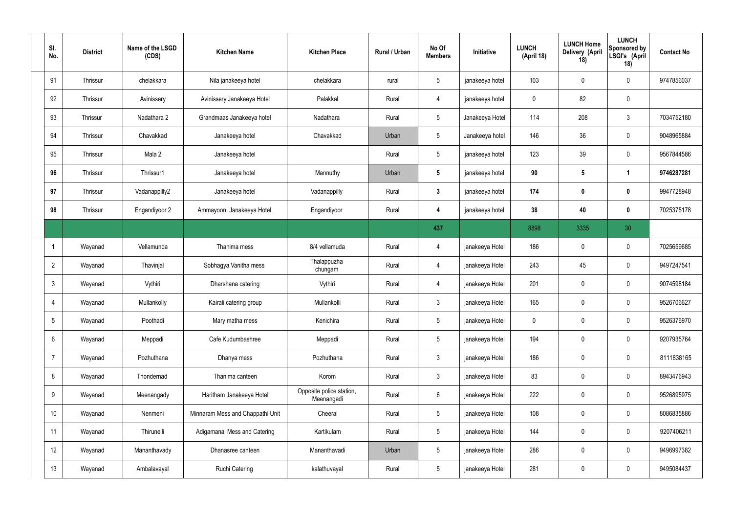| Sl. No. | District | Name of the LSGD (CDS) | Kitchen Name | Kitchen Place | Rural / Urban | No Of Members | Initiative | LUNCH (April 18) | LUNCH Home Delivery (April 18) | LUNCH Sponsored by LSGI's (April 18) | Contact No |
|---|---|---|---|---|---|---|---|---|---|---|---|
| 91 | Thrissur | chelakkara | Nila janakeeya hotel | chelakkara | rural | 5 | janakeeya hotel | 103 | 0 | 0 | 9747856037 |
| 92 | Thrissur | Avinissery | Avinissery Janakeeya Hotel | Palakkal | Rural | 4 | janakeeya hotel | 0 | 82 | 0 | |
| 93 | Thrissur | Nadathara 2 | Grandmaas Janakeeya hotel | Nadathara | Rural | 5 | Janakeeya Hotel | 114 | 208 | 3 | 7034752180 |
| 94 | Thrissur | Chavakkad | Janakeeya hotel | Chavakkad | Urban | 5 | Janakeeya hotel | 146 | 36 | 0 | 9048965884 |
| 95 | Thrissur | Mala 2 | Janakeeya hotel | | Rural | 5 | janakeeya hotel | 123 | 39 | 0 | 9567844586 |
| **96** | Thrissur | Thrissur1 | Janakeeya hotel | Mannuthy | Urban | **5** | janakeeya hotel | **90** | **5** | **1** | **9746287281** |
| **97** | Thrissur | Vadanappilly2 | Janakeeya hotel | Vadanappilly | Rural | **3** | janakeeya hotel | **174** | **0** | **0** | 9947728948 |
| **98** | Thrissur | Engandiyoor 2 | Ammayoon Janakeeya Hotel | Engandiyoor | Rural | **4** | janakeeya hotel | **38** | **40** | **0** | 7025375178 |
| | | | | | | **437** | | 8898 | 3335 | 30 | |
| 1 | Wayanad | Vellamunda | Thanima mess | 8/4 vellamuda | Rural | 4 | janakeeya Hotel | 186 | 0 | 0 | 7025659685 |
| 2 | Wayanad | Thavinjal | Sobhagya Vanitha mess | Thalappuzha chungam | Rural | 4 | janakeeya Hotel | 243 | 45 | 0 | 9497247541 |
| 3 | Wayanad | Vythiri | Dharshana catering | Vythiri | Rural | 4 | janakeeya Hotel | 201 | 0 | 0 | 9074598184 |
| 4 | Wayanad | Mullankolly | Kairali catering group | Mullankolli | Rural | 3 | janakeeya Hotel | 165 | 0 | 0 | 9526706627 |
| 5 | Wayanad | Poothadi | Mary matha mess | Kenichira | Rural | 5 | janakeeya Hotel | 0 | 0 | 0 | 9526376970 |
| 6 | Wayanad | Meppadi | Cafe Kudumbashree | Meppadi | Rural | 5 | janakeeya Hotel | 194 | 0 | 0 | 9207935764 |
| 7 | Wayanad | Pozhuthana | Dhanya mess | Pozhuthana | Rural | 3 | janakeeya Hotel | 186 | 0 | 0 | 8111838165 |
| 8 | Wayanad | Thondernad | Thanima canteen | Korom | Rural | 3 | janakeeya Hotel | 83 | 0 | 0 | 8943476943 |
| 9 | Wayanad | Meenangady | Haritham Janakeeya Hotel | Opposite police station, Meenangadi | Rural | 6 | janakeeya Hotel | 222 | 0 | 0 | 9526895975 |
| 10 | Wayanad | Nenmeni | Minnaram Mess and Chappathi Unit | Cheeral | Rural | 5 | janakeeya Hotel | 108 | 0 | 0 | 8086835886 |
| 11 | Wayanad | Thirunelli | Adigamanai Mess and Catering | Kartikulam | Rural | 5 | janakeeya Hotel | 144 | 0 | 0 | 9207406211 |
| 12 | Wayanad | Mananthavady | Dhanasree canteen | Mananthavadi | Urban | 5 | janakeeya Hotel | 286 | 0 | 0 | 9496997382 |
| 13 | Wayanad | Ambalavayal | Ruchi Catering | kalathuvayal | Rural | 5 | janakeeya Hotel | 281 | 0 | 0 | 9495084437 |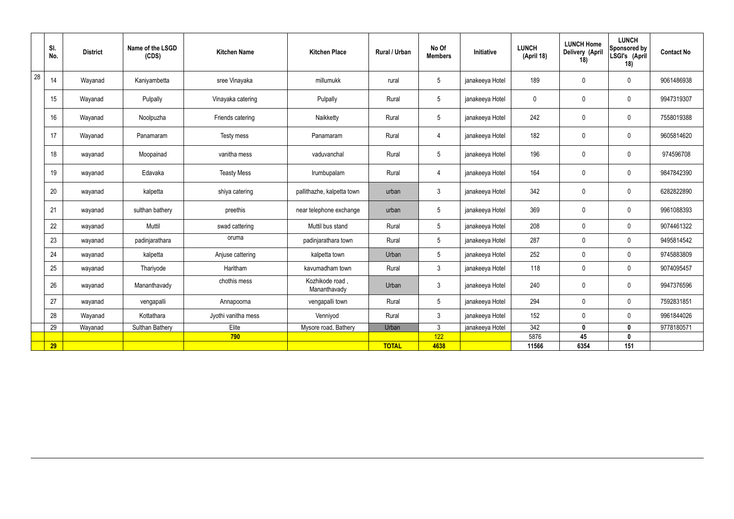|  | Sl. No. | District | Name of the LSGD (CDS) | Kitchen Name | Kitchen Place | Rural / Urban | No Of Members | Initiative | LUNCH (April 18) | LUNCH Home Delivery (April 18) | LUNCH Sponsored by LSGI's (April 18) | Contact No |
|---|---|---|---|---|---|---|---|---|---|---|---|---|
| 28 | 14 | Wayanad | Kaniyambetta | sree Vinayaka | millumukk | rural | 5 | janakeeya Hotel | 189 | 0 | 0 | 9061486938 |
|  | 15 | Wayanad | Pulpally | Vinayaka catering | Pulpally | Rural | 5 | janakeeya Hotel | 0 | 0 | 0 | 9947319307 |
|  | 16 | Wayanad | Noolpuzha | Friends catering | Naikketty | Rural | 5 | janakeeya Hotel | 242 | 0 | 0 | 7558019388 |
|  | 17 | Wayanad | Panamaram | Testy mess | Panamaram | Rural | 4 | janakeeya Hotel | 182 | 0 | 0 | 9605814620 |
|  | 18 | wayanad | Moopainad | vanitha mess | vaduvanchal | Rural | 5 | janakeeya Hotel | 196 | 0 | 0 | 974596708 |
|  | 19 | wayanad | Edavaka | Teasty Mess | Irumbupalam | Rural | 4 | janakeeya Hotel | 164 | 0 | 0 | 9847842390 |
|  | 20 | wayanad | kalpetta | shiya catering | pallithazhe, kalpetta town | urban | 3 | janakeeya Hotel | 342 | 0 | 0 | 6282822890 |
|  | 21 | wayanad | sulthan bathery | preethis | near telephone exchange | urban | 5 | janakeeya Hotel | 369 | 0 | 0 | 9961088393 |
|  | 22 | wayanad | Muttil | swad cattering | Muttil bus stand | Rural | 5 | janakeeya Hotel | 208 | 0 | 0 | 9074461322 |
|  | 23 | wayanad | padinjarathara | oruma | padinjarathara town | Rural | 5 | janakeeya Hotel | 287 | 0 | 0 | 9495814542 |
|  | 24 | wayanad | kalpetta | Anjuse cattering | kalpetta town | Urban | 5 | janakeeya Hotel | 252 | 0 | 0 | 9745883809 |
|  | 25 | wayanad | Thariyode | Haritham | kavumadham town | Rural | 3 | janakeeya Hotel | 118 | 0 | 0 | 9074095457 |
|  | 26 | wayanad | Mananthavady | chothis mess | Kozhikode road , Mananthavady | Urban | 3 | janakeeya Hotel | 240 | 0 | 0 | 9947376596 |
|  | 27 | wayanad | vengapalli | Annapoorna | vengapalli town | Rural | 5 | janakeeya Hotel | 294 | 0 | 0 | 7592831851 |
|  | 28 | Wayanad | Kottathara | Jyothi vanitha mess | Venniyod | Rural | 3 | janakeeya Hotel | 152 | 0 | 0 | 9961844026 |
|  | 29 | Wayanad | Sulthan Bathery | Elite | Mysore road, Bathery | Urban | 3 | janakeeya Hotel | 342 | **0** | **0** | 9778180571 |
|  |  |  |  | **790** |  |  | 122 |  | 5876 | **45** | **0** |  |
|  | **29** |  |  |  |  | **TOTAL** | **4638** |  | **11566** | **6354** | **151** |  |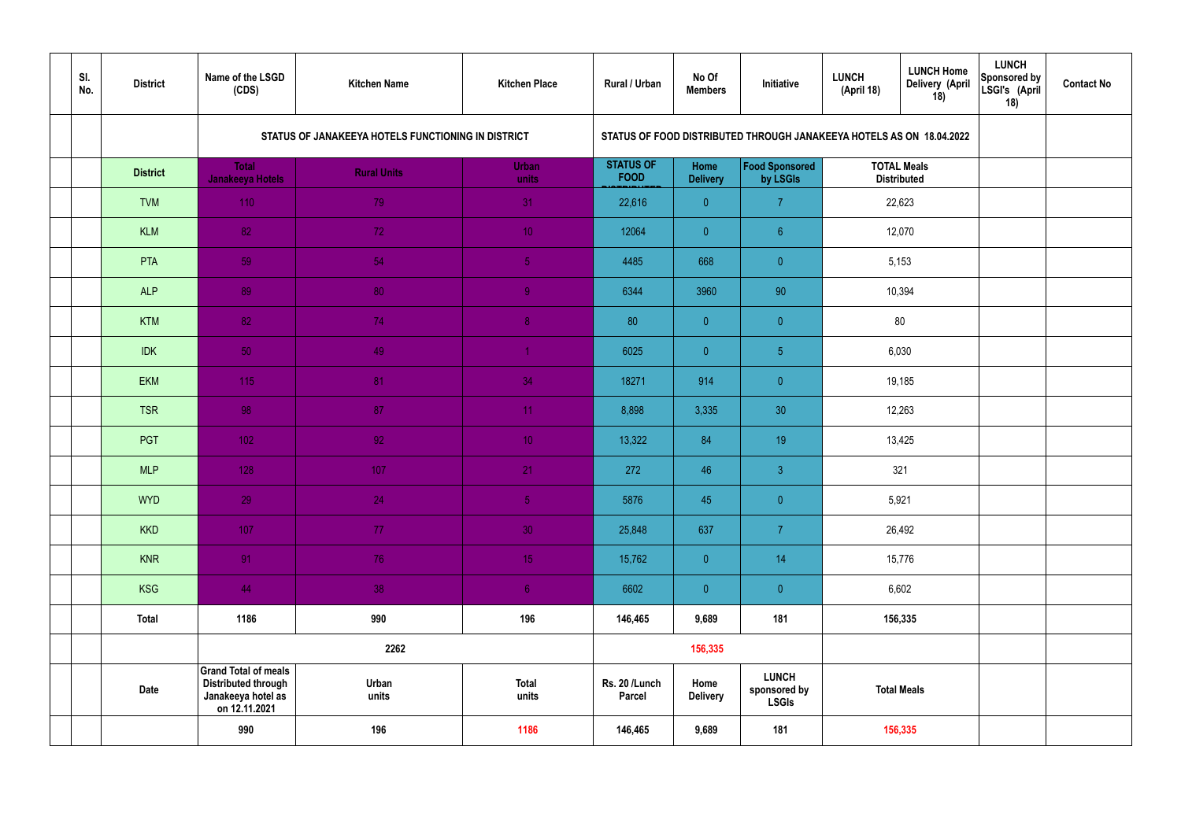| | Sl. No. | District | Name of the LSGD (CDS) | Kitchen Name | Kitchen Place | Rural / Urban | No Of Members | Initiative | LUNCH (April 18) | LUNCH Home Delivery (April 18) | LUNCH Sponsored by LSGI's (April 18) | Contact No |
|---|---|---|---|---|---|---|---|---|---|---|---|---|
| | | | STATUS OF JANAKEEYA HOTELS FUNCTIONING IN DISTRICT | | | STATUS OF FOOD DISTRIBUTED THROUGH JANAKEEYA HOTELS AS ON 18.04.2022 | | | | | | |
| | | District | Total Janakeeya Hotels | Rural Units | Urban units | STATUS OF FOOD DISTRIBUTED | Home Delivery | Food Sponsored by LSGIs | TOTAL Meals Distributed | | | |
| | | TVM | 110 | 79 | 31 | 22,616 | 0 | 7 | 22,623 | | | |
| | | KLM | 82 | 72 | 10 | 12064 | 0 | 6 | 12,070 | | | |
| | | PTA | 59 | 54 | 5 | 4485 | 668 | 0 | 5,153 | | | |
| | | ALP | 89 | 80 | 9 | 6344 | 3960 | 90 | 10,394 | | | |
| | | KTM | 82 | 74 | 8 | 80 | 0 | 0 | 80 | | | |
| | | IDK | 50 | 49 | 1 | 6025 | 0 | 5 | 6,030 | | | |
| | | EKM | 115 | 81 | 34 | 18271 | 914 | 0 | 19,185 | | | |
| | | TSR | 98 | 87 | 11 | 8,898 | 3,335 | 30 | 12,263 | | | |
| | | PGT | 102 | 92 | 10 | 13,322 | 84 | 19 | 13,425 | | | |
| | | MLP | 128 | 107 | 21 | 272 | 46 | 3 | 321 | | | |
| | | WYD | 29 | 24 | 5 | 5876 | 45 | 0 | 5,921 | | | |
| | | KKD | 107 | 77 | 30 | 25,848 | 637 | 7 | 26,492 | | | |
| | | KNR | 91 | 76 | 15 | 15,762 | 0 | 14 | 15,776 | | | |
| | | KSG | 44 | 38 | 6 | 6602 | 0 | 0 | 6,602 | | | |
| | | Total | 1186 | 990 | 196 | 146,465 | 9,689 | 181 | 156,335 | | | |
| | | | | 2262 | | | 156,335 | | | | | |
| | | Date | Grand Total of meals Distributed through Janakeeya hotel as on 12.11.2021 | Urban units | Total units | Rs. 20 /Lunch Parcel | Home Delivery | LUNCH sponsored by LSGIs | Total Meals | | | |
| | | | 990 | 196 | 1186 | 146,465 | 9,689 | 181 | 156,335 | | | |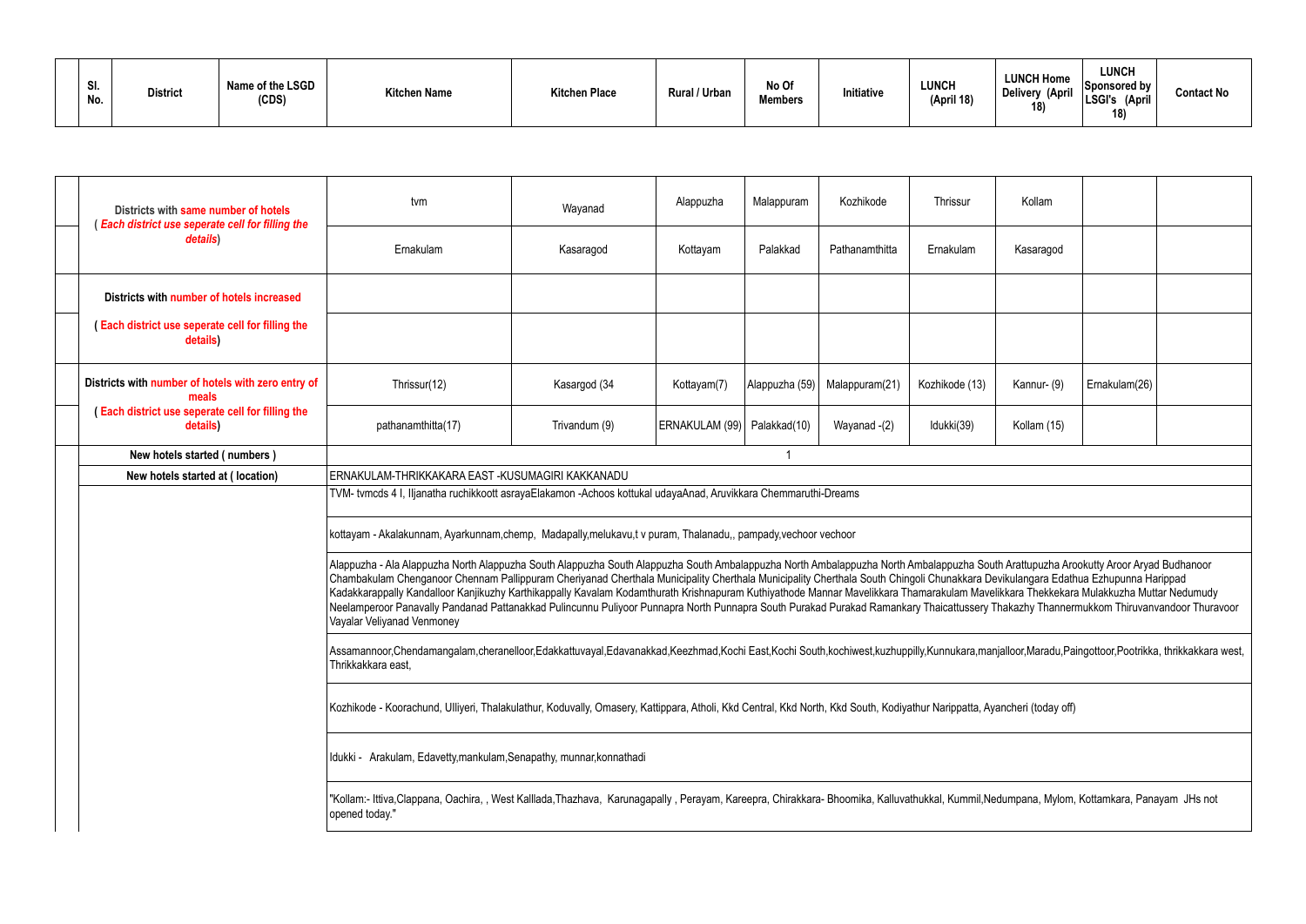| Sl. No. | District | Name of the LSGD (CDS) | Kitchen Name | Kitchen Place | Rural / Urban | No Of Members | Initiative | LUNCH (April 18) | LUNCH Home Delivery (April 18) | LUNCH Sponsored by LSGI's (April 18) | Contact No |
|---|---|---|---|---|---|---|---|---|---|---|---|

| | Summary | | | | | | | | | |
|---|---|---|---|---|---|---|---|---|---|---|
| | Districts with same number of hotels ( *Each district use seperate cell for filling the details*) | tvm | Wayanad | Alappuzha | Malappuram | Kozhikode | Thrissur | Kollam | | |
| | | Ernakulam | Kasaragod | Kottayam | Palakkad | Pathanamthitta | Ernakulam | Kasaragod | | |
| | Districts with number of hotels increased | | | | | | | | | |
| | ( Each district use seperate cell for filling the details) | | | | | | | | | |
| | Districts with number of hotels with zero entry of meals ( Each district use seperate cell for filling the details) | Thrissur(12) | Kasargod (34 | Kottayam(7) | Alappuzha (59) | Malappuram(21) | Kozhikode (13) | Kannur- (9) | Ernakulam(26) | |
| | | pathanamthitta(17) | Trivandum (9) | ERNAKULAM (99) | Palakkad(10) | Wayanad -(2) | Idukki(39) | Kollam (15) | | |
| | New hotels started ( numbers ) | 1 | | | | | | | | |
| | New hotels started at ( location) | ERNAKULAM-THRIKKAKARA EAST -KUSUMAGIRI KAKKANADU | | | | | | | | |
| | | TVM- tvmcds 4 I, Iljanatha ruchikkoott asrayaElakamon -Achoos kottukal udayaAnad, Aruvikkara Chemmaruthi-Dreams | | | | | | | | |
| | | kottayam - Akalakunnam, Ayarkunnam,chemp, Madapally,melukavu,t v puram, Thalanadu,, pampady,vechoor vechoor | | | | | | | | |
| | | Alappuzha - Ala Alappuzha North Alappuzha South Alappuzha South Alappuzha South Ambalappuzha North Ambalappuzha North Ambalappuzha South Arattupuzha Arookutty Aroor Aryad Budhanoor Chambakulam Chenganoor Chennam Pallippuram Cheriyanad Cherthala Municipality Cherthala Municipality Cherthala South Chingoli Chunakkara Devikulangara Edathua Ezhupunna Harippad Kadakkarappally Kandalloor Kanjikuzhy Karthikappally Kavalam Kodamthurath Krishnapuram Kuthiyathode Mannar Mavelikkara Thamarakulam Mavelikkara Thekkekara Mulakkuzha Muttar Nedumudy Neelamperoor Panavally Pandanad Pattanakkad Pulincunnu Puliyoor Punnapra North Punnapra South Purakad Purakad Ramankary Thaicattussery Thakazhy Thannermukkom Thiruvanvandoor Thuravoor Vayalar Veliyanad Venmoney | | | | | | | | |
| | | Assamannoor,Chendamangalam,cheranelloor,Edakkattuvayal,Edavanakkad,Keezhmad,Kochi East,Kochi South,kochiwest,kuzhuppilly,Kunnukara,manjalloor,Maradu,Paingottoor,Pootrikka, thrikkakkara west, Thrikkakkara east, | | | | | | | | |
| | | Kozhikode - Koorachund, Ulliyeri, Thalakulathur, Koduvally, Omasery, Kattippara, Atholi, Kkd Central, Kkd North, Kkd South, Kodiyathur Narippatta, Ayancheri (today off) | | | | | | | | |
| | | Idukki - Arakulam, Edavetty,mankulam,Senapathy, munnar,konnathadi | | | | | | | | |
| | | "Kollam:- Ittiva,Clappana, Oachira, , West Kalllada,Thazhava, Karunagapally , Perayam, Kareepra, Chirakkara- Bhoomika, Kalluvathukkal, Kummil,Nedumpana, Mylom, Kottamkara, Panayam JHs not opened today." | | | | | | | | |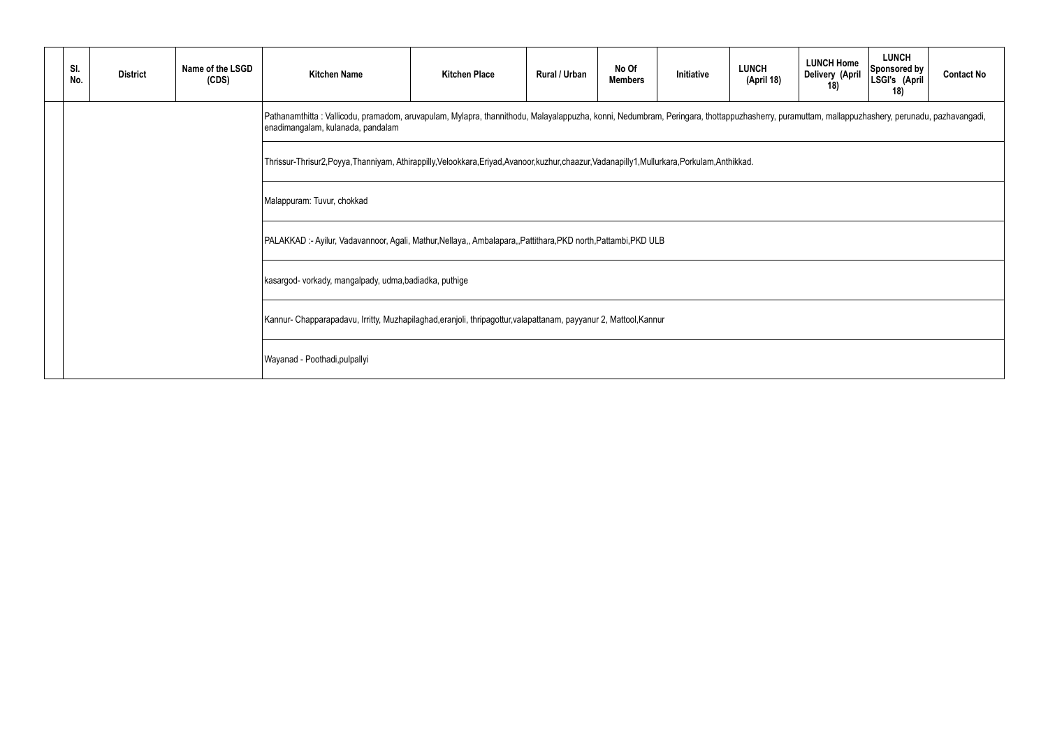| | Sl. No. | District | Name of the LSGD (CDS) | Kitchen Name | Kitchen Place | Rural / Urban | No Of Members | Initiative | LUNCH (April 18) | LUNCH Home Delivery (April 18) | LUNCH Sponsored by LSGI's (April 18) | Contact No |
|---|---|---|---|---|---|---|---|---|---|---|---|---|
| | | | | Pathanamthitta : Vallicodu, pramadom, aruvapulam, Mylapra, thannithodu, Malayalappuzha, konni, Nedumbram, Peringara, thottappuzhasherry, puramuttam, mallappuzhashery, perunadu, pazhavangadi, enadimangalam, kulanada, pandalam | | | | | | | | |
| | | | | Thrissur-Thrisur2,Poyya,Thanniyam, Athirappilly,Velookkara,Eriyad,Avanoor,kuzhur,chaazur,Vadanapilly1,Mullurkara,Porkulam,Anthikkad. | | | | | | | | |
| | | | | Malappuram: Tuvur, chokkad | | | | | | | | |
| | | | | PALAKKAD :- Ayilur, Vadavannoor, Agali, Mathur,Nellaya,, Ambalapara,,Pattithara,PKD north,Pattambi,PKD ULB | | | | | | | | |
| | | | | kasargod- vorkady, mangalpady, udma,badiadka, puthige | | | | | | | | |
| | | | | Kannur- Chapparapadavu, Irritty, Muzhapilaghad,eranjoli, thripagottur,valapattanam, payyanur 2, Mattool,Kannur | | | | | | | | |
| | | | | Wayanad - Poothadi,pulpallyi | | | | | | | | |